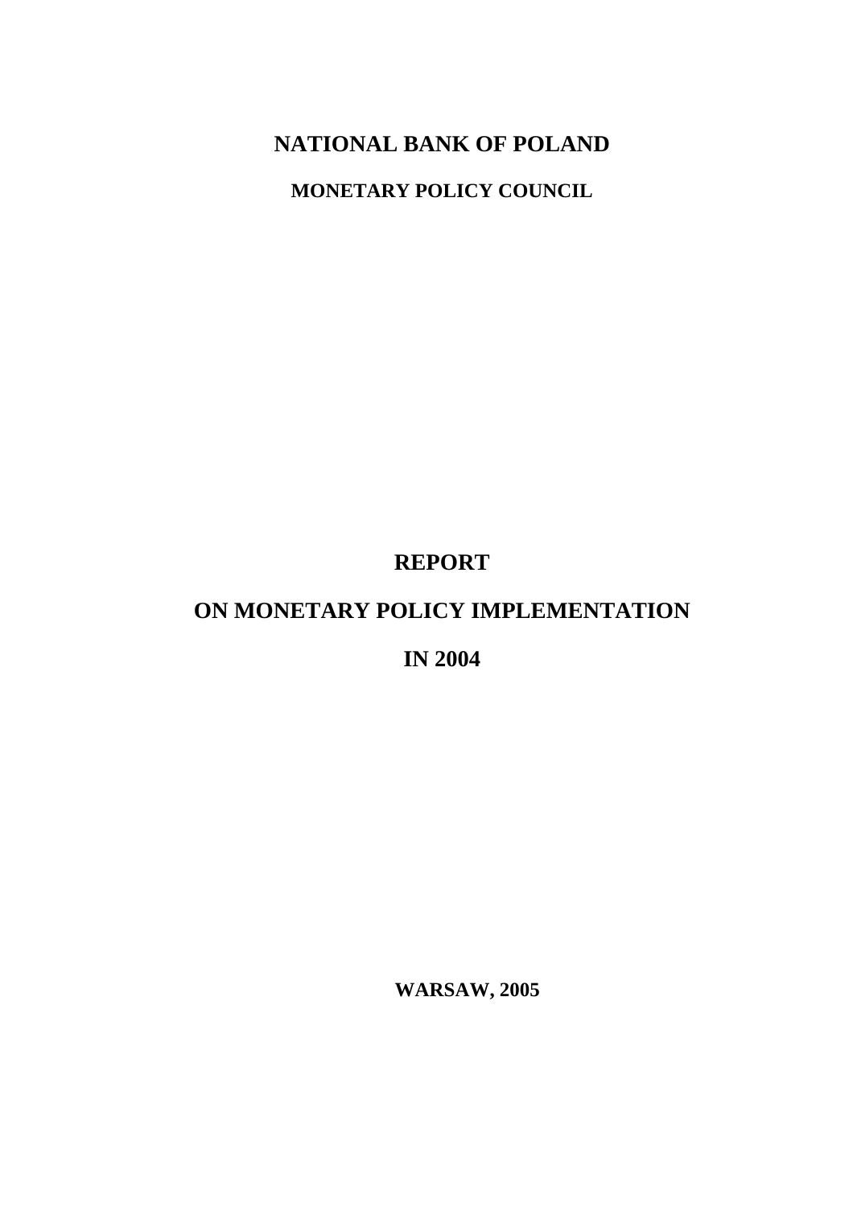# NATIONAL BANK OF POLAND

## MONETARY POLICY COUNCIL

# REPORT

# ON MONETARY POLICY IMPLEMENTATION

# IN 2004

**WARSAW, 2005**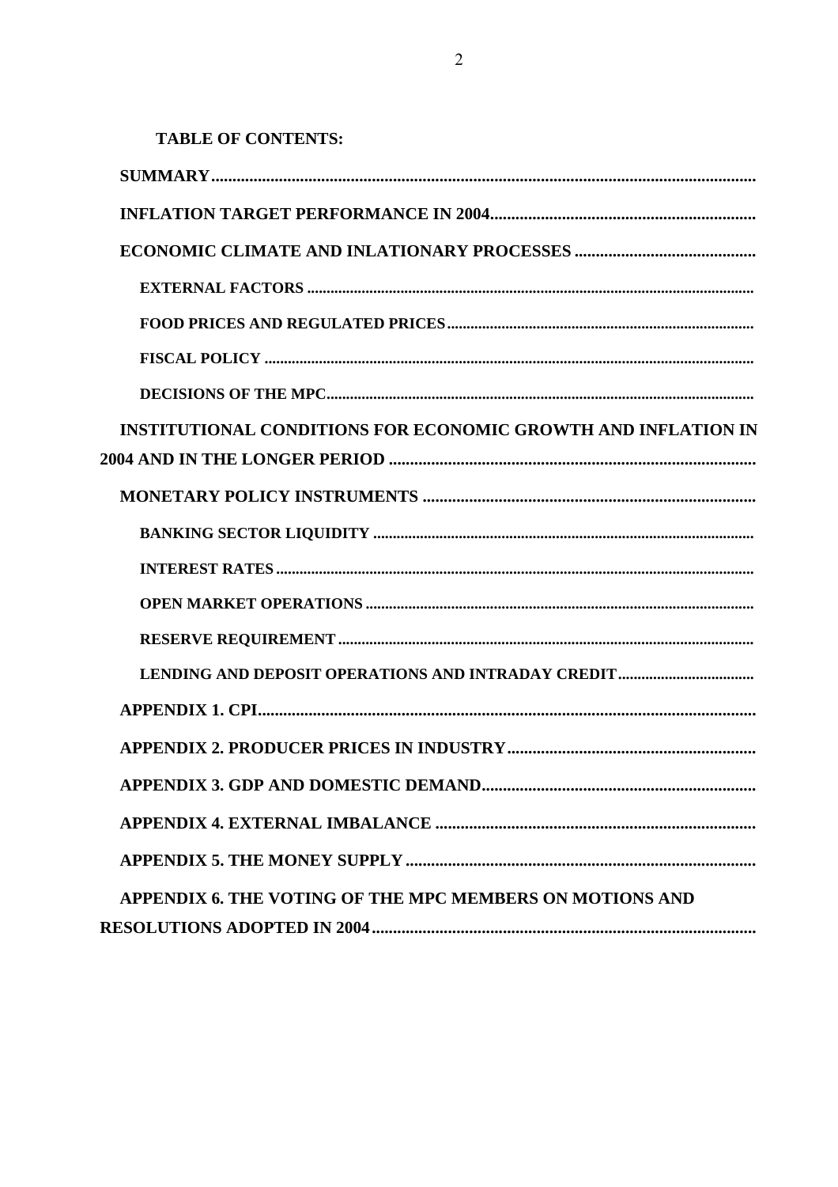**TABLE OF CONTENTS:**

- **SUMMARY**
- **INFLATION TARGET PERFORMANCE IN 2004**
- **ECONOMIC CLIMATE AND INLATIONARY PROCESSES**
  - **EXTERNAL FACTORS**
  - **FOOD PRICES AND REGULATED PRICES**
  - **FISCAL POLICY**
  - **DECISIONS OF THE MPC**
- **INSTITUTIONAL CONDITIONS FOR ECONOMIC GROWTH AND INFLATION IN 2004 AND IN THE LONGER PERIOD**
- **MONETARY POLICY INSTRUMENTS**
  - **BANKING SECTOR LIQUIDITY**
  - **INTEREST RATES**
  - **OPEN MARKET OPERATIONS**
  - **RESERVE REQUIREMENT**
  - **LENDING AND DEPOSIT OPERATIONS AND INTRADAY CREDIT**
- **APPENDIX 1. CPI**
- **APPENDIX 2. PRODUCER PRICES IN INDUSTRY**
- **APPENDIX 3. GDP AND DOMESTIC DEMAND**
- **APPENDIX 4. EXTERNAL IMBALANCE**
- **APPENDIX 5. THE MONEY SUPPLY**
- **APPENDIX 6. THE VOTING OF THE MPC MEMBERS ON MOTIONS AND RESOLUTIONS ADOPTED IN 2004**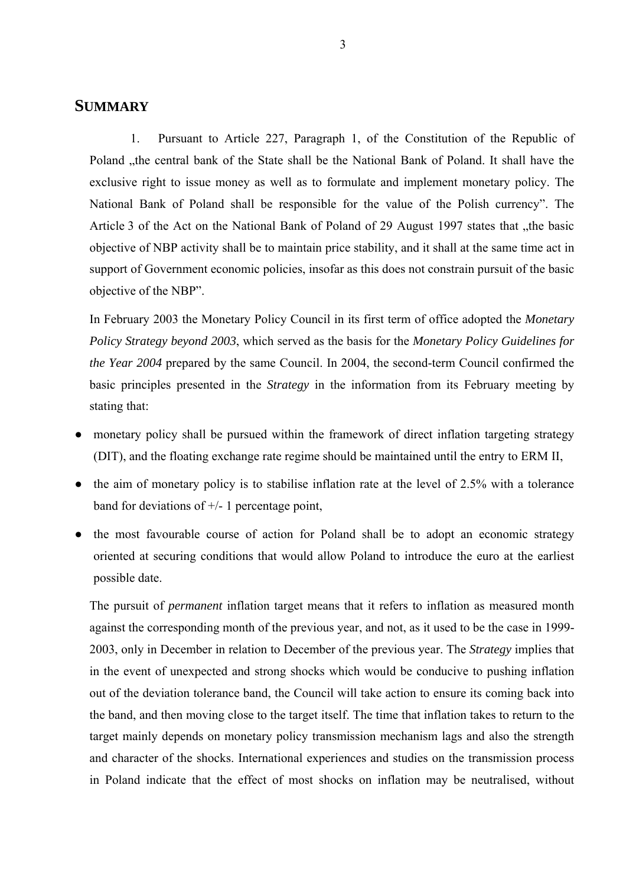## SUMMARY

1. Pursuant to Article 227, Paragraph 1, of the Constitution of the Republic of Poland „the central bank of the State shall be the National Bank of Poland. It shall have the exclusive right to issue money as well as to formulate and implement monetary policy. The National Bank of Poland shall be responsible for the value of the Polish currency". The Article 3 of the Act on the National Bank of Poland of 29 August 1997 states that „the basic objective of NBP activity shall be to maintain price stability, and it shall at the same time act in support of Government economic policies, insofar as this does not constrain pursuit of the basic objective of the NBP".

In February 2003 the Monetary Policy Council in its first term of office adopted the *Monetary Policy Strategy beyond 2003*, which served as the basis for the *Monetary Policy Guidelines for the Year 2004* prepared by the same Council. In 2004, the second-term Council confirmed the basic principles presented in the *Strategy* in the information from its February meeting by stating that:

- monetary policy shall be pursued within the framework of direct inflation targeting strategy (DIT), and the floating exchange rate regime should be maintained until the entry to ERM II,
- the aim of monetary policy is to stabilise inflation rate at the level of 2.5% with a tolerance band for deviations of +/- 1 percentage point,
- the most favourable course of action for Poland shall be to adopt an economic strategy oriented at securing conditions that would allow Poland to introduce the euro at the earliest possible date.

The pursuit of *permanent* inflation target means that it refers to inflation as measured month against the corresponding month of the previous year, and not, as it used to be the case in 1999-2003, only in December in relation to December of the previous year. The *Strategy* implies that in the event of unexpected and strong shocks which would be conducive to pushing inflation out of the deviation tolerance band, the Council will take action to ensure its coming back into the band, and then moving close to the target itself. The time that inflation takes to return to the target mainly depends on monetary policy transmission mechanism lags and also the strength and character of the shocks. International experiences and studies on the transmission process in Poland indicate that the effect of most shocks on inflation may be neutralised, without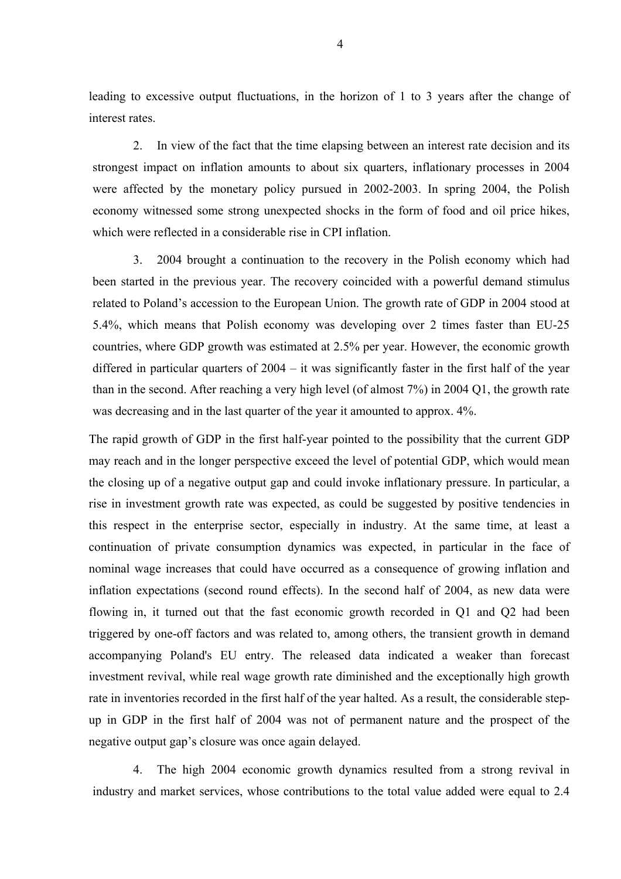leading to excessive output fluctuations, in the horizon of 1 to 3 years after the change of interest rates.

2. In view of the fact that the time elapsing between an interest rate decision and its strongest impact on inflation amounts to about six quarters, inflationary processes in 2004 were affected by the monetary policy pursued in 2002-2003. In spring 2004, the Polish economy witnessed some strong unexpected shocks in the form of food and oil price hikes, which were reflected in a considerable rise in CPI inflation.

3. 2004 brought a continuation to the recovery in the Polish economy which had been started in the previous year. The recovery coincided with a powerful demand stimulus related to Poland's accession to the European Union. The growth rate of GDP in 2004 stood at 5.4%, which means that Polish economy was developing over 2 times faster than EU-25 countries, where GDP growth was estimated at 2.5% per year. However, the economic growth differed in particular quarters of 2004 – it was significantly faster in the first half of the year than in the second. After reaching a very high level (of almost 7%) in 2004 Q1, the growth rate was decreasing and in the last quarter of the year it amounted to approx. 4%.

The rapid growth of GDP in the first half-year pointed to the possibility that the current GDP may reach and in the longer perspective exceed the level of potential GDP, which would mean the closing up of a negative output gap and could invoke inflationary pressure. In particular, a rise in investment growth rate was expected, as could be suggested by positive tendencies in this respect in the enterprise sector, especially in industry. At the same time, at least a continuation of private consumption dynamics was expected, in particular in the face of nominal wage increases that could have occurred as a consequence of growing inflation and inflation expectations (second round effects). In the second half of 2004, as new data were flowing in, it turned out that the fast economic growth recorded in Q1 and Q2 had been triggered by one-off factors and was related to, among others, the transient growth in demand accompanying Poland's EU entry. The released data indicated a weaker than forecast investment revival, while real wage growth rate diminished and the exceptionally high growth rate in inventories recorded in the first half of the year halted. As a result, the considerable step-up in GDP in the first half of 2004 was not of permanent nature and the prospect of the negative output gap's closure was once again delayed.

4. The high 2004 economic growth dynamics resulted from a strong revival in industry and market services, whose contributions to the total value added were equal to 2.4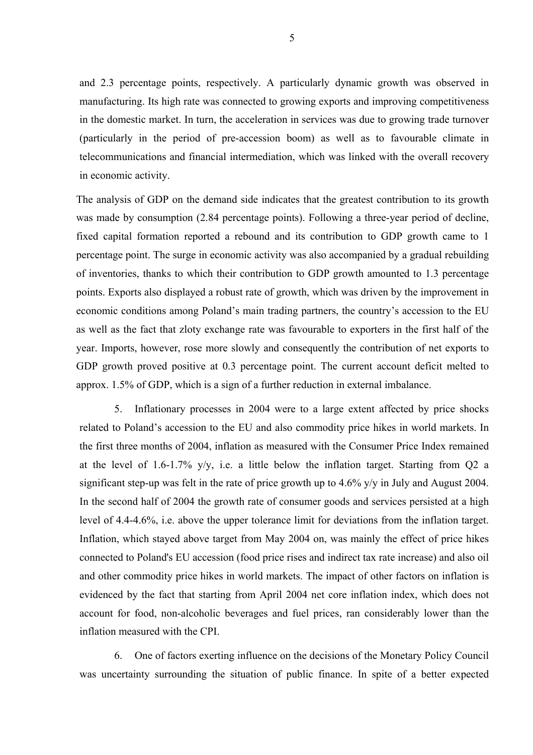and 2.3 percentage points, respectively. A particularly dynamic growth was observed in manufacturing. Its high rate was connected to growing exports and improving competitiveness in the domestic market. In turn, the acceleration in services was due to growing trade turnover (particularly in the period of pre-accession boom) as well as to favourable climate in telecommunications and financial intermediation, which was linked with the overall recovery in economic activity.

The analysis of GDP on the demand side indicates that the greatest contribution to its growth was made by consumption (2.84 percentage points). Following a three-year period of decline, fixed capital formation reported a rebound and its contribution to GDP growth came to 1 percentage point. The surge in economic activity was also accompanied by a gradual rebuilding of inventories, thanks to which their contribution to GDP growth amounted to 1.3 percentage points. Exports also displayed a robust rate of growth, which was driven by the improvement in economic conditions among Poland's main trading partners, the country's accession to the EU as well as the fact that zloty exchange rate was favourable to exporters in the first half of the year. Imports, however, rose more slowly and consequently the contribution of net exports to GDP growth proved positive at 0.3 percentage point. The current account deficit melted to approx. 1.5% of GDP, which is a sign of a further reduction in external imbalance.

5. Inflationary processes in 2004 were to a large extent affected by price shocks related to Poland's accession to the EU and also commodity price hikes in world markets. In the first three months of 2004, inflation as measured with the Consumer Price Index remained at the level of 1.6-1.7% y/y, i.e. a little below the inflation target. Starting from Q2 a significant step-up was felt in the rate of price growth up to 4.6% y/y in July and August 2004. In the second half of 2004 the growth rate of consumer goods and services persisted at a high level of 4.4-4.6%, i.e. above the upper tolerance limit for deviations from the inflation target. Inflation, which stayed above target from May 2004 on, was mainly the effect of price hikes connected to Poland's EU accession (food price rises and indirect tax rate increase) and also oil and other commodity price hikes in world markets. The impact of other factors on inflation is evidenced by the fact that starting from April 2004 net core inflation index, which does not account for food, non-alcoholic beverages and fuel prices, ran considerably lower than the inflation measured with the CPI.

6. One of factors exerting influence on the decisions of the Monetary Policy Council was uncertainty surrounding the situation of public finance. In spite of a better expected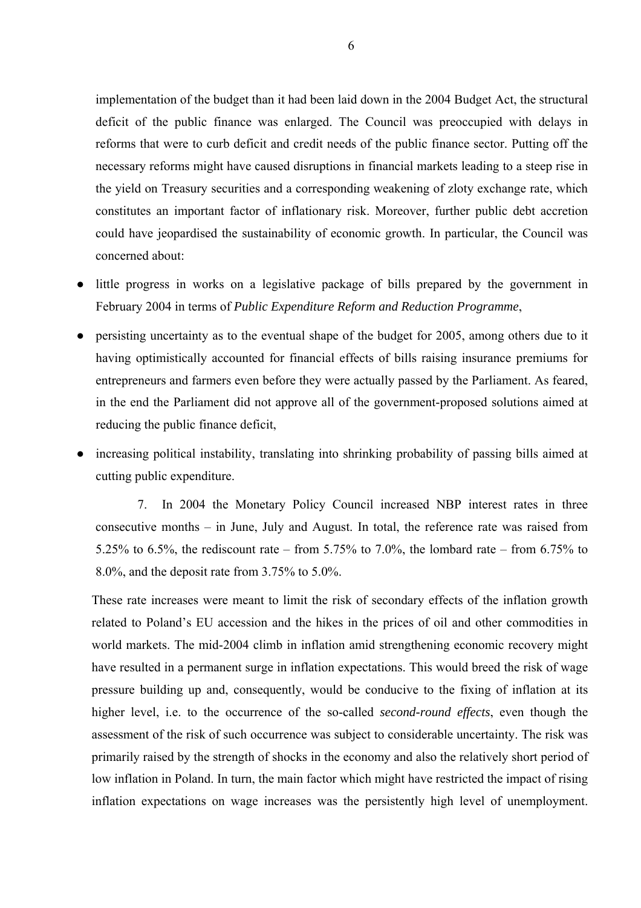implementation of the budget than it had been laid down in the 2004 Budget Act, the structural deficit of the public finance was enlarged. The Council was preoccupied with delays in reforms that were to curb deficit and credit needs of the public finance sector. Putting off the necessary reforms might have caused disruptions in financial markets leading to a steep rise in the yield on Treasury securities and a corresponding weakening of zloty exchange rate, which constitutes an important factor of inflationary risk. Moreover, further public debt accretion could have jeopardised the sustainability of economic growth. In particular, the Council was concerned about:

- little progress in works on a legislative package of bills prepared by the government in February 2004 in terms of *Public Expenditure Reform and Reduction Programme*,
- persisting uncertainty as to the eventual shape of the budget for 2005, among others due to it having optimistically accounted for financial effects of bills raising insurance premiums for entrepreneurs and farmers even before they were actually passed by the Parliament. As feared, in the end the Parliament did not approve all of the government-proposed solutions aimed at reducing the public finance deficit,
- increasing political instability, translating into shrinking probability of passing bills aimed at cutting public expenditure.

7. In 2004 the Monetary Policy Council increased NBP interest rates in three consecutive months – in June, July and August. In total, the reference rate was raised from 5.25% to 6.5%, the rediscount rate – from 5.75% to 7.0%, the lombard rate – from 6.75% to 8.0%, and the deposit rate from 3.75% to 5.0%.

These rate increases were meant to limit the risk of secondary effects of the inflation growth related to Poland's EU accession and the hikes in the prices of oil and other commodities in world markets. The mid-2004 climb in inflation amid strengthening economic recovery might have resulted in a permanent surge in inflation expectations. This would breed the risk of wage pressure building up and, consequently, would be conducive to the fixing of inflation at its higher level, i.e. to the occurrence of the so-called *second-round effects*, even though the assessment of the risk of such occurrence was subject to considerable uncertainty. The risk was primarily raised by the strength of shocks in the economy and also the relatively short period of low inflation in Poland. In turn, the main factor which might have restricted the impact of rising inflation expectations on wage increases was the persistently high level of unemployment.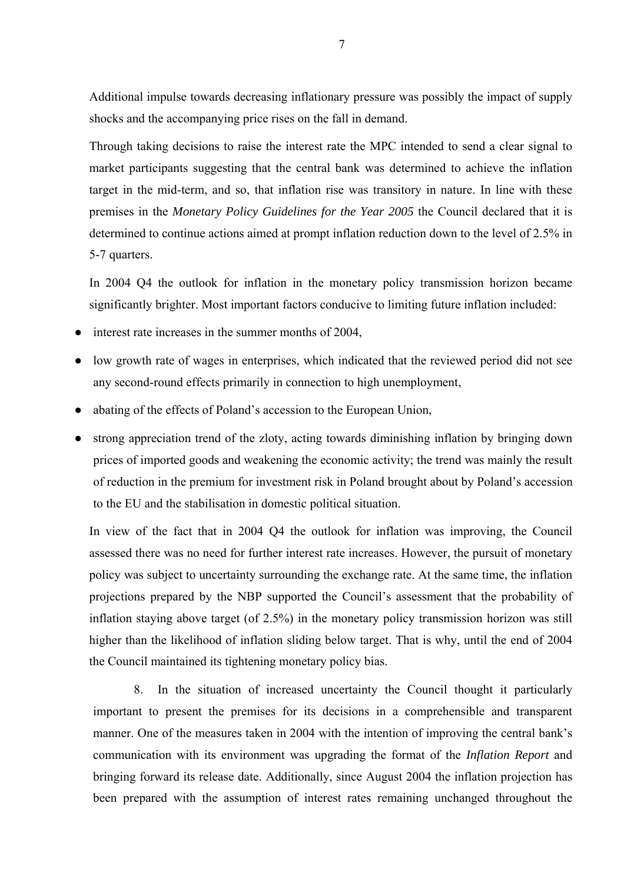Additional impulse towards decreasing inflationary pressure was possibly the impact of supply shocks and the accompanying price rises on the fall in demand.

Through taking decisions to raise the interest rate the MPC intended to send a clear signal to market participants suggesting that the central bank was determined to achieve the inflation target in the mid-term, and so, that inflation rise was transitory in nature. In line with these premises in the *Monetary Policy Guidelines for the Year 2005* the Council declared that it is determined to continue actions aimed at prompt inflation reduction down to the level of 2.5% in 5-7 quarters.

In 2004 Q4 the outlook for inflation in the monetary policy transmission horizon became significantly brighter. Most important factors conducive to limiting future inflation included:

- interest rate increases in the summer months of 2004,
- low growth rate of wages in enterprises, which indicated that the reviewed period did not see any second-round effects primarily in connection to high unemployment,
- abating of the effects of Poland's accession to the European Union,
- strong appreciation trend of the zloty, acting towards diminishing inflation by bringing down prices of imported goods and weakening the economic activity; the trend was mainly the result of reduction in the premium for investment risk in Poland brought about by Poland's accession to the EU and the stabilisation in domestic political situation.

In view of the fact that in 2004 Q4 the outlook for inflation was improving, the Council assessed there was no need for further interest rate increases. However, the pursuit of monetary policy was subject to uncertainty surrounding the exchange rate. At the same time, the inflation projections prepared by the NBP supported the Council's assessment that the probability of inflation staying above target (of 2.5%) in the monetary policy transmission horizon was still higher than the likelihood of inflation sliding below target. That is why, until the end of 2004 the Council maintained its tightening monetary policy bias.

8. In the situation of increased uncertainty the Council thought it particularly important to present the premises for its decisions in a comprehensible and transparent manner. One of the measures taken in 2004 with the intention of improving the central bank's communication with its environment was upgrading the format of the *Inflation Report* and bringing forward its release date. Additionally, since August 2004 the inflation projection has been prepared with the assumption of interest rates remaining unchanged throughout the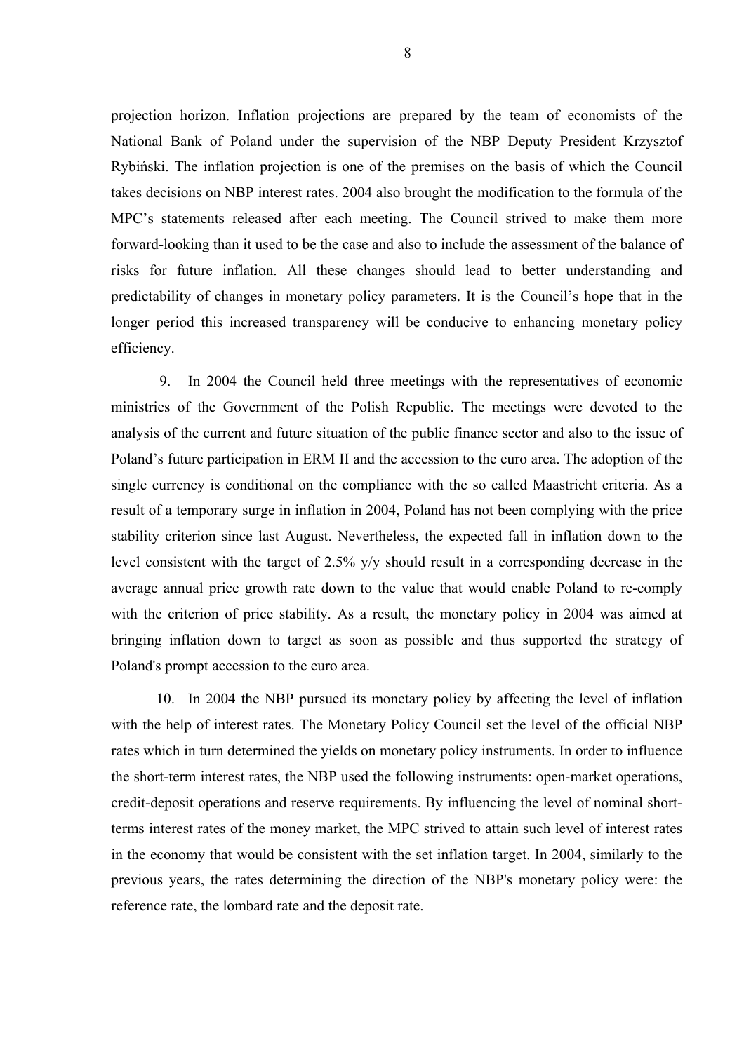projection horizon. Inflation projections are prepared by the team of economists of the National Bank of Poland under the supervision of the NBP Deputy President Krzysztof Rybiński. The inflation projection is one of the premises on the basis of which the Council takes decisions on NBP interest rates. 2004 also brought the modification to the formula of the MPC's statements released after each meeting. The Council strived to make them more forward-looking than it used to be the case and also to include the assessment of the balance of risks for future inflation. All these changes should lead to better understanding and predictability of changes in monetary policy parameters. It is the Council's hope that in the longer period this increased transparency will be conducive to enhancing monetary policy efficiency.

9. In 2004 the Council held three meetings with the representatives of economic ministries of the Government of the Polish Republic. The meetings were devoted to the analysis of the current and future situation of the public finance sector and also to the issue of Poland's future participation in ERM II and the accession to the euro area. The adoption of the single currency is conditional on the compliance with the so called Maastricht criteria. As a result of a temporary surge in inflation in 2004, Poland has not been complying with the price stability criterion since last August. Nevertheless, the expected fall in inflation down to the level consistent with the target of 2.5% y/y should result in a corresponding decrease in the average annual price growth rate down to the value that would enable Poland to re-comply with the criterion of price stability. As a result, the monetary policy in 2004 was aimed at bringing inflation down to target as soon as possible and thus supported the strategy of Poland's prompt accession to the euro area.

10. In 2004 the NBP pursued its monetary policy by affecting the level of inflation with the help of interest rates. The Monetary Policy Council set the level of the official NBP rates which in turn determined the yields on monetary policy instruments. In order to influence the short-term interest rates, the NBP used the following instruments: open-market operations, credit-deposit operations and reserve requirements. By influencing the level of nominal short-terms interest rates of the money market, the MPC strived to attain such level of interest rates in the economy that would be consistent with the set inflation target. In 2004, similarly to the previous years, the rates determining the direction of the NBP's monetary policy were: the reference rate, the lombard rate and the deposit rate.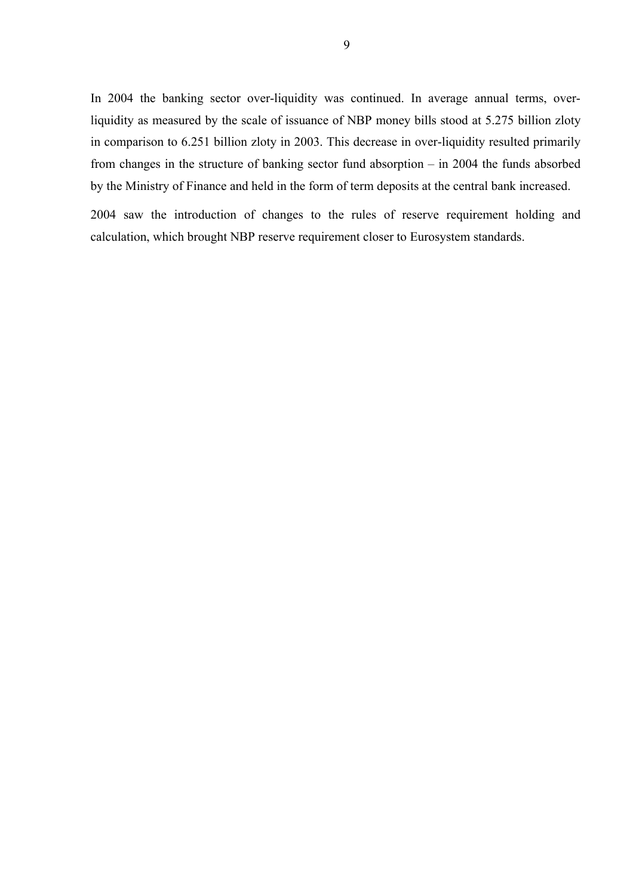In 2004 the banking sector over-liquidity was continued. In average annual terms, over-liquidity as measured by the scale of issuance of NBP money bills stood at 5.275 billion zloty in comparison to 6.251 billion zloty in 2003. This decrease in over-liquidity resulted primarily from changes in the structure of banking sector fund absorption – in 2004 the funds absorbed by the Ministry of Finance and held in the form of term deposits at the central bank increased.

2004 saw the introduction of changes to the rules of reserve requirement holding and calculation, which brought NBP reserve requirement closer to Eurosystem standards.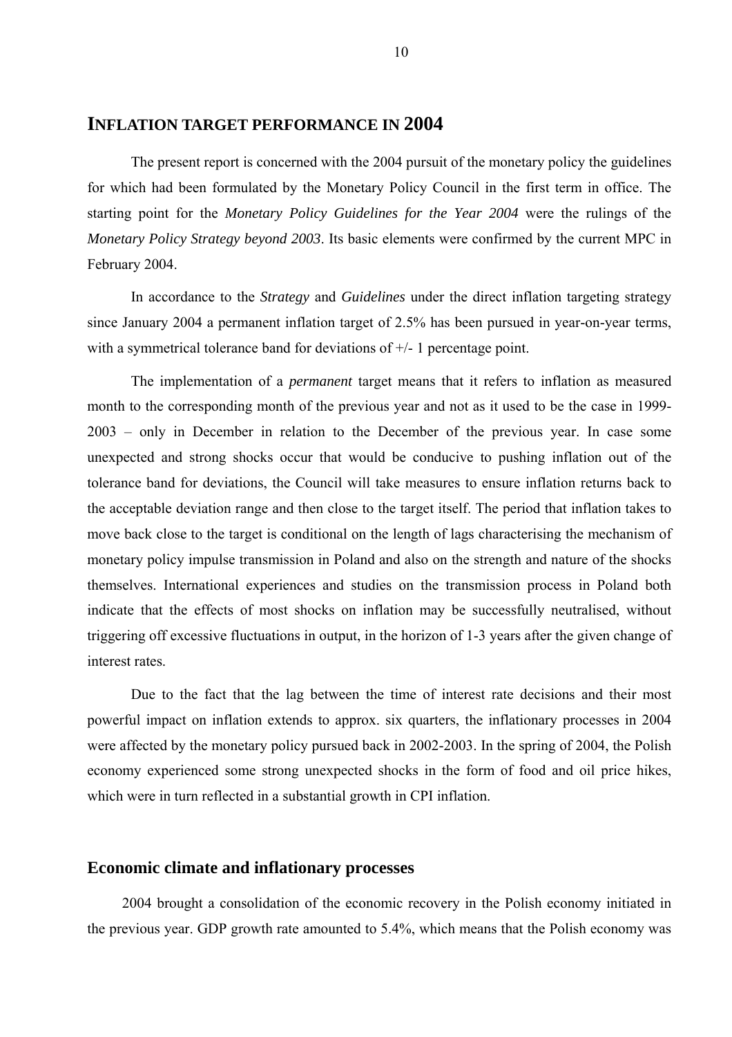# INFLATION TARGET PERFORMANCE IN 2004

The present report is concerned with the 2004 pursuit of the monetary policy the guidelines for which had been formulated by the Monetary Policy Council in the first term in office. The starting point for the *Monetary Policy Guidelines for the Year 2004* were the rulings of the *Monetary Policy Strategy beyond 2003*. Its basic elements were confirmed by the current MPC in February 2004.

In accordance to the *Strategy* and *Guidelines* under the direct inflation targeting strategy since January 2004 a permanent inflation target of 2.5% has been pursued in year-on-year terms, with a symmetrical tolerance band for deviations of +/- 1 percentage point.

The implementation of a *permanent* target means that it refers to inflation as measured month to the corresponding month of the previous year and not as it used to be the case in 1999-2003 – only in December in relation to the December of the previous year. In case some unexpected and strong shocks occur that would be conducive to pushing inflation out of the tolerance band for deviations, the Council will take measures to ensure inflation returns back to the acceptable deviation range and then close to the target itself. The period that inflation takes to move back close to the target is conditional on the length of lags characterising the mechanism of monetary policy impulse transmission in Poland and also on the strength and nature of the shocks themselves. International experiences and studies on the transmission process in Poland both indicate that the effects of most shocks on inflation may be successfully neutralised, without triggering off excessive fluctuations in output, in the horizon of 1-3 years after the given change of interest rates.

Due to the fact that the lag between the time of interest rate decisions and their most powerful impact on inflation extends to approx. six quarters, the inflationary processes in 2004 were affected by the monetary policy pursued back in 2002-2003. In the spring of 2004, the Polish economy experienced some strong unexpected shocks in the form of food and oil price hikes, which were in turn reflected in a substantial growth in CPI inflation.

## Economic climate and inflationary processes

2004 brought a consolidation of the economic recovery in the Polish economy initiated in the previous year. GDP growth rate amounted to 5.4%, which means that the Polish economy was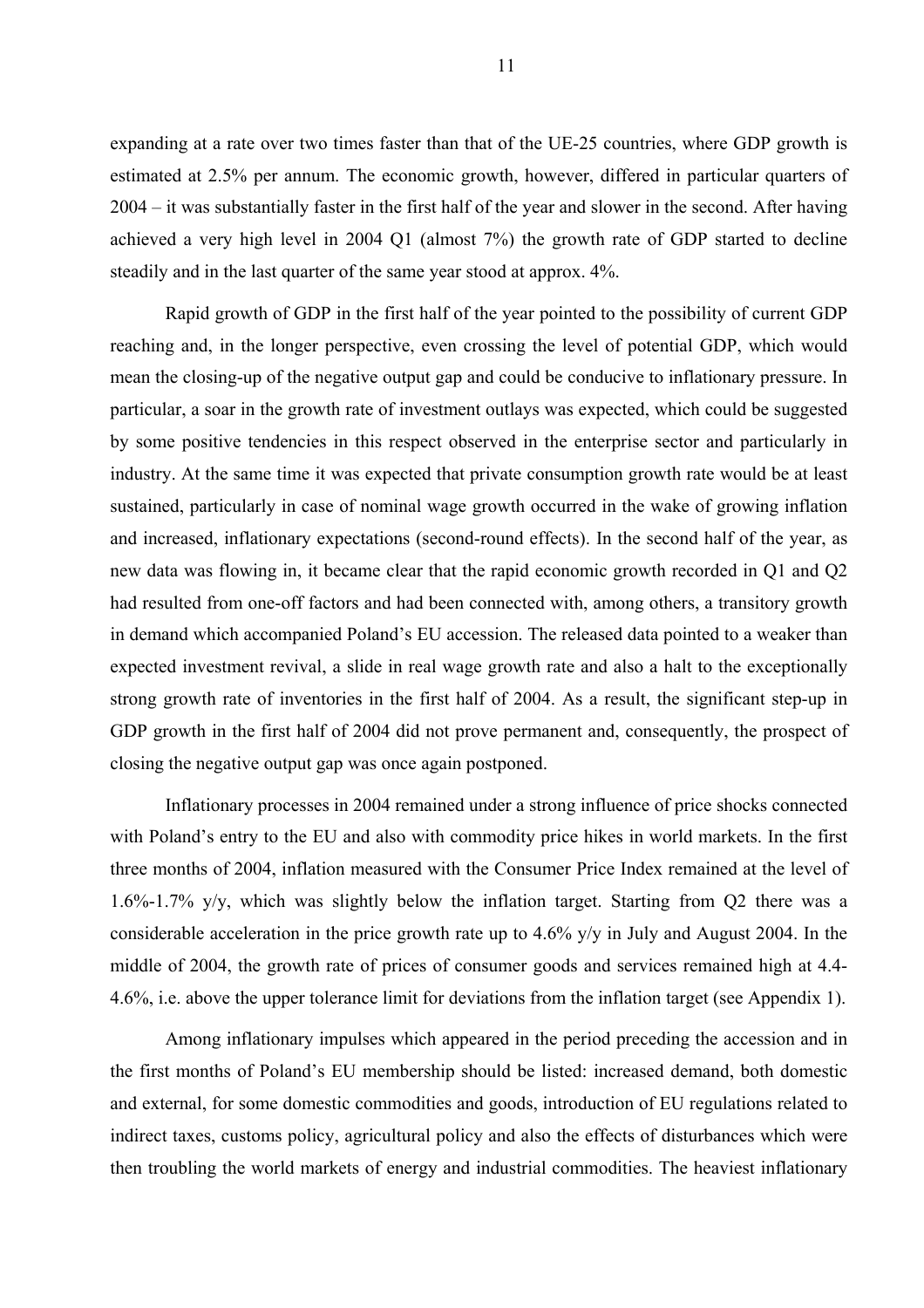expanding at a rate over two times faster than that of the UE-25 countries, where GDP growth is estimated at 2.5% per annum. The economic growth, however, differed in particular quarters of 2004 – it was substantially faster in the first half of the year and slower in the second. After having achieved a very high level in 2004 Q1 (almost 7%) the growth rate of GDP started to decline steadily and in the last quarter of the same year stood at approx. 4%.

Rapid growth of GDP in the first half of the year pointed to the possibility of current GDP reaching and, in the longer perspective, even crossing the level of potential GDP, which would mean the closing-up of the negative output gap and could be conducive to inflationary pressure. In particular, a soar in the growth rate of investment outlays was expected, which could be suggested by some positive tendencies in this respect observed in the enterprise sector and particularly in industry. At the same time it was expected that private consumption growth rate would be at least sustained, particularly in case of nominal wage growth occurred in the wake of growing inflation and increased, inflationary expectations (second-round effects). In the second half of the year, as new data was flowing in, it became clear that the rapid economic growth recorded in Q1 and Q2 had resulted from one-off factors and had been connected with, among others, a transitory growth in demand which accompanied Poland's EU accession. The released data pointed to a weaker than expected investment revival, a slide in real wage growth rate and also a halt to the exceptionally strong growth rate of inventories in the first half of 2004. As a result, the significant step-up in GDP growth in the first half of 2004 did not prove permanent and, consequently, the prospect of closing the negative output gap was once again postponed.

Inflationary processes in 2004 remained under a strong influence of price shocks connected with Poland's entry to the EU and also with commodity price hikes in world markets. In the first three months of 2004, inflation measured with the Consumer Price Index remained at the level of 1.6%-1.7% y/y, which was slightly below the inflation target. Starting from Q2 there was a considerable acceleration in the price growth rate up to 4.6% y/y in July and August 2004. In the middle of 2004, the growth rate of prices of consumer goods and services remained high at 4.4-4.6%, i.e. above the upper tolerance limit for deviations from the inflation target (see Appendix 1).

Among inflationary impulses which appeared in the period preceding the accession and in the first months of Poland's EU membership should be listed: increased demand, both domestic and external, for some domestic commodities and goods, introduction of EU regulations related to indirect taxes, customs policy, agricultural policy and also the effects of disturbances which were then troubling the world markets of energy and industrial commodities. The heaviest inflationary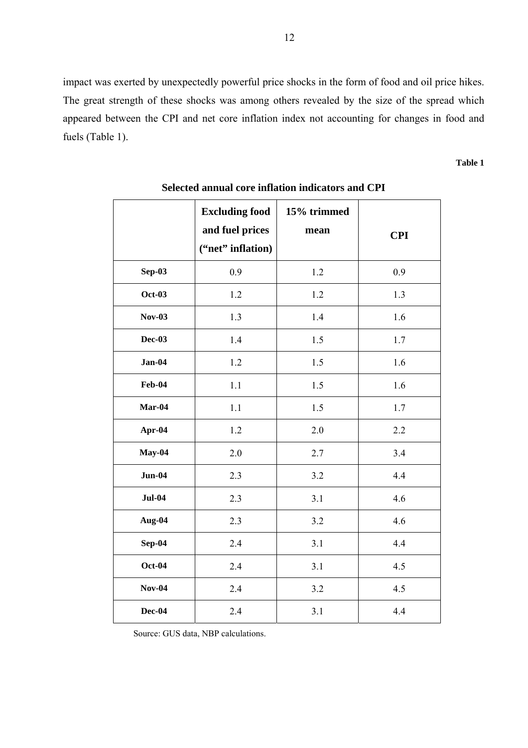impact was exerted by unexpectedly powerful price shocks in the form of food and oil price hikes. The great strength of these shocks was among others revealed by the size of the spread which appeared between the CPI and net core inflation index not accounting for changes in food and fuels (Table 1).

**Table 1**

**Selected annual core inflation indicators and CPI**

| | Excluding food and fuel prices ("net" inflation) | 15% trimmed mean | CPI |
|---|---|---|---|
| **Sep-03** | 0.9 | 1.2 | 0.9 |
| **Oct-03** | 1.2 | 1.2 | 1.3 |
| **Nov-03** | 1.3 | 1.4 | 1.6 |
| **Dec-03** | 1.4 | 1.5 | 1.7 |
| **Jan-04** | 1.2 | 1.5 | 1.6 |
| **Feb-04** | 1.1 | 1.5 | 1.6 |
| **Mar-04** | 1.1 | 1.5 | 1.7 |
| **Apr-04** | 1.2 | 2.0 | 2.2 |
| **May-04** | 2.0 | 2.7 | 3.4 |
| **Jun-04** | 2.3 | 3.2 | 4.4 |
| **Jul-04** | 2.3 | 3.1 | 4.6 |
| **Aug-04** | 2.3 | 3.2 | 4.6 |
| **Sep-04** | 2.4 | 3.1 | 4.4 |
| **Oct-04** | 2.4 | 3.1 | 4.5 |
| **Nov-04** | 2.4 | 3.2 | 4.5 |
| **Dec-04** | 2.4 | 3.1 | 4.4 |

Source: GUS data, NBP calculations.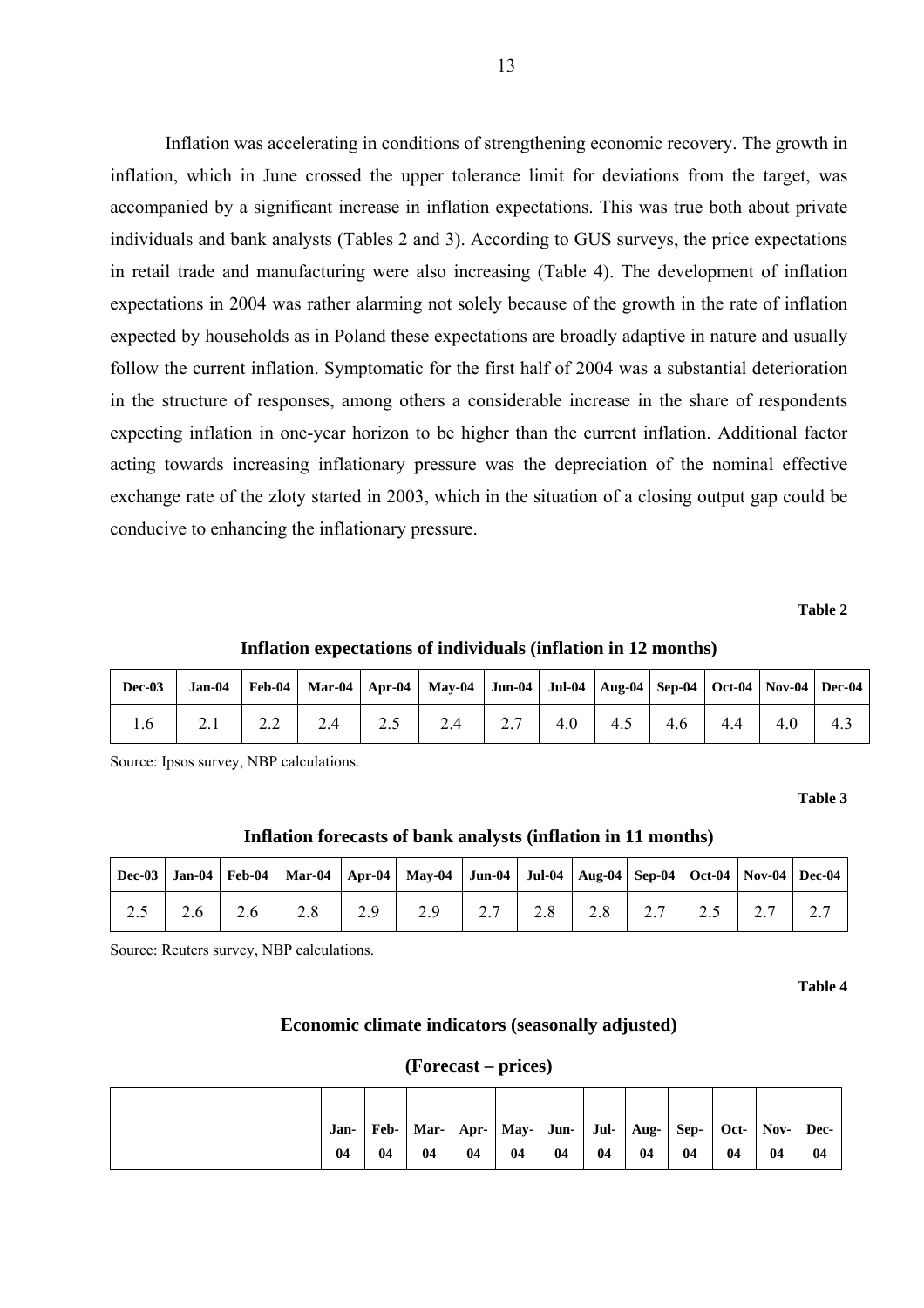Inflation was accelerating in conditions of strengthening economic recovery. The growth in inflation, which in June crossed the upper tolerance limit for deviations from the target, was accompanied by a significant increase in inflation expectations. This was true both about private individuals and bank analysts (Tables 2 and 3). According to GUS surveys, the price expectations in retail trade and manufacturing were also increasing (Table 4). The development of inflation expectations in 2004 was rather alarming not solely because of the growth in the rate of inflation expected by households as in Poland these expectations are broadly adaptive in nature and usually follow the current inflation. Symptomatic for the first half of 2004 was a substantial deterioration in the structure of responses, among others a considerable increase in the share of respondents expecting inflation in one-year horizon to be higher than the current inflation. Additional factor acting towards increasing inflationary pressure was the depreciation of the nominal effective exchange rate of the zloty started in 2003, which in the situation of a closing output gap could be conducive to enhancing the inflationary pressure.

**Table 2**

**Inflation expectations of individuals (inflation in 12 months)**

| Dec-03 | Jan-04 | Feb-04 | Mar-04 | Apr-04 | May-04 | Jun-04 | Jul-04 | Aug-04 | Sep-04 | Oct-04 | Nov-04 | Dec-04 |
|---|---|---|---|---|---|---|---|---|---|---|---|---|
| 1.6 | 2.1 | 2.2 | 2.4 | 2.5 | 2.4 | 2.7 | 4.0 | 4.5 | 4.6 | 4.4 | 4.0 | 4.3 |

Source: Ipsos survey, NBP calculations.

**Table 3**

**Inflation forecasts of bank analysts (inflation in 11 months)**

| Dec-03 | Jan-04 | Feb-04 | Mar-04 | Apr-04 | May-04 | Jun-04 | Jul-04 | Aug-04 | Sep-04 | Oct-04 | Nov-04 | Dec-04 |
|---|---|---|---|---|---|---|---|---|---|---|---|---|
| 2.5 | 2.6 | 2.6 | 2.8 | 2.9 | 2.9 | 2.7 | 2.8 | 2.8 | 2.7 | 2.5 | 2.7 | 2.7 |

Source: Reuters survey, NBP calculations.

**Table 4**

**Economic climate indicators (seasonally adjusted)**

**(Forecast – prices)**

| | Jan-04 | Feb-04 | Mar-04 | Apr-04 | May-04 | Jun-04 | Jul-04 | Aug-04 | Sep-04 | Oct-04 | Nov-04 | Dec-04 |
|---|---|---|---|---|---|---|---|---|---|---|---|---|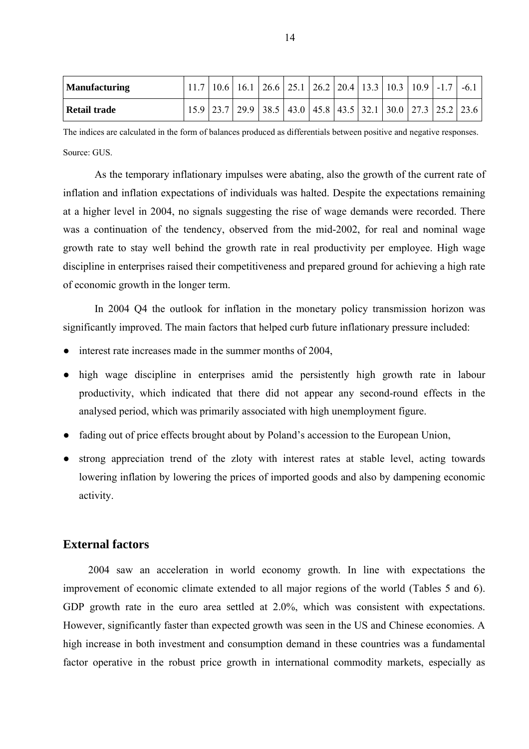| Manufacturing | 11.7 | 10.6 | 16.1 | 26.6 | 25.1 | 26.2 | 20.4 | 13.3 | 10.3 | 10.9 | -1.7 | -6.1 |
|---|---|---|---|---|---|---|---|---|---|---|---|---|
| Retail trade | 15.9 | 23.7 | 29.9 | 38.5 | 43.0 | 45.8 | 43.5 | 32.1 | 30.0 | 27.3 | 25.2 | 23.6 |

The indices are calculated in the form of balances produced as differentials between positive and negative responses.

Source: GUS.

As the temporary inflationary impulses were abating, also the growth of the current rate of inflation and inflation expectations of individuals was halted. Despite the expectations remaining at a higher level in 2004, no signals suggesting the rise of wage demands were recorded. There was a continuation of the tendency, observed from the mid-2002, for real and nominal wage growth rate to stay well behind the growth rate in real productivity per employee. High wage discipline in enterprises raised their competitiveness and prepared ground for achieving a high rate of economic growth in the longer term.

In 2004 Q4 the outlook for inflation in the monetary policy transmission horizon was significantly improved. The main factors that helped curb future inflationary pressure included:

- interest rate increases made in the summer months of 2004,
- high wage discipline in enterprises amid the persistently high growth rate in labour productivity, which indicated that there did not appear any second-round effects in the analysed period, which was primarily associated with high unemployment figure.
- fading out of price effects brought about by Poland's accession to the European Union,
- strong appreciation trend of the zloty with interest rates at stable level, acting towards lowering inflation by lowering the prices of imported goods and also by dampening economic activity.

## External factors

2004 saw an acceleration in world economy growth. In line with expectations the improvement of economic climate extended to all major regions of the world (Tables 5 and 6). GDP growth rate in the euro area settled at 2.0%, which was consistent with expectations. However, significantly faster than expected growth was seen in the US and Chinese economies. A high increase in both investment and consumption demand in these countries was a fundamental factor operative in the robust price growth in international commodity markets, especially as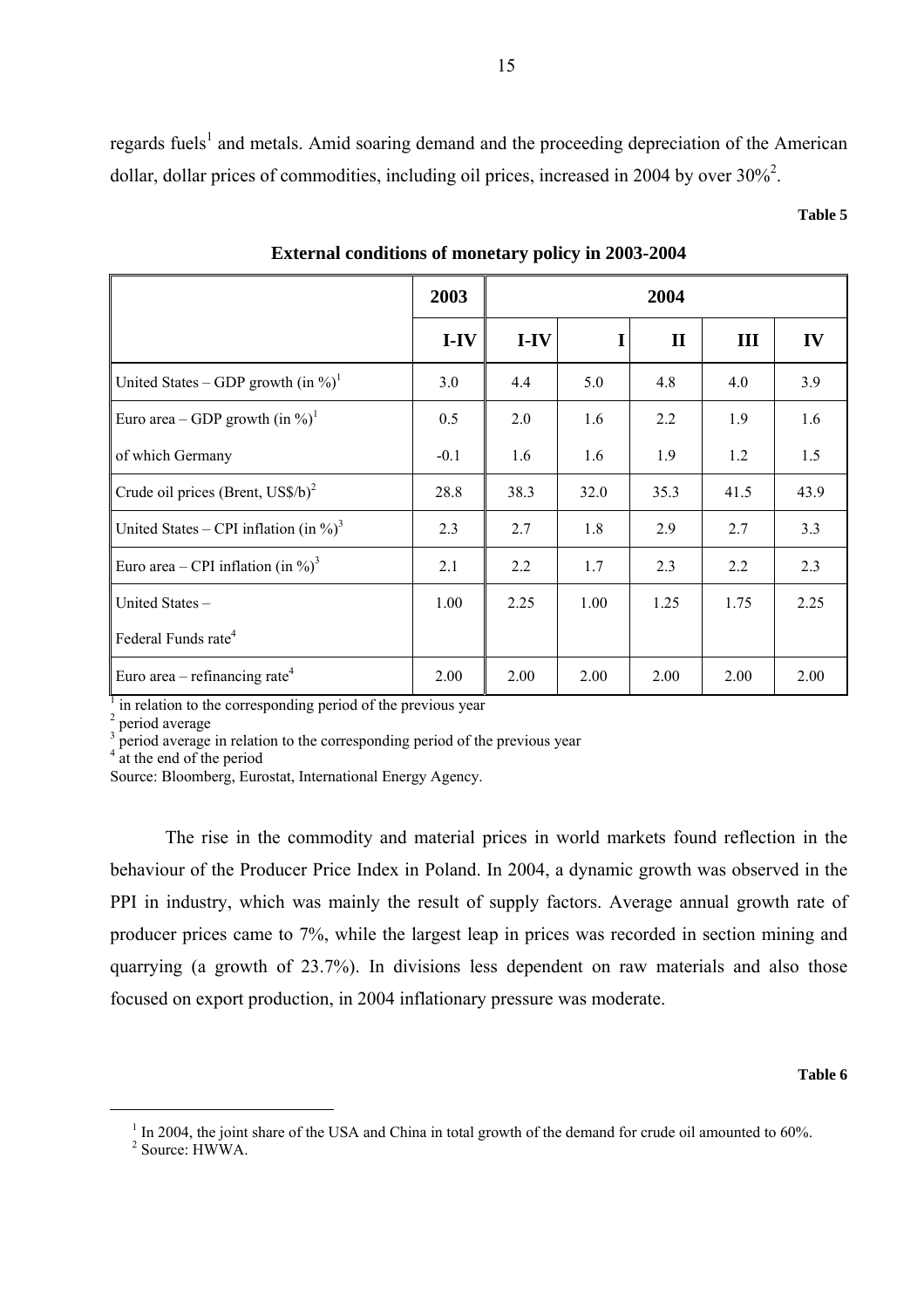regards fuels[1] and metals. Amid soaring demand and the proceeding depreciation of the American dollar, dollar prices of commodities, including oil prices, increased in 2004 by over 30%[2].

**Table 5**

**External conditions of monetary policy in 2003-2004**

| | 2003 | 2004 | | | | |
|---|---|---|---|---|---|---|
| | I-IV | I-IV | I | II | III | IV |
| United States – GDP growth (in %)[1] | 3.0 | 4.4 | 5.0 | 4.8 | 4.0 | 3.9 |
| Euro area – GDP growth (in %)[1] | 0.5 | 2.0 | 1.6 | 2.2 | 1.9 | 1.6 |
| of which Germany | -0.1 | 1.6 | 1.6 | 1.9 | 1.2 | 1.5 |
| Crude oil prices (Brent, US$/b)[2] | 28.8 | 38.3 | 32.0 | 35.3 | 41.5 | 43.9 |
| United States – CPI inflation (in %)[3] | 2.3 | 2.7 | 1.8 | 2.9 | 2.7 | 3.3 |
| Euro area – CPI inflation (in %)[3] | 2.1 | 2.2 | 1.7 | 2.3 | 2.2 | 2.3 |
| United States – Federal Funds rate[4] | 1.00 | 2.25 | 1.00 | 1.25 | 1.75 | 2.25 |
| Euro area – refinancing rate[4] | 2.00 | 2.00 | 2.00 | 2.00 | 2.00 | 2.00 |

[1] in relation to the corresponding period of the previous year
[2] period average
[3] period average in relation to the corresponding period of the previous year
[4] at the end of the period
Source: Bloomberg, Eurostat, International Energy Agency.

The rise in the commodity and material prices in world markets found reflection in the behaviour of the Producer Price Index in Poland. In 2004, a dynamic growth was observed in the PPI in industry, which was mainly the result of supply factors. Average annual growth rate of producer prices came to 7%, while the largest leap in prices was recorded in section mining and quarrying (a growth of 23.7%). In divisions less dependent on raw materials and also those focused on export production, in 2004 inflationary pressure was moderate.

**Table 6**

[1] In 2004, the joint share of the USA and China in total growth of the demand for crude oil amounted to 60%.
[2] Source: HWWA.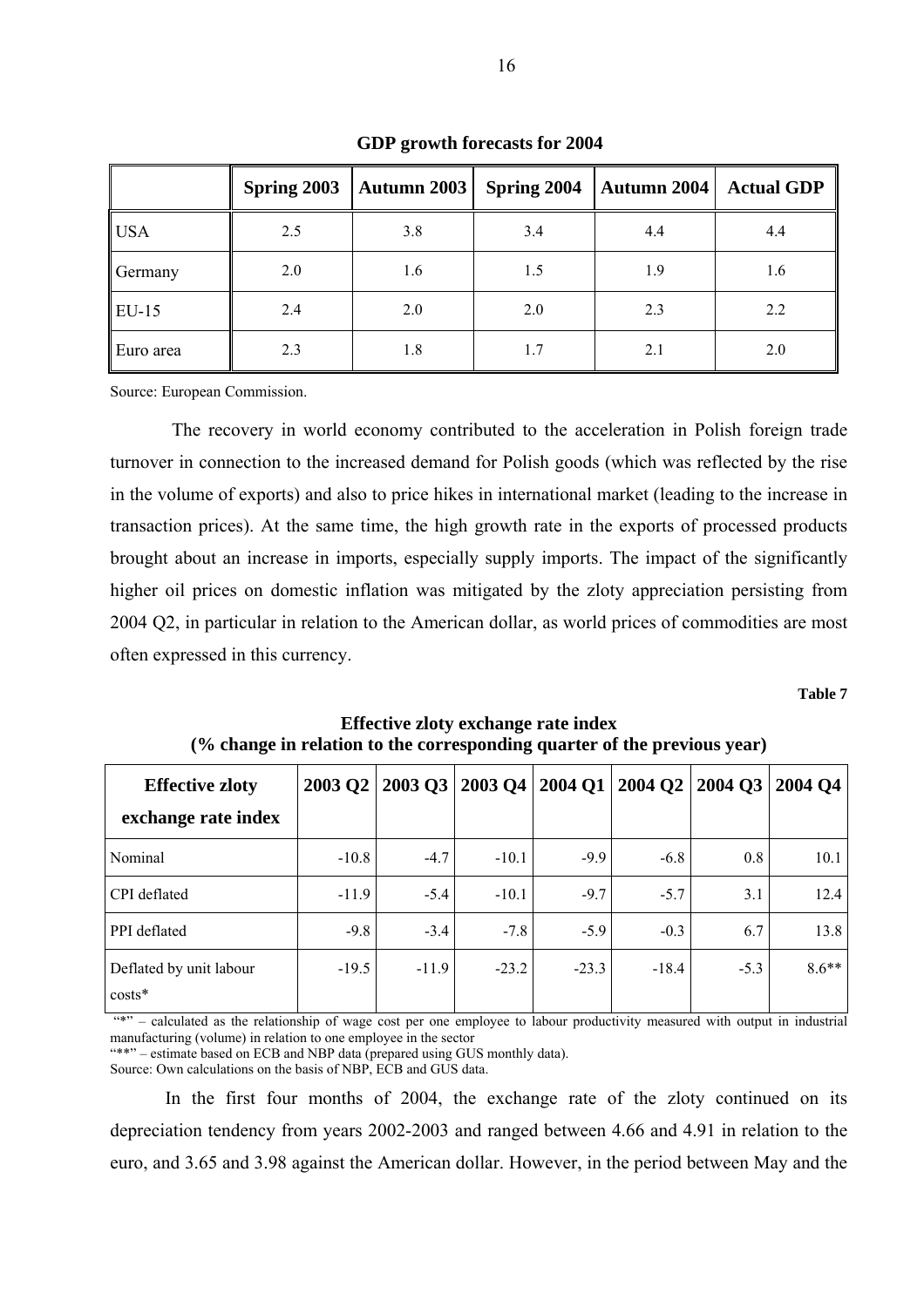**GDP growth forecasts for 2004**

| | Spring 2003 | Autumn 2003 | Spring 2004 | Autumn 2004 | Actual GDP |
|---|---|---|---|---|---|
| USA | 2.5 | 3.8 | 3.4 | 4.4 | 4.4 |
| Germany | 2.0 | 1.6 | 1.5 | 1.9 | 1.6 |
| EU-15 | 2.4 | 2.0 | 2.0 | 2.3 | 2.2 |
| Euro area | 2.3 | 1.8 | 1.7 | 2.1 | 2.0 |

Source: European Commission.

The recovery in world economy contributed to the acceleration in Polish foreign trade turnover in connection to the increased demand for Polish goods (which was reflected by the rise in the volume of exports) and also to price hikes in international market (leading to the increase in transaction prices). At the same time, the high growth rate in the exports of processed products brought about an increase in imports, especially supply imports. The impact of the significantly higher oil prices on domestic inflation was mitigated by the zloty appreciation persisting from 2004 Q2, in particular in relation to the American dollar, as world prices of commodities are most often expressed in this currency.

**Table 7**

**Effective zloty exchange rate index (% change in relation to the corresponding quarter of the previous year)**

| Effective zloty exchange rate index | 2003 Q2 | 2003 Q3 | 2003 Q4 | 2004 Q1 | 2004 Q2 | 2004 Q3 | 2004 Q4 |
|---|---|---|---|---|---|---|---|
| Nominal | -10.8 | -4.7 | -10.1 | -9.9 | -6.8 | 0.8 | 10.1 |
| CPI deflated | -11.9 | -5.4 | -10.1 | -9.7 | -5.7 | 3.1 | 12.4 |
| PPI deflated | -9.8 | -3.4 | -7.8 | -5.9 | -0.3 | 6.7 | 13.8 |
| Deflated by unit labour costs* | -19.5 | -11.9 | -23.2 | -23.3 | -18.4 | -5.3 | 8.6** |

"*" – calculated as the relationship of wage cost per one employee to labour productivity measured with output in industrial manufacturing (volume) in relation to one employee in the sector

"**" – estimate based on ECB and NBP data (prepared using GUS monthly data).

Source: Own calculations on the basis of NBP, ECB and GUS data.

In the first four months of 2004, the exchange rate of the zloty continued on its depreciation tendency from years 2002-2003 and ranged between 4.66 and 4.91 in relation to the euro, and 3.65 and 3.98 against the American dollar. However, in the period between May and the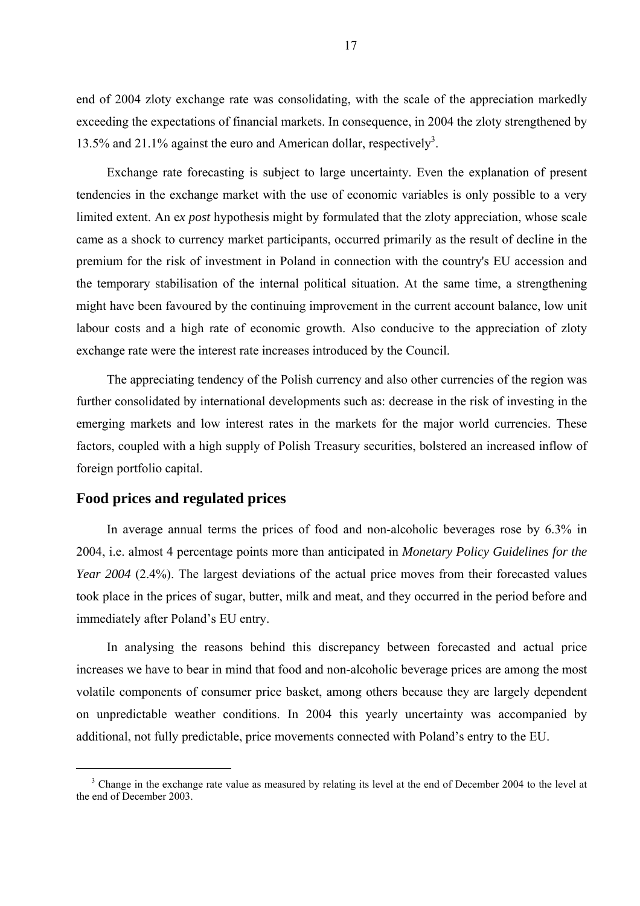end of 2004 zloty exchange rate was consolidating, with the scale of the appreciation markedly exceeding the expectations of financial markets. In consequence, in 2004 the zloty strengthened by 13.5% and 21.1% against the euro and American dollar, respectively[3].

Exchange rate forecasting is subject to large uncertainty. Even the explanation of present tendencies in the exchange market with the use of economic variables is only possible to a very limited extent. An e*x post* hypothesis might by formulated that the zloty appreciation, whose scale came as a shock to currency market participants, occurred primarily as the result of decline in the premium for the risk of investment in Poland in connection with the country's EU accession and the temporary stabilisation of the internal political situation. At the same time, a strengthening might have been favoured by the continuing improvement in the current account balance, low unit labour costs and a high rate of economic growth. Also conducive to the appreciation of zloty exchange rate were the interest rate increases introduced by the Council.

The appreciating tendency of the Polish currency and also other currencies of the region was further consolidated by international developments such as: decrease in the risk of investing in the emerging markets and low interest rates in the markets for the major world currencies. These factors, coupled with a high supply of Polish Treasury securities, bolstered an increased inflow of foreign portfolio capital.

## Food prices and regulated prices

In average annual terms the prices of food and non-alcoholic beverages rose by 6.3% in 2004, i.e. almost 4 percentage points more than anticipated in *Monetary Policy Guidelines for the Year 2004* (2.4%). The largest deviations of the actual price moves from their forecasted values took place in the prices of sugar, butter, milk and meat, and they occurred in the period before and immediately after Poland's EU entry.

In analysing the reasons behind this discrepancy between forecasted and actual price increases we have to bear in mind that food and non-alcoholic beverage prices are among the most volatile components of consumer price basket, among others because they are largely dependent on unpredictable weather conditions. In 2004 this yearly uncertainty was accompanied by additional, not fully predictable, price movements connected with Poland's entry to the EU.

---

[3] Change in the exchange rate value as measured by relating its level at the end of December 2004 to the level at the end of December 2003.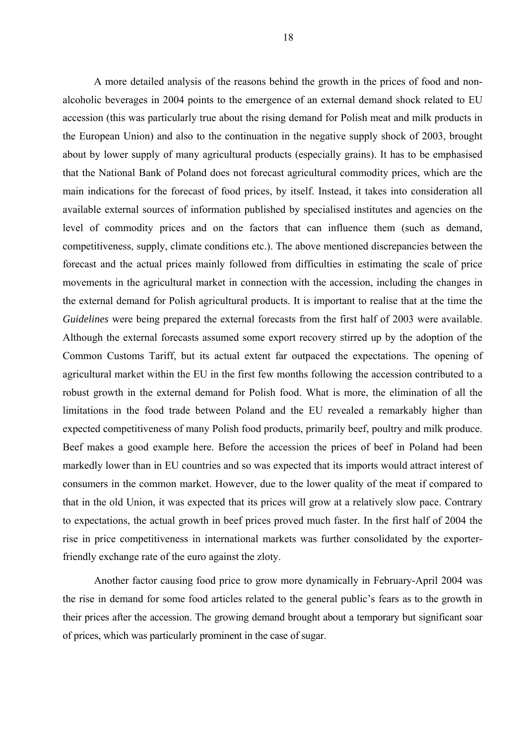A more detailed analysis of the reasons behind the growth in the prices of food and non-alcoholic beverages in 2004 points to the emergence of an external demand shock related to EU accession (this was particularly true about the rising demand for Polish meat and milk products in the European Union) and also to the continuation in the negative supply shock of 2003, brought about by lower supply of many agricultural products (especially grains). It has to be emphasised that the National Bank of Poland does not forecast agricultural commodity prices, which are the main indications for the forecast of food prices, by itself. Instead, it takes into consideration all available external sources of information published by specialised institutes and agencies on the level of commodity prices and on the factors that can influence them (such as demand, competitiveness, supply, climate conditions etc.). The above mentioned discrepancies between the forecast and the actual prices mainly followed from difficulties in estimating the scale of price movements in the agricultural market in connection with the accession, including the changes in the external demand for Polish agricultural products. It is important to realise that at the time the *Guidelines* were being prepared the external forecasts from the first half of 2003 were available. Although the external forecasts assumed some export recovery stirred up by the adoption of the Common Customs Tariff, but its actual extent far outpaced the expectations. The opening of agricultural market within the EU in the first few months following the accession contributed to a robust growth in the external demand for Polish food. What is more, the elimination of all the limitations in the food trade between Poland and the EU revealed a remarkably higher than expected competitiveness of many Polish food products, primarily beef, poultry and milk produce. Beef makes a good example here. Before the accession the prices of beef in Poland had been markedly lower than in EU countries and so was expected that its imports would attract interest of consumers in the common market. However, due to the lower quality of the meat if compared to that in the old Union, it was expected that its prices will grow at a relatively slow pace. Contrary to expectations, the actual growth in beef prices proved much faster. In the first half of 2004 the rise in price competitiveness in international markets was further consolidated by the exporter-friendly exchange rate of the euro against the zloty.

Another factor causing food price to grow more dynamically in February-April 2004 was the rise in demand for some food articles related to the general public's fears as to the growth in their prices after the accession. The growing demand brought about a temporary but significant soar of prices, which was particularly prominent in the case of sugar.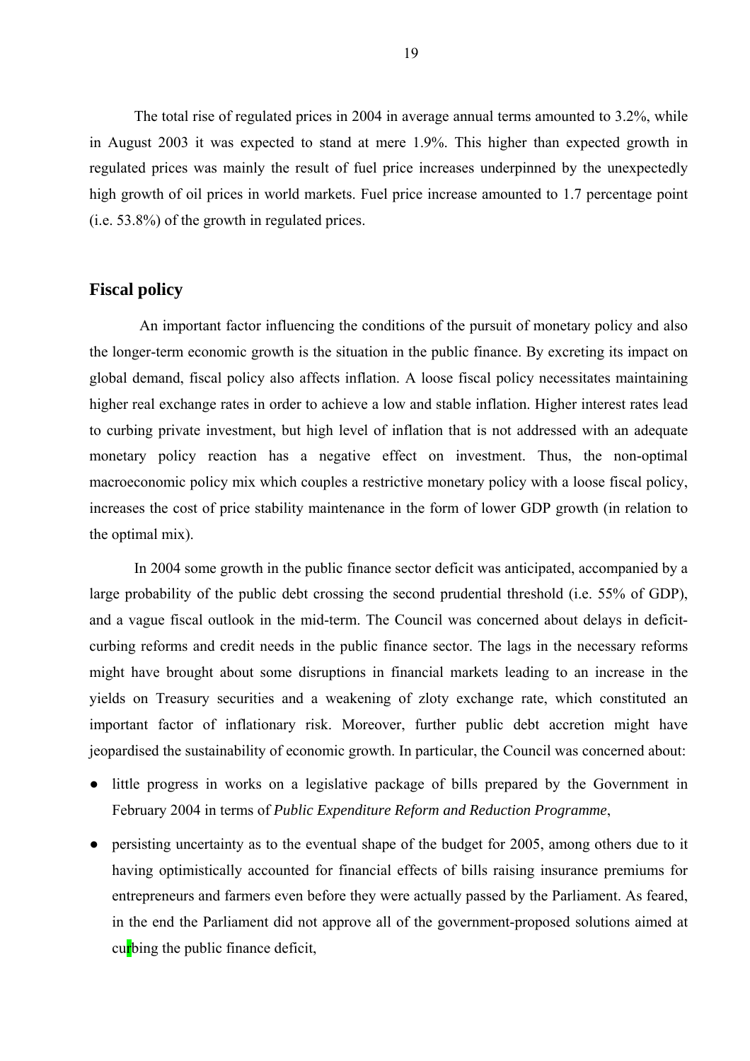The total rise of regulated prices in 2004 in average annual terms amounted to 3.2%, while in August 2003 it was expected to stand at mere 1.9%. This higher than expected growth in regulated prices was mainly the result of fuel price increases underpinned by the unexpectedly high growth of oil prices in world markets. Fuel price increase amounted to 1.7 percentage point (i.e. 53.8%) of the growth in regulated prices.

## Fiscal policy

An important factor influencing the conditions of the pursuit of monetary policy and also the longer-term economic growth is the situation in the public finance. By excreting its impact on global demand, fiscal policy also affects inflation. A loose fiscal policy necessitates maintaining higher real exchange rates in order to achieve a low and stable inflation. Higher interest rates lead to curbing private investment, but high level of inflation that is not addressed with an adequate monetary policy reaction has a negative effect on investment. Thus, the non-optimal macroeconomic policy mix which couples a restrictive monetary policy with a loose fiscal policy, increases the cost of price stability maintenance in the form of lower GDP growth (in relation to the optimal mix).

In 2004 some growth in the public finance sector deficit was anticipated, accompanied by a large probability of the public debt crossing the second prudential threshold (i.e. 55% of GDP), and a vague fiscal outlook in the mid-term. The Council was concerned about delays in deficit-curbing reforms and credit needs in the public finance sector. The lags in the necessary reforms might have brought about some disruptions in financial markets leading to an increase in the yields on Treasury securities and a weakening of zloty exchange rate, which constituted an important factor of inflationary risk. Moreover, further public debt accretion might have jeopardised the sustainability of economic growth. In particular, the Council was concerned about:

- little progress in works on a legislative package of bills prepared by the Government in February 2004 in terms of *Public Expenditure Reform and Reduction Programme*,
- persisting uncertainty as to the eventual shape of the budget for 2005, among others due to it having optimistically accounted for financial effects of bills raising insurance premiums for entrepreneurs and farmers even before they were actually passed by the Parliament. As feared, in the end the Parliament did not approve all of the government-proposed solutions aimed at curbing the public finance deficit,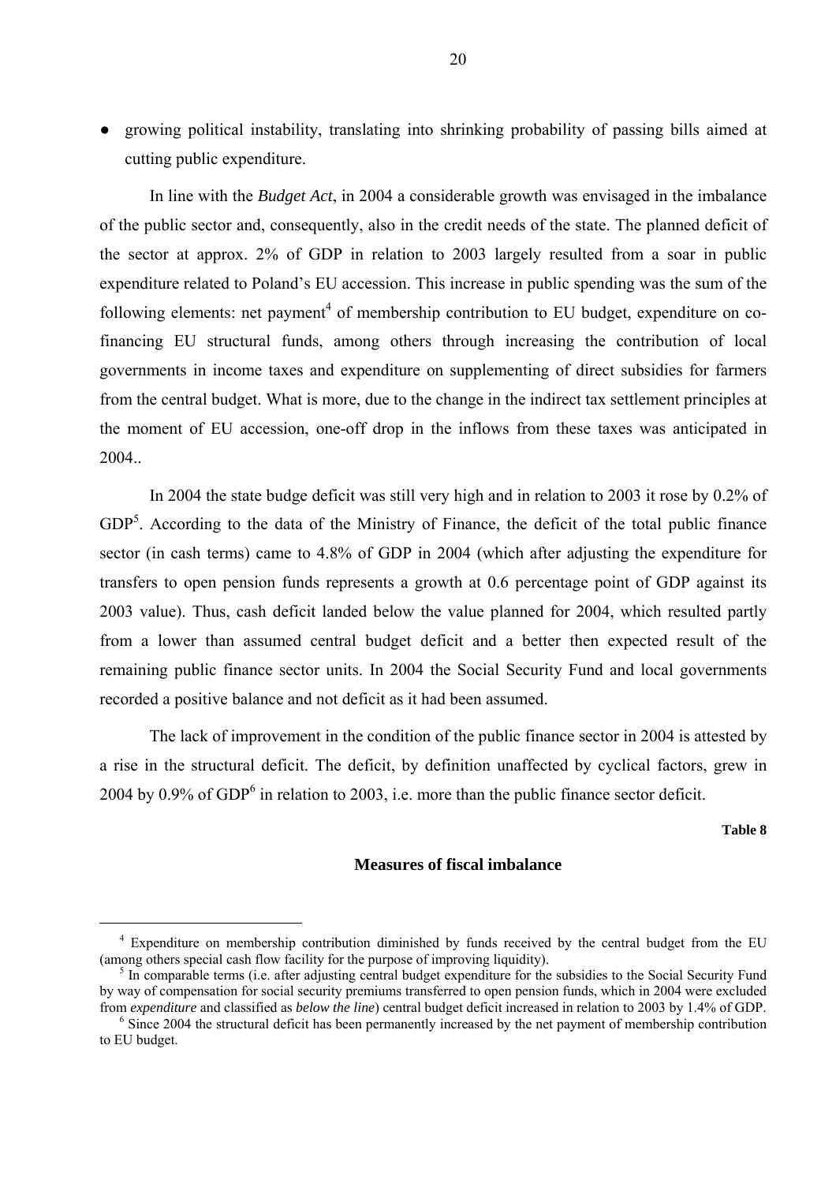- growing political instability, translating into shrinking probability of passing bills aimed at cutting public expenditure.

In line with the *Budget Act*, in 2004 a considerable growth was envisaged in the imbalance of the public sector and, consequently, also in the credit needs of the state. The planned deficit of the sector at approx. 2% of GDP in relation to 2003 largely resulted from a soar in public expenditure related to Poland's EU accession. This increase in public spending was the sum of the following elements: net payment[4] of membership contribution to EU budget, expenditure on co-financing EU structural funds, among others through increasing the contribution of local governments in income taxes and expenditure on supplementing of direct subsidies for farmers from the central budget. What is more, due to the change in the indirect tax settlement principles at the moment of EU accession, one-off drop in the inflows from these taxes was anticipated in 2004..

In 2004 the state budge deficit was still very high and in relation to 2003 it rose by 0.2% of GDP[5]. According to the data of the Ministry of Finance, the deficit of the total public finance sector (in cash terms) came to 4.8% of GDP in 2004 (which after adjusting the expenditure for transfers to open pension funds represents a growth at 0.6 percentage point of GDP against its 2003 value). Thus, cash deficit landed below the value planned for 2004, which resulted partly from a lower than assumed central budget deficit and a better then expected result of the remaining public finance sector units. In 2004 the Social Security Fund and local governments recorded a positive balance and not deficit as it had been assumed.

The lack of improvement in the condition of the public finance sector in 2004 is attested by a rise in the structural deficit. The deficit, by definition unaffected by cyclical factors, grew in 2004 by 0.9% of GDP[6] in relation to 2003, i.e. more than the public finance sector deficit.

**Table 8**

**Measures of fiscal imbalance**

---

[4] Expenditure on membership contribution diminished by funds received by the central budget from the EU (among others special cash flow facility for the purpose of improving liquidity).

[5] In comparable terms (i.e. after adjusting central budget expenditure for the subsidies to the Social Security Fund by way of compensation for social security premiums transferred to open pension funds, which in 2004 were excluded from *expenditure* and classified as *below the line*) central budget deficit increased in relation to 2003 by 1.4% of GDP.

[6] Since 2004 the structural deficit has been permanently increased by the net payment of membership contribution to EU budget.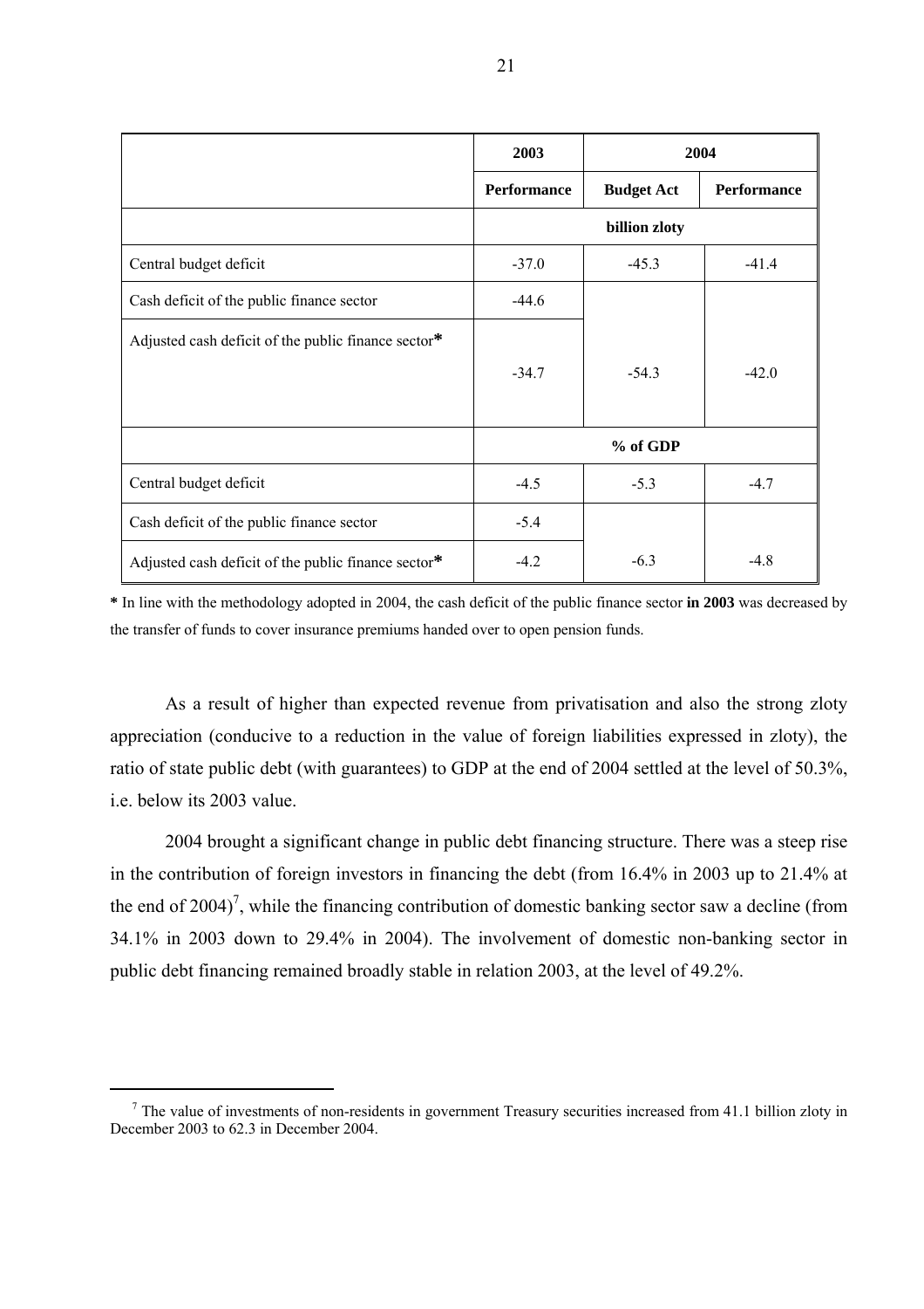| | 2003 | 2004 | |
|---|---|---|---|
| | Performance | Budget Act | Performance |
| | billion zloty | | |
| Central budget deficit | -37.0 | -45.3 | -41.4 |
| Cash deficit of the public finance sector | -44.6 | | |
| Adjusted cash deficit of the public finance sector* | -34.7 | -54.3 | -42.0 |
| | % of GDP | | |
| Central budget deficit | -4.5 | -5.3 | -4.7 |
| Cash deficit of the public finance sector | -5.4 | | |
| Adjusted cash deficit of the public finance sector* | -4.2 | -6.3 | -4.8 |

**\*** In line with the methodology adopted in 2004, the cash deficit of the public finance sector **in 2003** was decreased by the transfer of funds to cover insurance premiums handed over to open pension funds.

As a result of higher than expected revenue from privatisation and also the strong zloty appreciation (conducive to a reduction in the value of foreign liabilities expressed in zloty), the ratio of state public debt (with guarantees) to GDP at the end of 2004 settled at the level of 50.3%, i.e. below its 2003 value.

2004 brought a significant change in public debt financing structure. There was a steep rise in the contribution of foreign investors in financing the debt (from 16.4% in 2003 up to 21.4% at the end of 2004)[7], while the financing contribution of domestic banking sector saw a decline (from 34.1% in 2003 down to 29.4% in 2004). The involvement of domestic non-banking sector in public debt financing remained broadly stable in relation 2003, at the level of 49.2%.

[7] The value of investments of non-residents in government Treasury securities increased from 41.1 billion zloty in December 2003 to 62.3 in December 2004.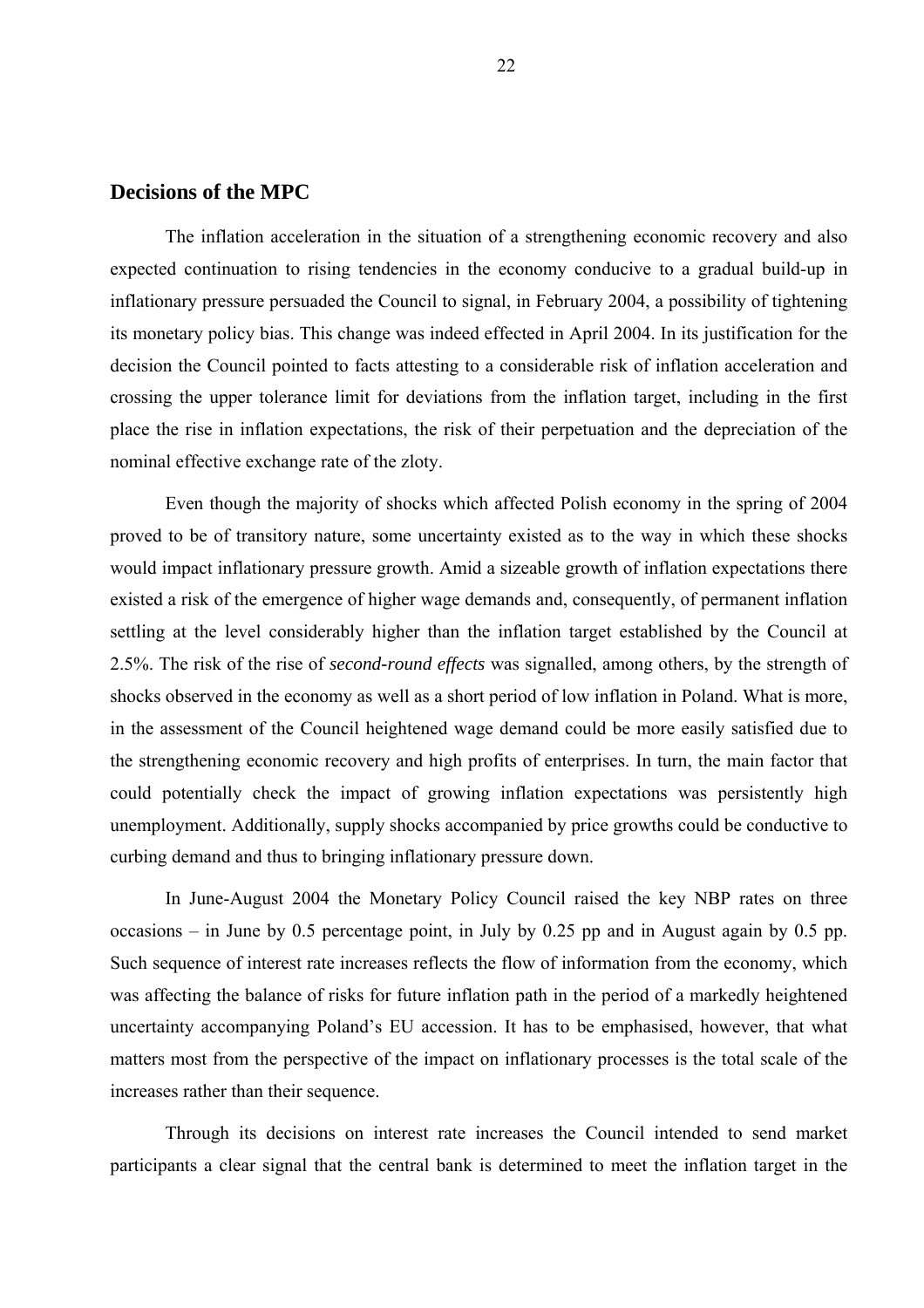## Decisions of the MPC

The inflation acceleration in the situation of a strengthening economic recovery and also expected continuation to rising tendencies in the economy conducive to a gradual build-up in inflationary pressure persuaded the Council to signal, in February 2004, a possibility of tightening its monetary policy bias. This change was indeed effected in April 2004. In its justification for the decision the Council pointed to facts attesting to a considerable risk of inflation acceleration and crossing the upper tolerance limit for deviations from the inflation target, including in the first place the rise in inflation expectations, the risk of their perpetuation and the depreciation of the nominal effective exchange rate of the zloty.

Even though the majority of shocks which affected Polish economy in the spring of 2004 proved to be of transitory nature, some uncertainty existed as to the way in which these shocks would impact inflationary pressure growth. Amid a sizeable growth of inflation expectations there existed a risk of the emergence of higher wage demands and, consequently, of permanent inflation settling at the level considerably higher than the inflation target established by the Council at 2.5%. The risk of the rise of *second-round effects* was signalled, among others, by the strength of shocks observed in the economy as well as a short period of low inflation in Poland. What is more, in the assessment of the Council heightened wage demand could be more easily satisfied due to the strengthening economic recovery and high profits of enterprises. In turn, the main factor that could potentially check the impact of growing inflation expectations was persistently high unemployment. Additionally, supply shocks accompanied by price growths could be conductive to curbing demand and thus to bringing inflationary pressure down.

In June-August 2004 the Monetary Policy Council raised the key NBP rates on three occasions – in June by 0.5 percentage point, in July by 0.25 pp and in August again by 0.5 pp. Such sequence of interest rate increases reflects the flow of information from the economy, which was affecting the balance of risks for future inflation path in the period of a markedly heightened uncertainty accompanying Poland's EU accession. It has to be emphasised, however, that what matters most from the perspective of the impact on inflationary processes is the total scale of the increases rather than their sequence.

Through its decisions on interest rate increases the Council intended to send market participants a clear signal that the central bank is determined to meet the inflation target in the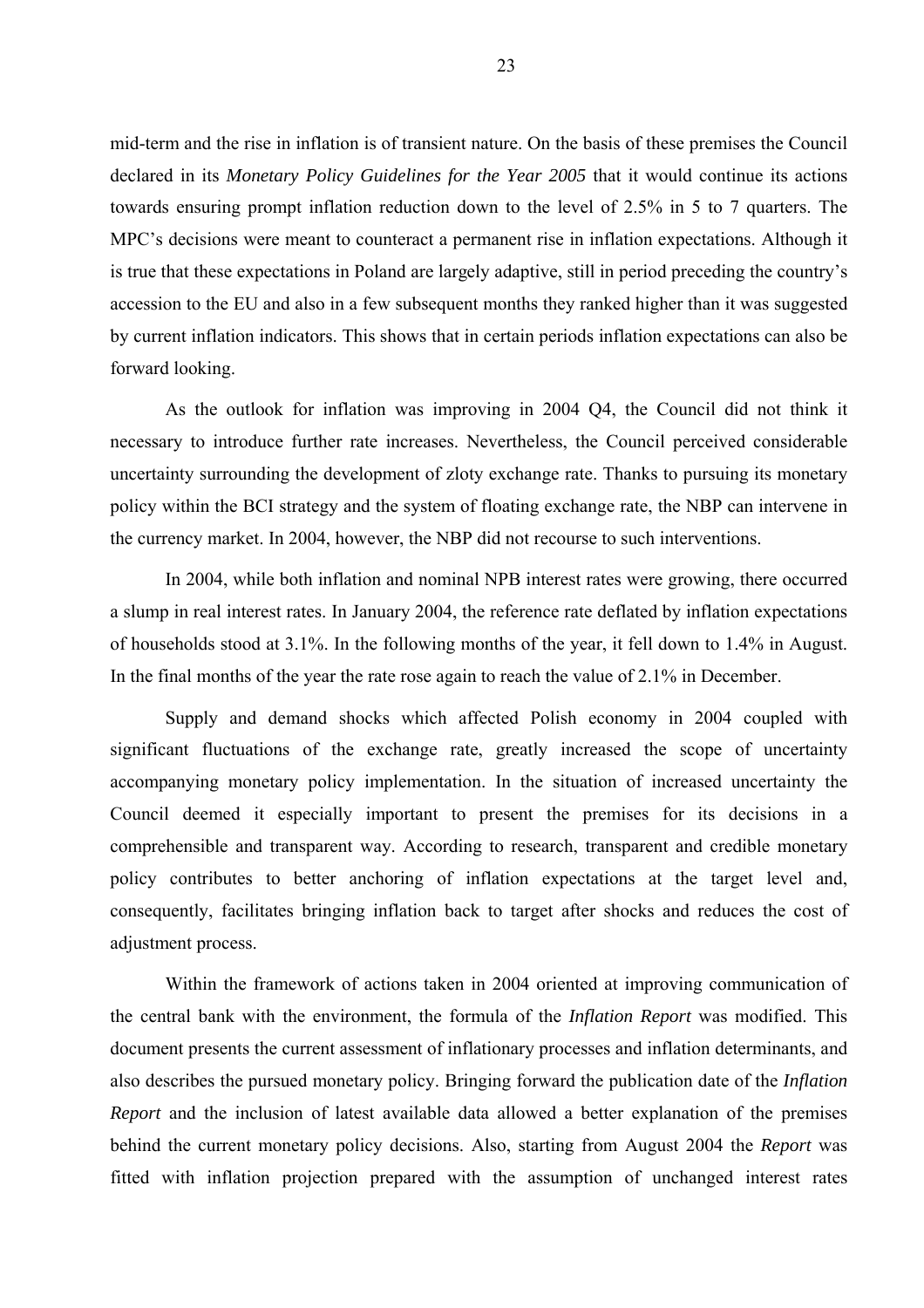mid-term and the rise in inflation is of transient nature. On the basis of these premises the Council declared in its *Monetary Policy Guidelines for the Year 2005* that it would continue its actions towards ensuring prompt inflation reduction down to the level of 2.5% in 5 to 7 quarters. The MPC's decisions were meant to counteract a permanent rise in inflation expectations. Although it is true that these expectations in Poland are largely adaptive, still in period preceding the country's accession to the EU and also in a few subsequent months they ranked higher than it was suggested by current inflation indicators. This shows that in certain periods inflation expectations can also be forward looking.

As the outlook for inflation was improving in 2004 Q4, the Council did not think it necessary to introduce further rate increases. Nevertheless, the Council perceived considerable uncertainty surrounding the development of zloty exchange rate. Thanks to pursuing its monetary policy within the BCI strategy and the system of floating exchange rate, the NBP can intervene in the currency market. In 2004, however, the NBP did not recourse to such interventions.

In 2004, while both inflation and nominal NPB interest rates were growing, there occurred a slump in real interest rates. In January 2004, the reference rate deflated by inflation expectations of households stood at 3.1%. In the following months of the year, it fell down to 1.4% in August. In the final months of the year the rate rose again to reach the value of 2.1% in December.

Supply and demand shocks which affected Polish economy in 2004 coupled with significant fluctuations of the exchange rate, greatly increased the scope of uncertainty accompanying monetary policy implementation. In the situation of increased uncertainty the Council deemed it especially important to present the premises for its decisions in a comprehensible and transparent way. According to research, transparent and credible monetary policy contributes to better anchoring of inflation expectations at the target level and, consequently, facilitates bringing inflation back to target after shocks and reduces the cost of adjustment process.

Within the framework of actions taken in 2004 oriented at improving communication of the central bank with the environment, the formula of the *Inflation Report* was modified. This document presents the current assessment of inflationary processes and inflation determinants, and also describes the pursued monetary policy. Bringing forward the publication date of the *Inflation Report* and the inclusion of latest available data allowed a better explanation of the premises behind the current monetary policy decisions. Also, starting from August 2004 the *Report* was fitted with inflation projection prepared with the assumption of unchanged interest rates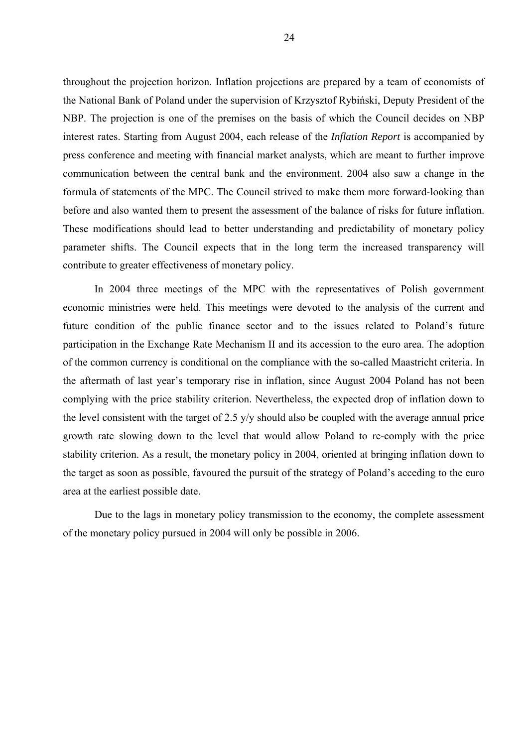throughout the projection horizon. Inflation projections are prepared by a team of economists of the National Bank of Poland under the supervision of Krzysztof Rybiński, Deputy President of the NBP. The projection is one of the premises on the basis of which the Council decides on NBP interest rates. Starting from August 2004, each release of the *Inflation Report* is accompanied by press conference and meeting with financial market analysts, which are meant to further improve communication between the central bank and the environment. 2004 also saw a change in the formula of statements of the MPC. The Council strived to make them more forward-looking than before and also wanted them to present the assessment of the balance of risks for future inflation. These modifications should lead to better understanding and predictability of monetary policy parameter shifts. The Council expects that in the long term the increased transparency will contribute to greater effectiveness of monetary policy.

In 2004 three meetings of the MPC with the representatives of Polish government economic ministries were held. This meetings were devoted to the analysis of the current and future condition of the public finance sector and to the issues related to Poland's future participation in the Exchange Rate Mechanism II and its accession to the euro area. The adoption of the common currency is conditional on the compliance with the so-called Maastricht criteria. In the aftermath of last year's temporary rise in inflation, since August 2004 Poland has not been complying with the price stability criterion. Nevertheless, the expected drop of inflation down to the level consistent with the target of 2.5 y/y should also be coupled with the average annual price growth rate slowing down to the level that would allow Poland to re-comply with the price stability criterion. As a result, the monetary policy in 2004, oriented at bringing inflation down to the target as soon as possible, favoured the pursuit of the strategy of Poland's acceding to the euro area at the earliest possible date.

Due to the lags in monetary policy transmission to the economy, the complete assessment of the monetary policy pursued in 2004 will only be possible in 2006.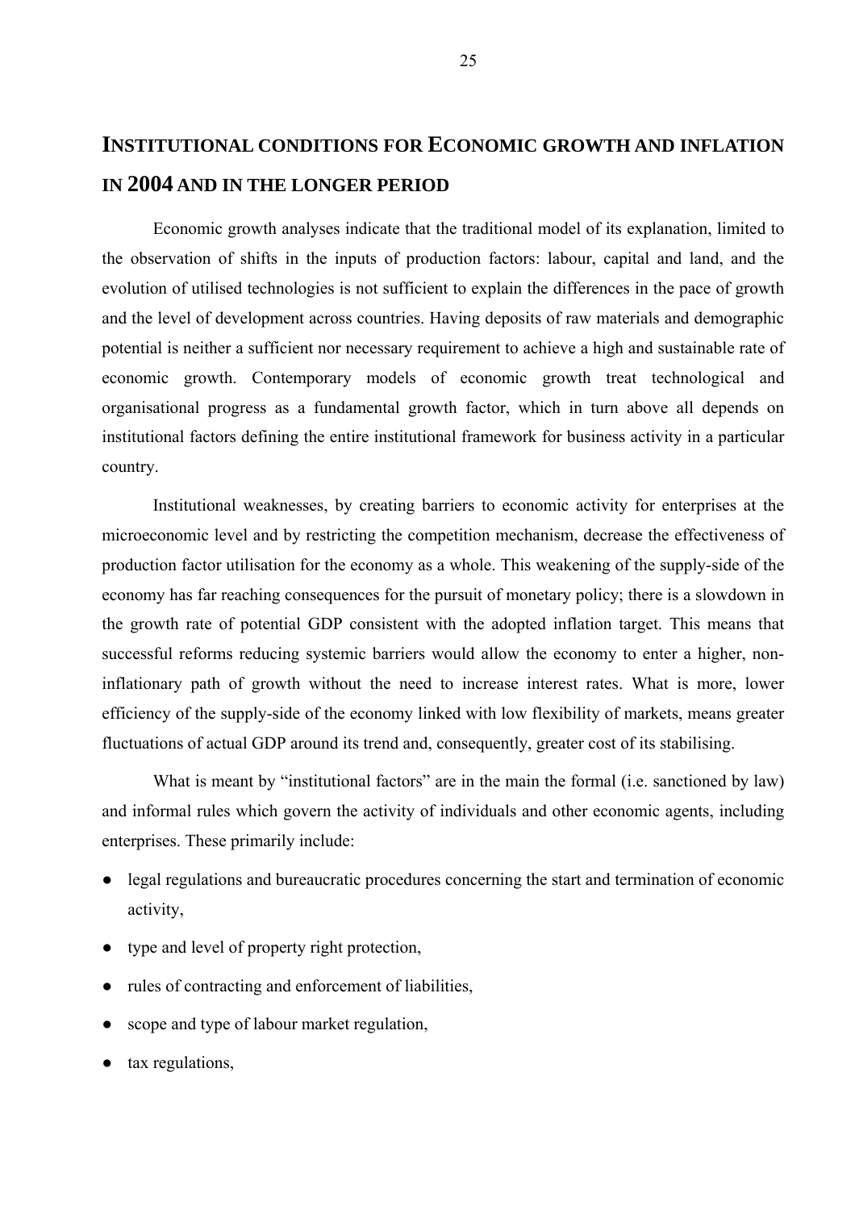## INSTITUTIONAL CONDITIONS FOR ECONOMIC GROWTH AND INFLATION IN 2004 AND IN THE LONGER PERIOD

Economic growth analyses indicate that the traditional model of its explanation, limited to the observation of shifts in the inputs of production factors: labour, capital and land, and the evolution of utilised technologies is not sufficient to explain the differences in the pace of growth and the level of development across countries. Having deposits of raw materials and demographic potential is neither a sufficient nor necessary requirement to achieve a high and sustainable rate of economic growth. Contemporary models of economic growth treat technological and organisational progress as a fundamental growth factor, which in turn above all depends on institutional factors defining the entire institutional framework for business activity in a particular country.

Institutional weaknesses, by creating barriers to economic activity for enterprises at the microeconomic level and by restricting the competition mechanism, decrease the effectiveness of production factor utilisation for the economy as a whole. This weakening of the supply-side of the economy has far reaching consequences for the pursuit of monetary policy; there is a slowdown in the growth rate of potential GDP consistent with the adopted inflation target. This means that successful reforms reducing systemic barriers would allow the economy to enter a higher, non-inflationary path of growth without the need to increase interest rates. What is more, lower efficiency of the supply-side of the economy linked with low flexibility of markets, means greater fluctuations of actual GDP around its trend and, consequently, greater cost of its stabilising.

What is meant by "institutional factors" are in the main the formal (i.e. sanctioned by law) and informal rules which govern the activity of individuals and other economic agents, including enterprises. These primarily include:

- legal regulations and bureaucratic procedures concerning the start and termination of economic activity,
- type and level of property right protection,
- rules of contracting and enforcement of liabilities,
- scope and type of labour market regulation,
- tax regulations,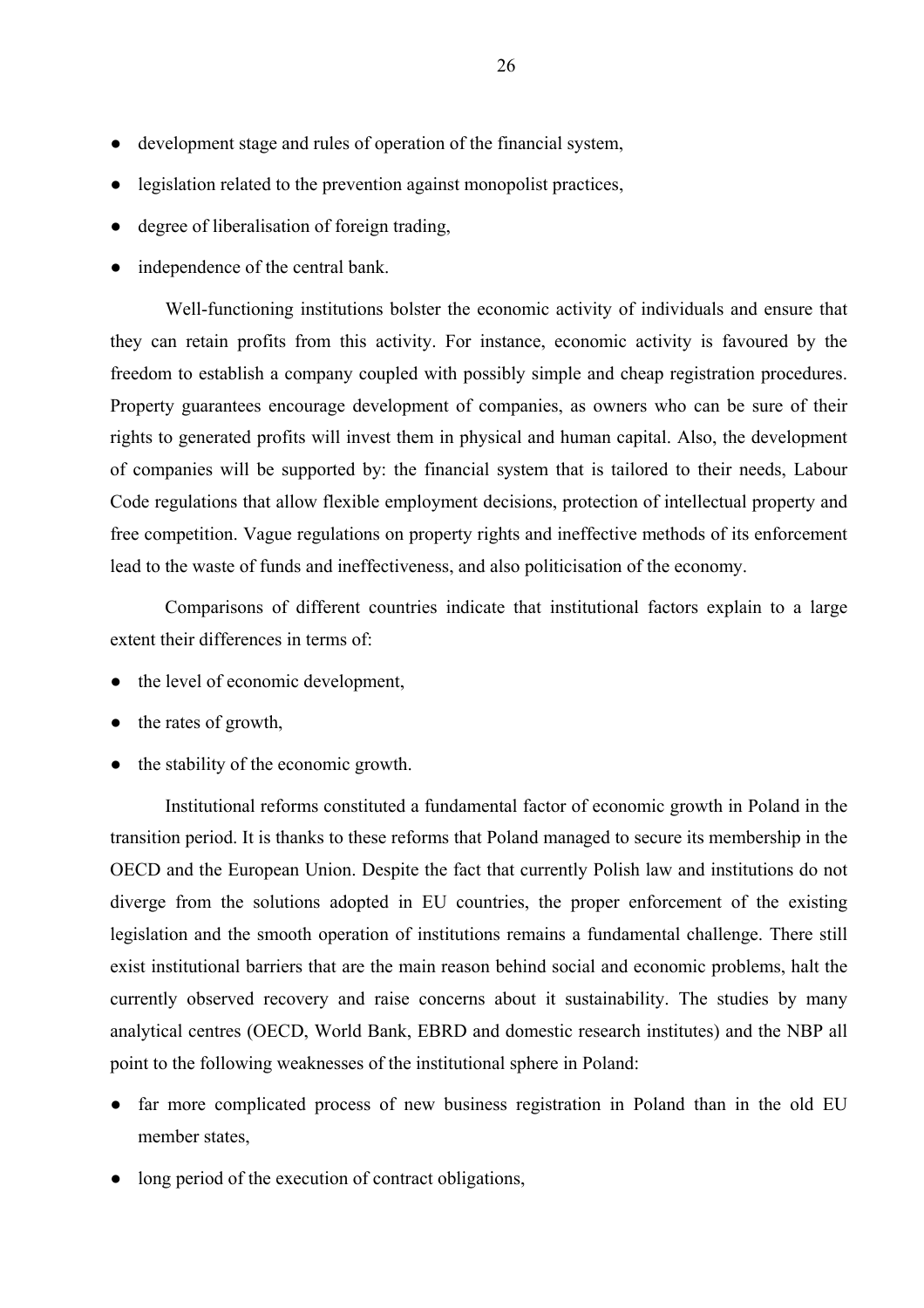- development stage and rules of operation of the financial system,
- legislation related to the prevention against monopolist practices,
- degree of liberalisation of foreign trading,
- independence of the central bank.

Well-functioning institutions bolster the economic activity of individuals and ensure that they can retain profits from this activity. For instance, economic activity is favoured by the freedom to establish a company coupled with possibly simple and cheap registration procedures. Property guarantees encourage development of companies, as owners who can be sure of their rights to generated profits will invest them in physical and human capital. Also, the development of companies will be supported by: the financial system that is tailored to their needs, Labour Code regulations that allow flexible employment decisions, protection of intellectual property and free competition. Vague regulations on property rights and ineffective methods of its enforcement lead to the waste of funds and ineffectiveness, and also politicisation of the economy.

Comparisons of different countries indicate that institutional factors explain to a large extent their differences in terms of:

- the level of economic development,
- the rates of growth,
- the stability of the economic growth.

Institutional reforms constituted a fundamental factor of economic growth in Poland in the transition period. It is thanks to these reforms that Poland managed to secure its membership in the OECD and the European Union. Despite the fact that currently Polish law and institutions do not diverge from the solutions adopted in EU countries, the proper enforcement of the existing legislation and the smooth operation of institutions remains a fundamental challenge. There still exist institutional barriers that are the main reason behind social and economic problems, halt the currently observed recovery and raise concerns about it sustainability. The studies by many analytical centres (OECD, World Bank, EBRD and domestic research institutes) and the NBP all point to the following weaknesses of the institutional sphere in Poland:

- far more complicated process of new business registration in Poland than in the old EU member states,
- long period of the execution of contract obligations,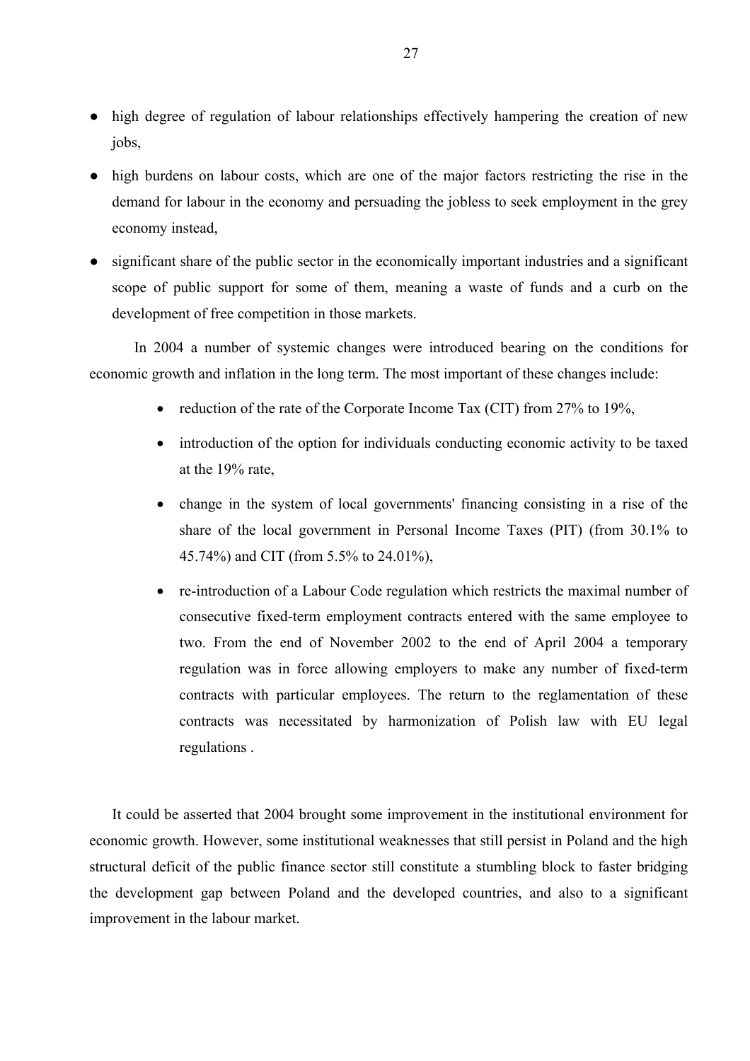- high degree of regulation of labour relationships effectively hampering the creation of new jobs,
- high burdens on labour costs, which are one of the major factors restricting the rise in the demand for labour in the economy and persuading the jobless to seek employment in the grey economy instead,
- significant share of the public sector in the economically important industries and a significant scope of public support for some of them, meaning a waste of funds and a curb on the development of free competition in those markets.

In 2004 a number of systemic changes were introduced bearing on the conditions for economic growth and inflation in the long term. The most important of these changes include:

- reduction of the rate of the Corporate Income Tax (CIT) from 27% to 19%,
- introduction of the option for individuals conducting economic activity to be taxed at the 19% rate,
- change in the system of local governments' financing consisting in a rise of the share of the local government in Personal Income Taxes (PIT) (from 30.1% to 45.74%) and CIT (from 5.5% to 24.01%),
- re-introduction of a Labour Code regulation which restricts the maximal number of consecutive fixed-term employment contracts entered with the same employee to two. From the end of November 2002 to the end of April 2004 a temporary regulation was in force allowing employers to make any number of fixed-term contracts with particular employees. The return to the reglamentation of these contracts was necessitated by harmonization of Polish law with EU legal regulations .

It could be asserted that 2004 brought some improvement in the institutional environment for economic growth. However, some institutional weaknesses that still persist in Poland and the high structural deficit of the public finance sector still constitute a stumbling block to faster bridging the development gap between Poland and the developed countries, and also to a significant improvement in the labour market.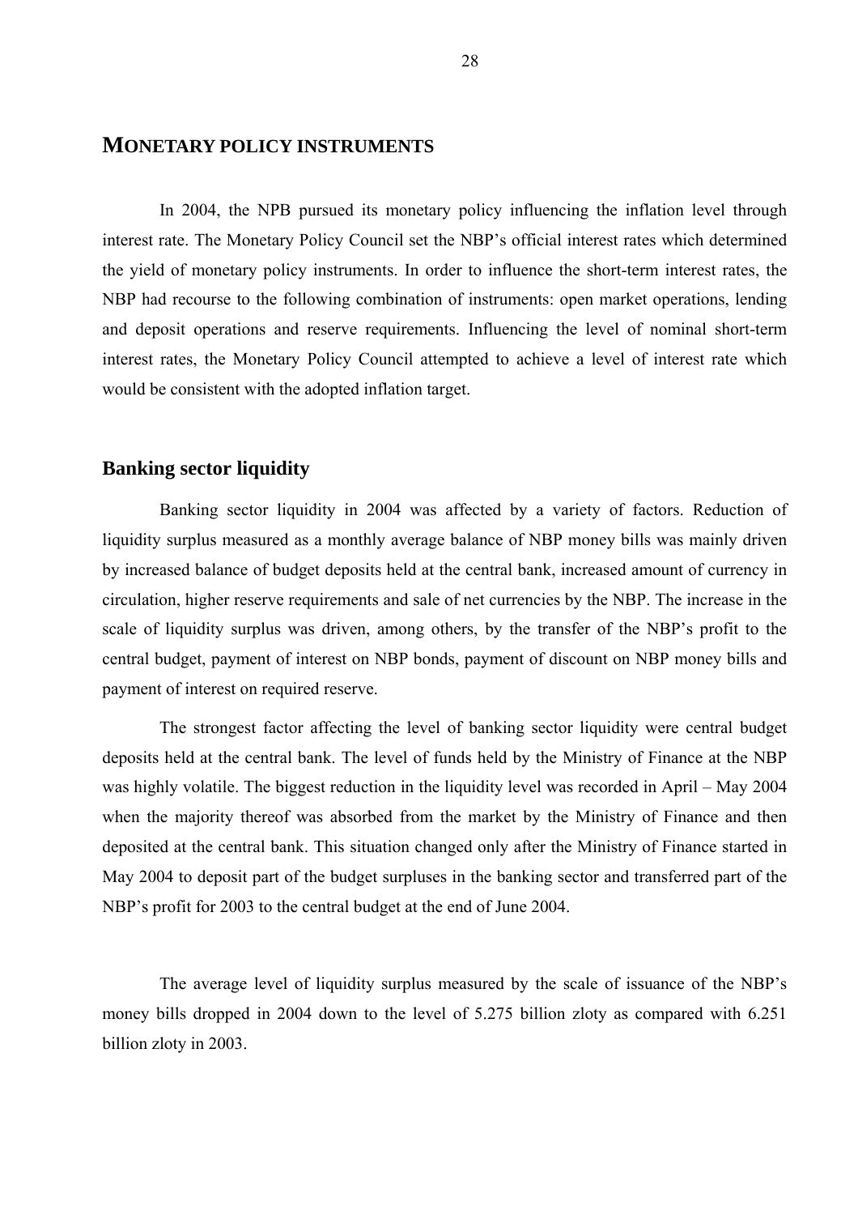## MONETARY POLICY INSTRUMENTS

In 2004, the NPB pursued its monetary policy influencing the inflation level through interest rate. The Monetary Policy Council set the NBP's official interest rates which determined the yield of monetary policy instruments. In order to influence the short-term interest rates, the NBP had recourse to the following combination of instruments: open market operations, lending and deposit operations and reserve requirements. Influencing the level of nominal short-term interest rates, the Monetary Policy Council attempted to achieve a level of interest rate which would be consistent with the adopted inflation target.

### Banking sector liquidity

Banking sector liquidity in 2004 was affected by a variety of factors. Reduction of liquidity surplus measured as a monthly average balance of NBP money bills was mainly driven by increased balance of budget deposits held at the central bank, increased amount of currency in circulation, higher reserve requirements and sale of net currencies by the NBP. The increase in the scale of liquidity surplus was driven, among others, by the transfer of the NBP's profit to the central budget, payment of interest on NBP bonds, payment of discount on NBP money bills and payment of interest on required reserve.

The strongest factor affecting the level of banking sector liquidity were central budget deposits held at the central bank. The level of funds held by the Ministry of Finance at the NBP was highly volatile. The biggest reduction in the liquidity level was recorded in April – May 2004 when the majority thereof was absorbed from the market by the Ministry of Finance and then deposited at the central bank. This situation changed only after the Ministry of Finance started in May 2004 to deposit part of the budget surpluses in the banking sector and transferred part of the NBP's profit for 2003 to the central budget at the end of June 2004.

The average level of liquidity surplus measured by the scale of issuance of the NBP's money bills dropped in 2004 down to the level of 5.275 billion zloty as compared with 6.251 billion zloty in 2003.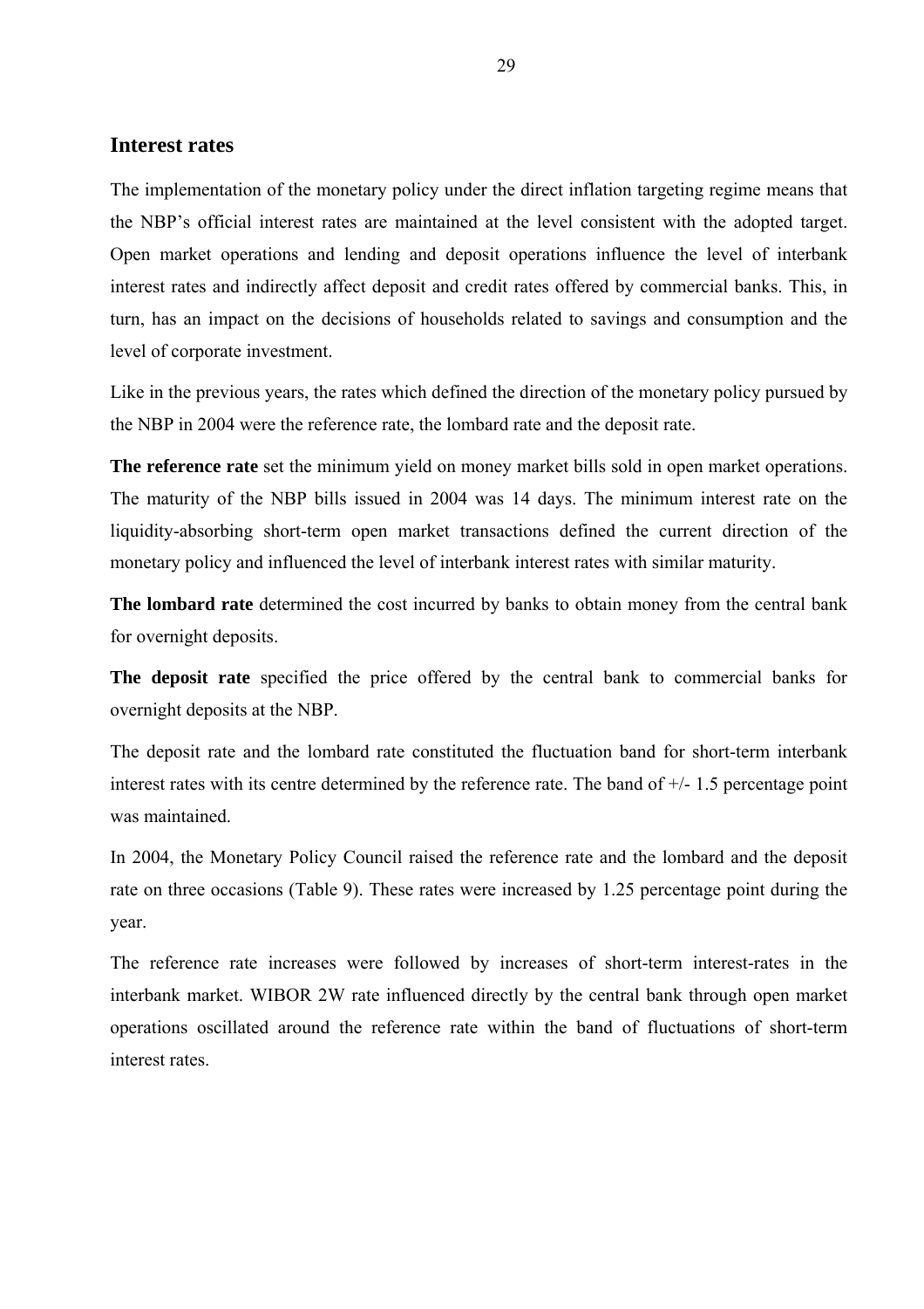## Interest rates

The implementation of the monetary policy under the direct inflation targeting regime means that the NBP's official interest rates are maintained at the level consistent with the adopted target. Open market operations and lending and deposit operations influence the level of interbank interest rates and indirectly affect deposit and credit rates offered by commercial banks. This, in turn, has an impact on the decisions of households related to savings and consumption and the level of corporate investment.

Like in the previous years, the rates which defined the direction of the monetary policy pursued by the NBP in 2004 were the reference rate, the lombard rate and the deposit rate.

**The reference rate** set the minimum yield on money market bills sold in open market operations. The maturity of the NBP bills issued in 2004 was 14 days. The minimum interest rate on the liquidity-absorbing short-term open market transactions defined the current direction of the monetary policy and influenced the level of interbank interest rates with similar maturity.

**The lombard rate** determined the cost incurred by banks to obtain money from the central bank for overnight deposits.

**The deposit rate** specified the price offered by the central bank to commercial banks for overnight deposits at the NBP.

The deposit rate and the lombard rate constituted the fluctuation band for short-term interbank interest rates with its centre determined by the reference rate. The band of +/- 1.5 percentage point was maintained.

In 2004, the Monetary Policy Council raised the reference rate and the lombard and the deposit rate on three occasions (Table 9). These rates were increased by 1.25 percentage point during the year.

The reference rate increases were followed by increases of short-term interest-rates in the interbank market. WIBOR 2W rate influenced directly by the central bank through open market operations oscillated around the reference rate within the band of fluctuations of short-term interest rates.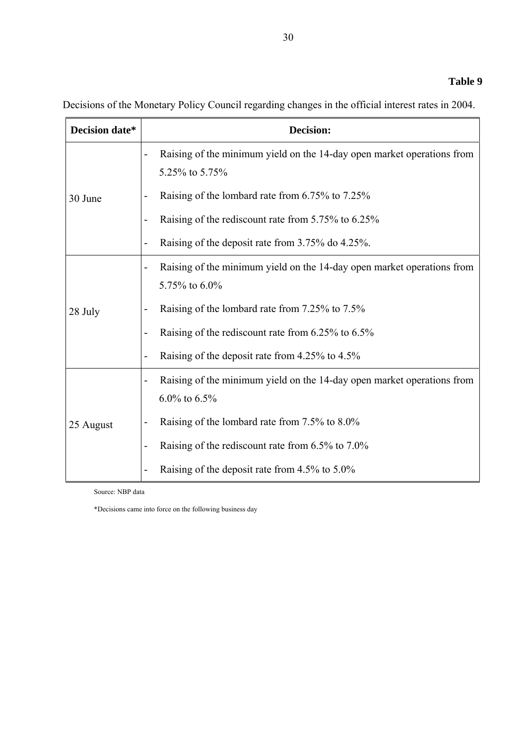**Table 9**

Decisions of the Monetary Policy Council regarding changes in the official interest rates in 2004.

| Decision date* | Decision: |
|---|---|
| 30 June | - Raising of the minimum yield on the 14-day open market operations from 5.25% to 5.75%<br>- Raising of the lombard rate from 6.75% to 7.25%<br>- Raising of the rediscount rate from 5.75% to 6.25%<br>- Raising of the deposit rate from 3.75% do 4.25%. |
| 28 July | - Raising of the minimum yield on the 14-day open market operations from 5.75% to 6.0%<br>- Raising of the lombard rate from 7.25% to 7.5%<br>- Raising of the rediscount rate from 6.25% to 6.5%<br>- Raising of the deposit rate from 4.25% to 4.5% |
| 25 August | - Raising of the minimum yield on the 14-day open market operations from 6.0% to 6.5%<br>- Raising of the lombard rate from 7.5% to 8.0%<br>- Raising of the rediscount rate from 6.5% to 7.0%<br>- Raising of the deposit rate from 4.5% to 5.0% |

Source: NBP data

*Decisions came into force on the following business day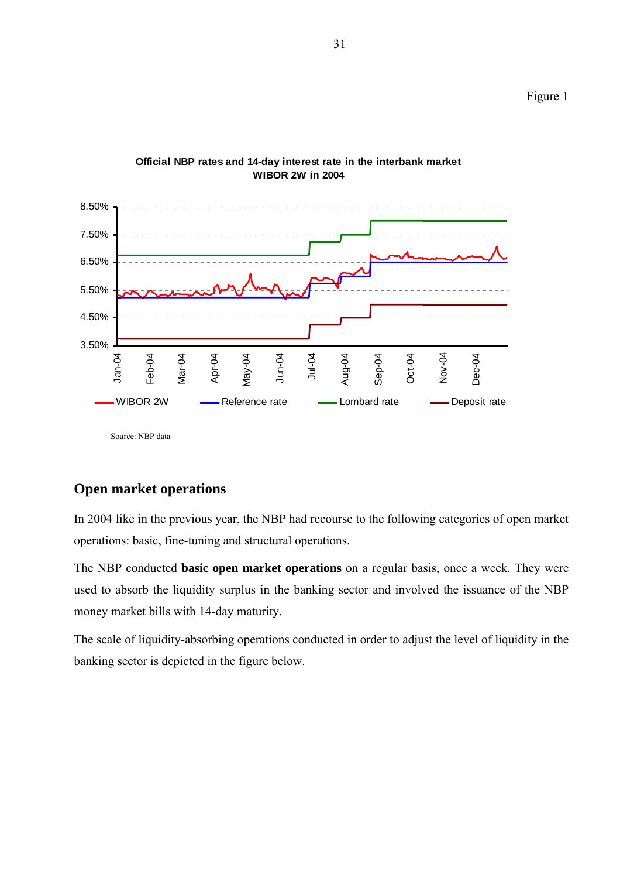Figure 1

**Official NBP rates and 14-day interest rate in the interbank market WIBOR 2W in 2004**

Source: NBP data

## Open market operations

In 2004 like in the previous year, the NBP had recourse to the following categories of open market operations: basic, fine-tuning and structural operations.

The NBP conducted **basic open market operations** on a regular basis, once a week. They were used to absorb the liquidity surplus in the banking sector and involved the issuance of the NBP money market bills with 14-day maturity.

The scale of liquidity-absorbing operations conducted in order to adjust the level of liquidity in the banking sector is depicted in the figure below.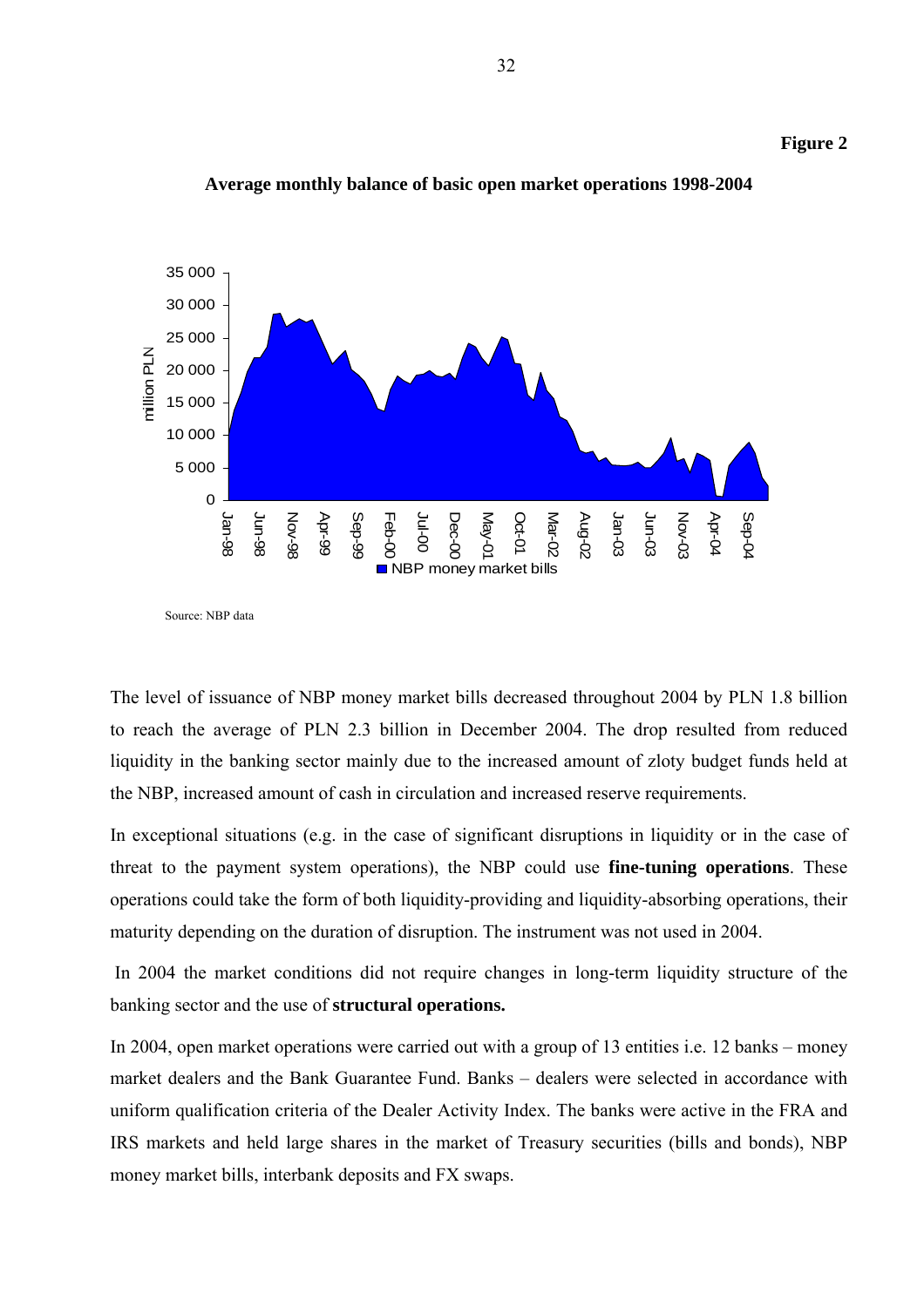**Figure 2**

**Average monthly balance of basic open market operations 1998-2004**

Source: NBP data

The level of issuance of NBP money market bills decreased throughout 2004 by PLN 1.8 billion to reach the average of PLN 2.3 billion in December 2004. The drop resulted from reduced liquidity in the banking sector mainly due to the increased amount of zloty budget funds held at the NBP, increased amount of cash in circulation and increased reserve requirements.

In exceptional situations (e.g. in the case of significant disruptions in liquidity or in the case of threat to the payment system operations), the NBP could use **fine-tuning operations**. These operations could take the form of both liquidity-providing and liquidity-absorbing operations, their maturity depending on the duration of disruption. The instrument was not used in 2004.

In 2004 the market conditions did not require changes in long-term liquidity structure of the banking sector and the use of **structural operations.**

In 2004, open market operations were carried out with a group of 13 entities i.e. 12 banks – money market dealers and the Bank Guarantee Fund. Banks – dealers were selected in accordance with uniform qualification criteria of the Dealer Activity Index. The banks were active in the FRA and IRS markets and held large shares in the market of Treasury securities (bills and bonds), NBP money market bills, interbank deposits and FX swaps.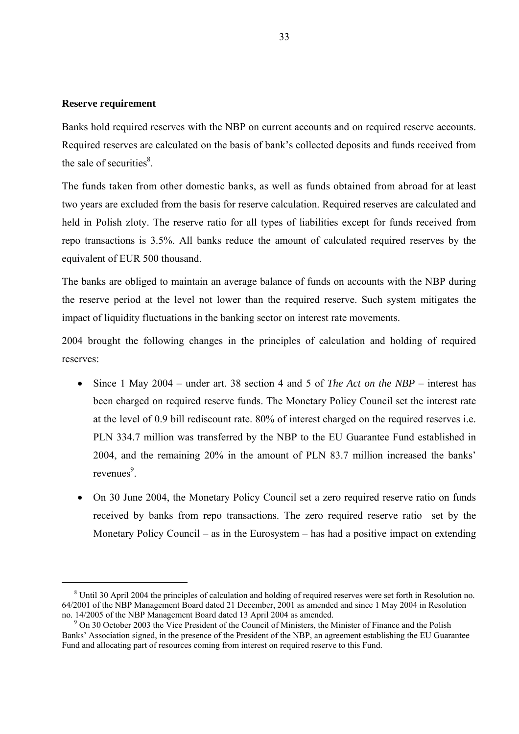**Reserve requirement**

Banks hold required reserves with the NBP on current accounts and on required reserve accounts. Required reserves are calculated on the basis of bank's collected deposits and funds received from the sale of securities[8].

The funds taken from other domestic banks, as well as funds obtained from abroad for at least two years are excluded from the basis for reserve calculation. Required reserves are calculated and held in Polish zloty. The reserve ratio for all types of liabilities except for funds received from repo transactions is 3.5%. All banks reduce the amount of calculated required reserves by the equivalent of EUR 500 thousand.

The banks are obliged to maintain an average balance of funds on accounts with the NBP during the reserve period at the level not lower than the required reserve. Such system mitigates the impact of liquidity fluctuations in the banking sector on interest rate movements.

2004 brought the following changes in the principles of calculation and holding of required reserves:

- Since 1 May 2004 – under art. 38 section 4 and 5 of *The Act on the NBP* – interest has been charged on required reserve funds. The Monetary Policy Council set the interest rate at the level of 0.9 bill rediscount rate. 80% of interest charged on the required reserves i.e. PLN 334.7 million was transferred by the NBP to the EU Guarantee Fund established in 2004, and the remaining 20% in the amount of PLN 83.7 million increased the banks' revenues[9].
- On 30 June 2004, the Monetary Policy Council set a zero required reserve ratio on funds received by banks from repo transactions. The zero required reserve ratio set by the Monetary Policy Council – as in the Eurosystem – has had a positive impact on extending

---

[8] Until 30 April 2004 the principles of calculation and holding of required reserves were set forth in Resolution no. 64/2001 of the NBP Management Board dated 21 December, 2001 as amended and since 1 May 2004 in Resolution no. 14/2005 of the NBP Management Board dated 13 April 2004 as amended.

[9] On 30 October 2003 the Vice President of the Council of Ministers, the Minister of Finance and the Polish Banks' Association signed, in the presence of the President of the NBP, an agreement establishing the EU Guarantee Fund and allocating part of resources coming from interest on required reserve to this Fund.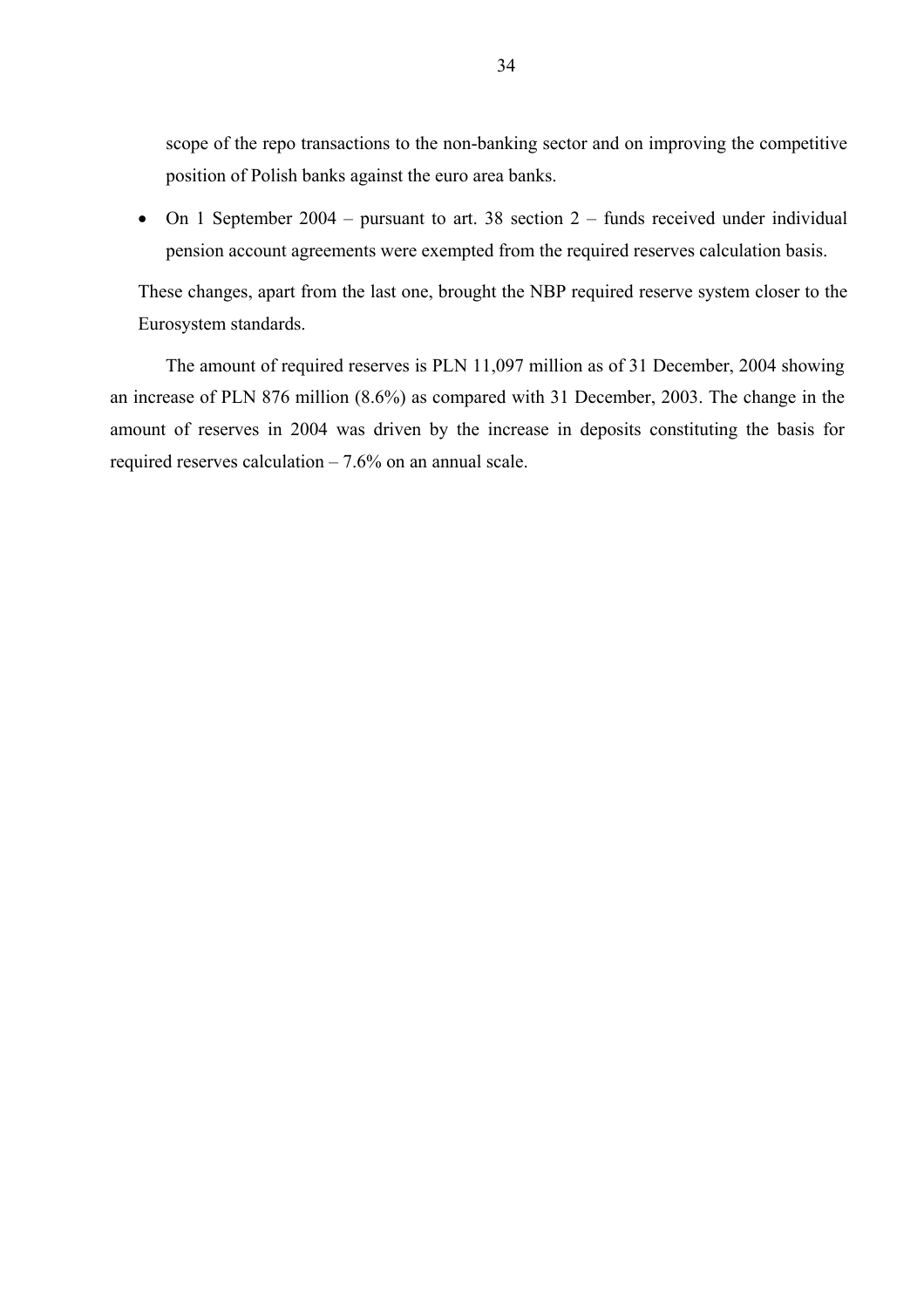scope of the repo transactions to the non-banking sector and on improving the competitive position of Polish banks against the euro area banks.

- On 1 September 2004 – pursuant to art. 38 section 2 – funds received under individual pension account agreements were exempted from the required reserves calculation basis.

These changes, apart from the last one, brought the NBP required reserve system closer to the Eurosystem standards.

The amount of required reserves is PLN 11,097 million as of 31 December, 2004 showing an increase of PLN 876 million (8.6%) as compared with 31 December, 2003. The change in the amount of reserves in 2004 was driven by the increase in deposits constituting the basis for required reserves calculation – 7.6% on an annual scale.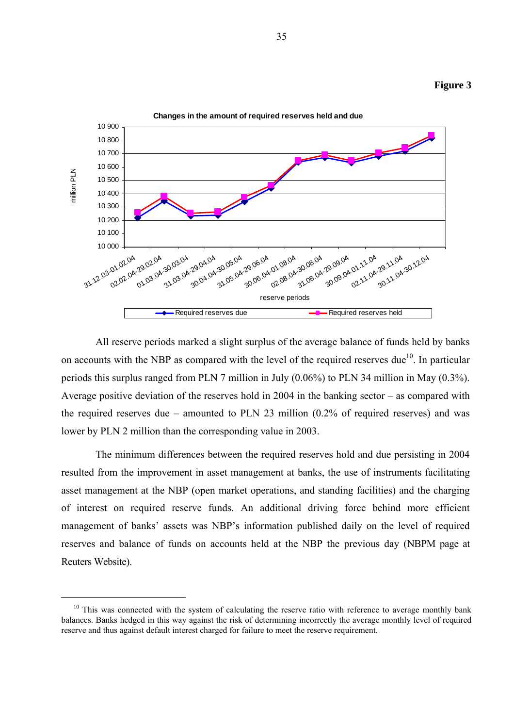**Figure 3**

**Changes in the amount of required reserves held and due**

All reserve periods marked a slight surplus of the average balance of funds held by banks on accounts with the NBP as compared with the level of the required reserves due[10]. In particular periods this surplus ranged from PLN 7 million in July (0.06%) to PLN 34 million in May (0.3%). Average positive deviation of the reserves hold in 2004 in the banking sector – as compared with the required reserves due – amounted to PLN 23 million (0.2% of required reserves) and was lower by PLN 2 million than the corresponding value in 2003.

The minimum differences between the required reserves hold and due persisting in 2004 resulted from the improvement in asset management at banks, the use of instruments facilitating asset management at the NBP (open market operations, and standing facilities) and the charging of interest on required reserve funds. An additional driving force behind more efficient management of banks' assets was NBP's information published daily on the level of required reserves and balance of funds on accounts held at the NBP the previous day (NBPM page at Reuters Website).

[10] This was connected with the system of calculating the reserve ratio with reference to average monthly bank balances. Banks hedged in this way against the risk of determining incorrectly the average monthly level of required reserve and thus against default interest charged for failure to meet the reserve requirement.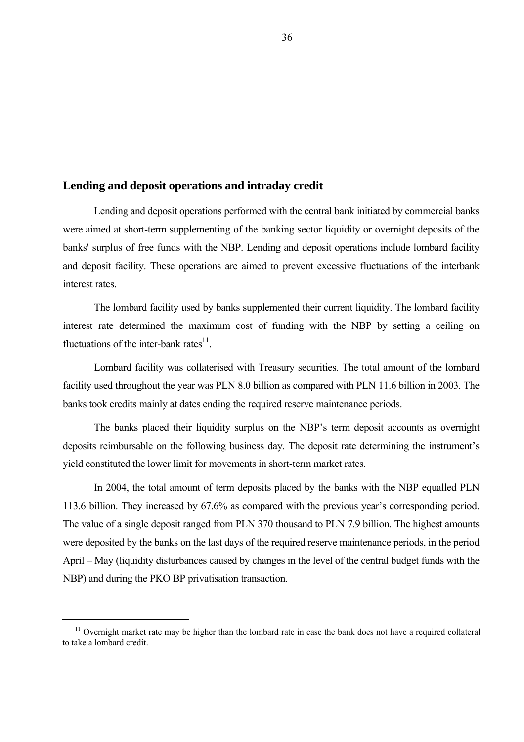## Lending and deposit operations and intraday credit

Lending and deposit operations performed with the central bank initiated by commercial banks were aimed at short-term supplementing of the banking sector liquidity or overnight deposits of the banks' surplus of free funds with the NBP. Lending and deposit operations include lombard facility and deposit facility. These operations are aimed to prevent excessive fluctuations of the interbank interest rates.

The lombard facility used by banks supplemented their current liquidity. The lombard facility interest rate determined the maximum cost of funding with the NBP by setting a ceiling on fluctuations of the inter-bank rates[11].

Lombard facility was collaterised with Treasury securities. The total amount of the lombard facility used throughout the year was PLN 8.0 billion as compared with PLN 11.6 billion in 2003. The banks took credits mainly at dates ending the required reserve maintenance periods.

The banks placed their liquidity surplus on the NBP's term deposit accounts as overnight deposits reimbursable on the following business day. The deposit rate determining the instrument's yield constituted the lower limit for movements in short-term market rates.

In 2004, the total amount of term deposits placed by the banks with the NBP equalled PLN 113.6 billion. They increased by 67.6% as compared with the previous year's corresponding period. The value of a single deposit ranged from PLN 370 thousand to PLN 7.9 billion. The highest amounts were deposited by the banks on the last days of the required reserve maintenance periods, in the period April – May (liquidity disturbances caused by changes in the level of the central budget funds with the NBP) and during the PKO BP privatisation transaction.

---

[11] Overnight market rate may be higher than the lombard rate in case the bank does not have a required collateral to take a lombard credit.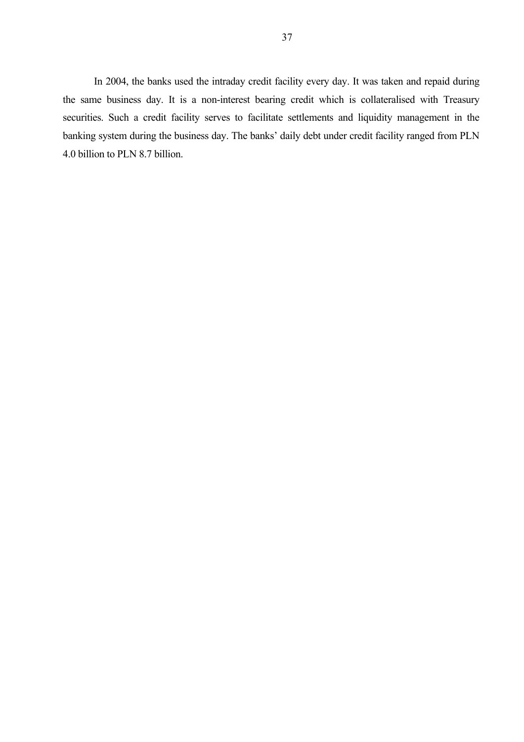In 2004, the banks used the intraday credit facility every day. It was taken and repaid during the same business day. It is a non-interest bearing credit which is collateralised with Treasury securities. Such a credit facility serves to facilitate settlements and liquidity management in the banking system during the business day. The banks' daily debt under credit facility ranged from PLN 4.0 billion to PLN 8.7 billion.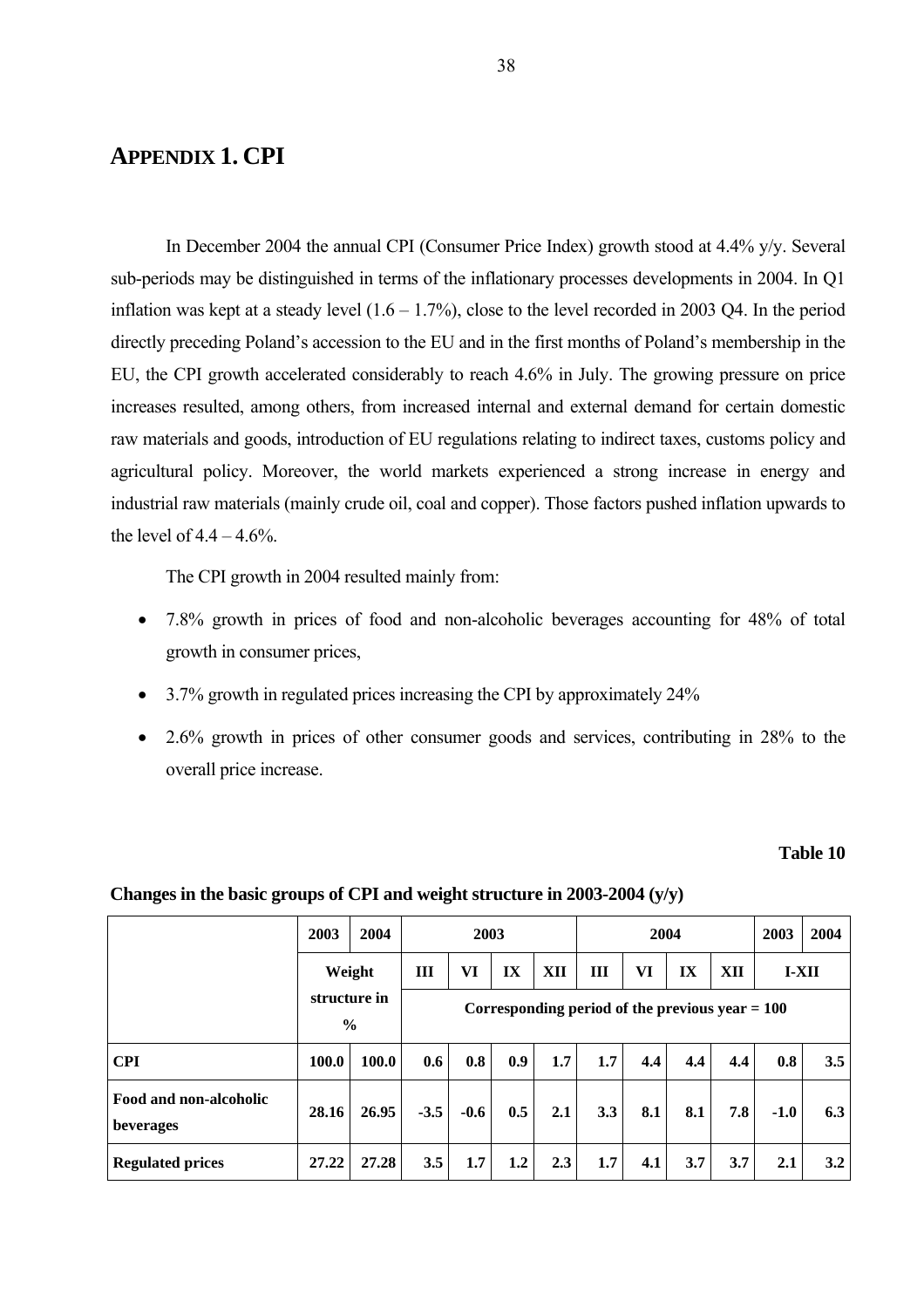# APPENDIX 1. CPI

In December 2004 the annual CPI (Consumer Price Index) growth stood at 4.4% y/y. Several sub-periods may be distinguished in terms of the inflationary processes developments in 2004. In Q1 inflation was kept at a steady level (1.6 – 1.7%), close to the level recorded in 2003 Q4. In the period directly preceding Poland's accession to the EU and in the first months of Poland's membership in the EU, the CPI growth accelerated considerably to reach 4.6% in July. The growing pressure on price increases resulted, among others, from increased internal and external demand for certain domestic raw materials and goods, introduction of EU regulations relating to indirect taxes, customs policy and agricultural policy. Moreover, the world markets experienced a strong increase in energy and industrial raw materials (mainly crude oil, coal and copper). Those factors pushed inflation upwards to the level of 4.4 – 4.6%.

The CPI growth in 2004 resulted mainly from:

- 7.8% growth in prices of food and non-alcoholic beverages accounting for 48% of total growth in consumer prices,
- 3.7% growth in regulated prices increasing the CPI by approximately 24%
- 2.6% growth in prices of other consumer goods and services, contributing in 28% to the overall price increase.

**Table 10**

**Changes in the basic groups of CPI and weight structure in 2003-2004 (y/y)**

| | 2003 | 2004 | 2003 | | | | 2004 | | | | 2003 | 2004 |
|---|---|---|---|---|---|---|---|---|---|---|---|---|
| | Weight structure in % | | III | VI | IX | XII | III | VI | IX | XII | I-XII | |
| | | | Corresponding period of the previous year = 100 | | | | | | | | | |
| **CPI** | **100.0** | **100.0** | **0.6** | **0.8** | **0.9** | **1.7** | **1.7** | **4.4** | **4.4** | **4.4** | **0.8** | **3.5** |
| **Food and non-alcoholic beverages** | **28.16** | **26.95** | **-3.5** | **-0.6** | **0.5** | **2.1** | **3.3** | **8.1** | **8.1** | **7.8** | **-1.0** | **6.3** |
| **Regulated prices** | **27.22** | **27.28** | **3.5** | **1.7** | **1.2** | **2.3** | **1.7** | **4.1** | **3.7** | **3.7** | **2.1** | **3.2** |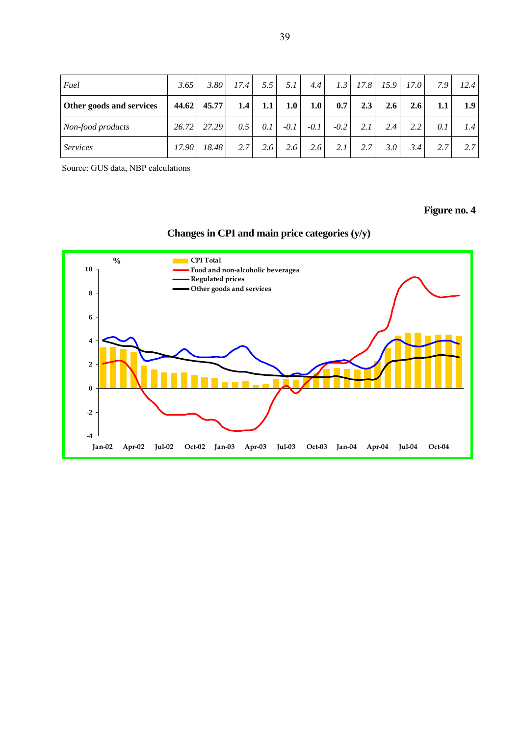| | | | | | | | | | | | | |
|---|---|---|---|---|---|---|---|---|---|---|---|---|
| *Fuel* | *3.65* | *3.80* | *17.4* | *5.5* | *5.1* | *4.4* | *1.3* | *17.8* | *15.9* | *17.0* | *7.9* | *12.4* |
| **Other goods and services** | **44.62** | **45.77** | **1.4** | **1.1** | **1.0** | **1.0** | **0.7** | **2.3** | **2.6** | **2.6** | **1.1** | **1.9** |
| *Non-food products* | *26.72* | *27.29* | *0.5* | *0.1* | *-0.1* | *-0.1* | *-0.2* | *2.1* | *2.4* | *2.2* | *0.1* | *1.4* |
| *Services* | *17.90* | *18.48* | *2.7* | *2.6* | *2.6* | *2.6* | *2.1* | *2.7* | *3.0* | *3.4* | *2.7* | *2.7* |

Source: GUS data, NBP calculations

**Figure no. 4**

**Changes in CPI and main price categories (y/y)**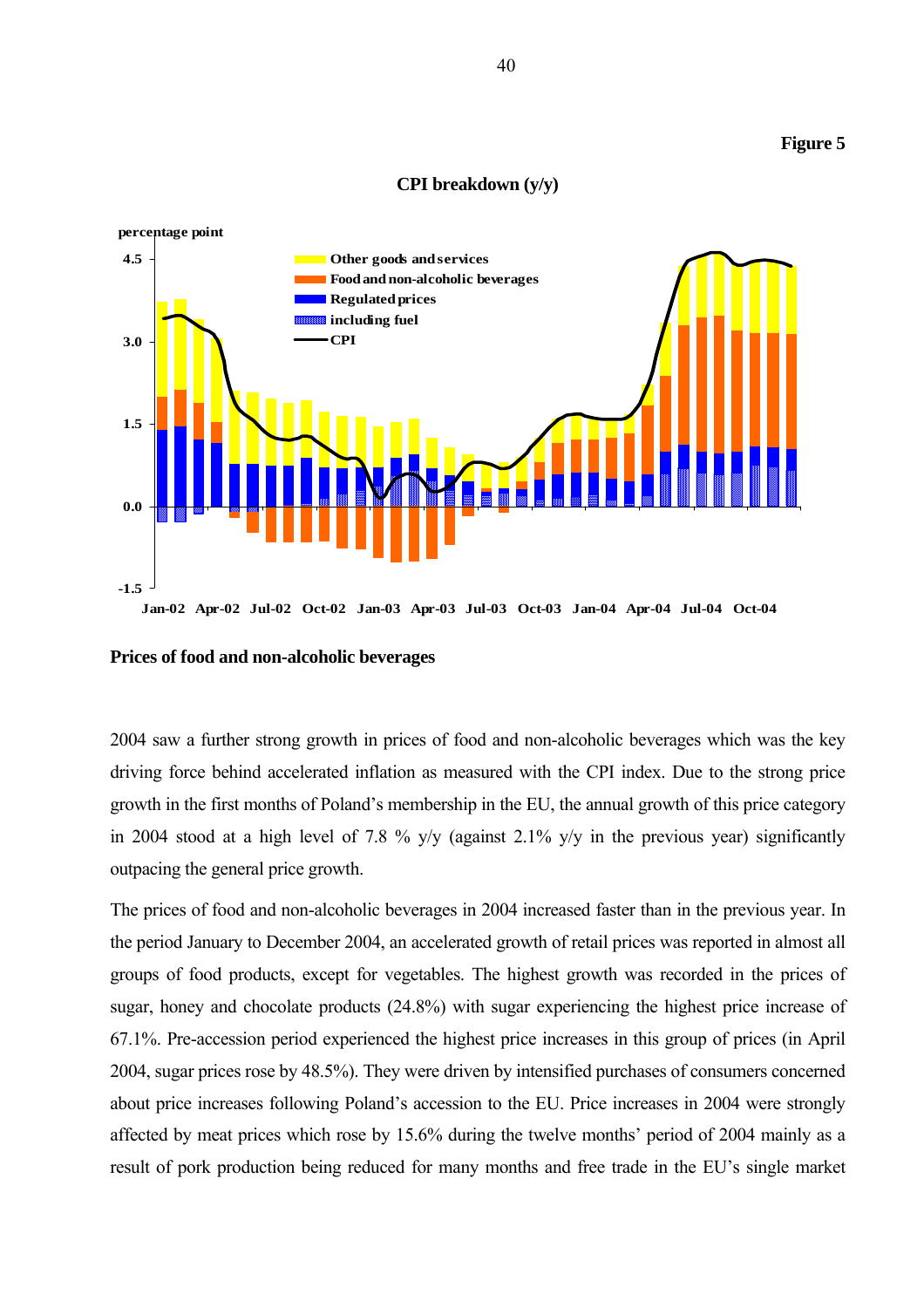**Figure 5**

**CPI breakdown (y/y)**

percentage point

Other goods and services
Food and non-alcoholic beverages
Regulated prices
including fuel
CPI

4.5
3.0
1.5
0.0
-1.5

Jan-02 Apr-02 Jul-02 Oct-02 Jan-03 Apr-03 Jul-03 Oct-03 Jan-04 Apr-04 Jul-04 Oct-04

**Prices of food and non-alcoholic beverages**

2004 saw a further strong growth in prices of food and non-alcoholic beverages which was the key driving force behind accelerated inflation as measured with the CPI index. Due to the strong price growth in the first months of Poland's membership in the EU, the annual growth of this price category in 2004 stood at a high level of 7.8 % y/y (against 2.1% y/y in the previous year) significantly outpacing the general price growth.

The prices of food and non-alcoholic beverages in 2004 increased faster than in the previous year. In the period January to December 2004, an accelerated growth of retail prices was reported in almost all groups of food products, except for vegetables. The highest growth was recorded in the prices of sugar, honey and chocolate products (24.8%) with sugar experiencing the highest price increase of 67.1%. Pre-accession period experienced the highest price increases in this group of prices (in April 2004, sugar prices rose by 48.5%). They were driven by intensified purchases of consumers concerned about price increases following Poland's accession to the EU. Price increases in 2004 were strongly affected by meat prices which rose by 15.6% during the twelve months' period of 2004 mainly as a result of pork production being reduced for many months and free trade in the EU's single market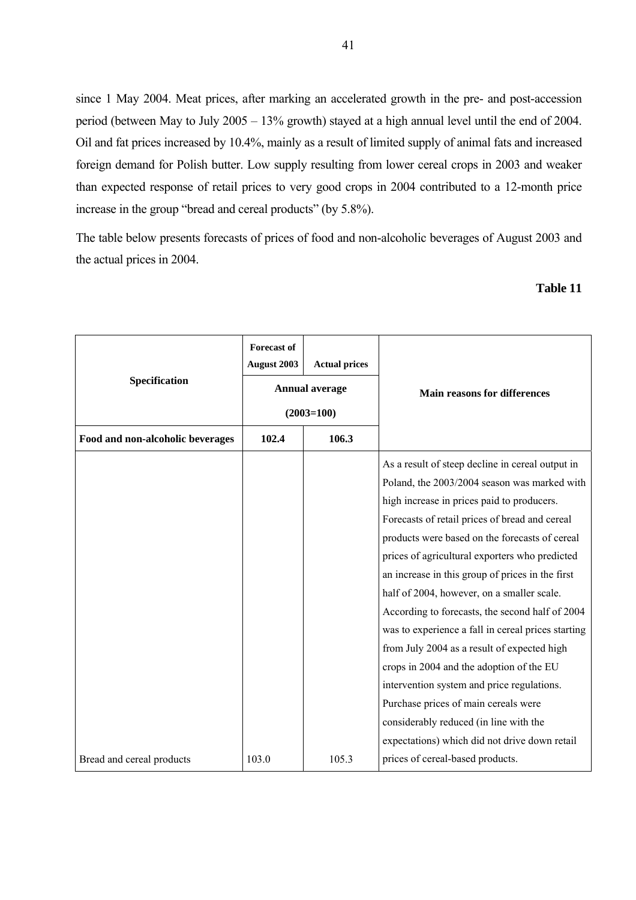since 1 May 2004. Meat prices, after marking an accelerated growth in the pre- and post-accession period (between May to July 2005 – 13% growth) stayed at a high annual level until the end of 2004. Oil and fat prices increased by 10.4%, mainly as a result of limited supply of animal fats and increased foreign demand for Polish butter. Low supply resulting from lower cereal crops in 2003 and weaker than expected response of retail prices to very good crops in 2004 contributed to a 12-month price increase in the group "bread and cereal products" (by 5.8%).

The table below presents forecasts of prices of food and non-alcoholic beverages of August 2003 and the actual prices in 2004.

**Table 11**

| Specification | Forecast of August 2003 | Actual prices | Main reasons for differences |
|---|---|---|---|
| | Annual average (2003=100) | | |
| **Food and non-alcoholic beverages** | **102.4** | **106.3** | |
| Bread and cereal products | 103.0 | 105.3 | As a result of steep decline in cereal output in Poland, the 2003/2004 season was marked with high increase in prices paid to producers. Forecasts of retail prices of bread and cereal products were based on the forecasts of cereal prices of agricultural exporters who predicted an increase in this group of prices in the first half of 2004, however, on a smaller scale. According to forecasts, the second half of 2004 was to experience a fall in cereal prices starting from July 2004 as a result of expected high crops in 2004 and the adoption of the EU intervention system and price regulations. Purchase prices of main cereals were considerably reduced (in line with the expectations) which did not drive down retail prices of cereal-based products. |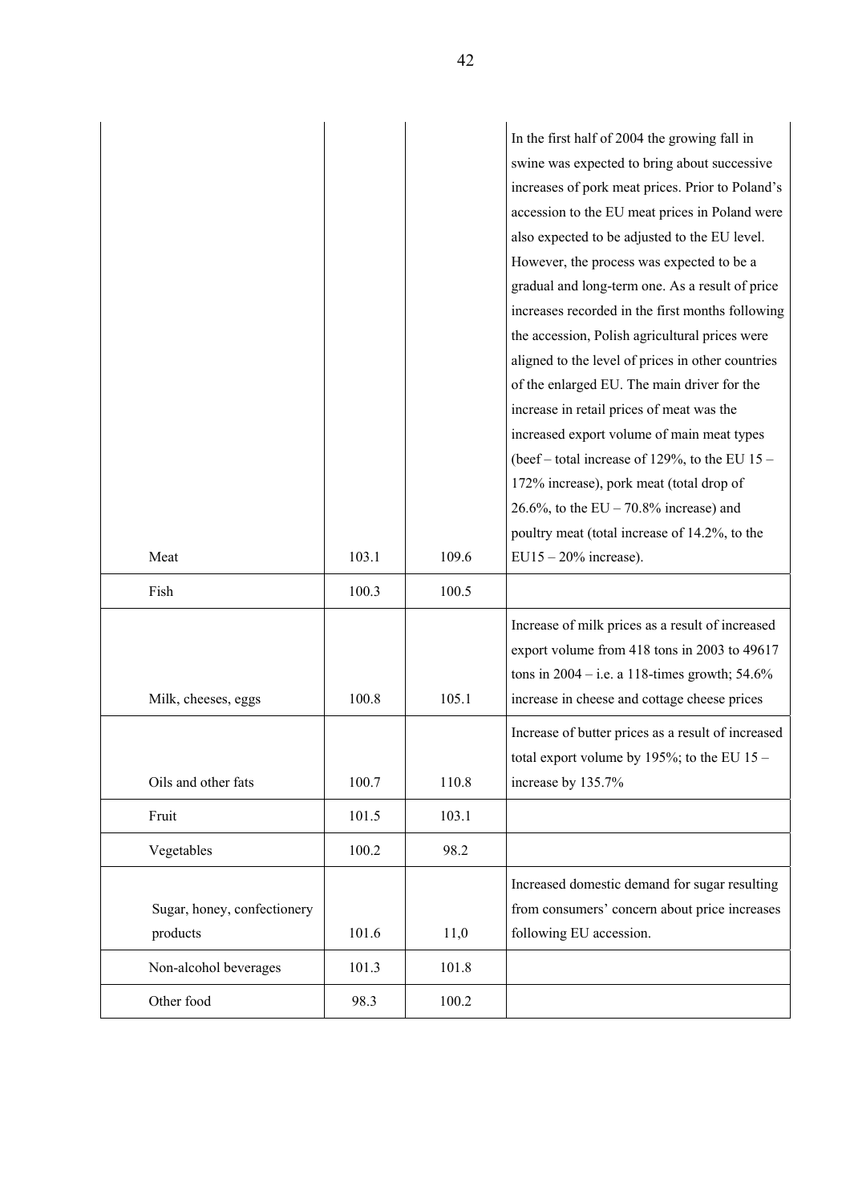| | | | |
|---|---|---|---|
| Meat | 103.1 | 109.6 | In the first half of 2004 the growing fall in swine was expected to bring about successive increases of pork meat prices. Prior to Poland's accession to the EU meat prices in Poland were also expected to be adjusted to the EU level. However, the process was expected to be a gradual and long-term one. As a result of price increases recorded in the first months following the accession, Polish agricultural prices were aligned to the level of prices in other countries of the enlarged EU. The main driver for the increase in retail prices of meat was the increased export volume of main meat types (beef – total increase of 129%, to the EU 15 – 172% increase), pork meat (total drop of 26.6%, to the EU – 70.8% increase) and poultry meat (total increase of 14.2%, to the EU15 – 20% increase). |
| Fish | 100.3 | 100.5 | |
| Milk, cheeses, eggs | 100.8 | 105.1 | Increase of milk prices as a result of increased export volume from 418 tons in 2003 to 49617 tons in 2004 – i.e. a 118-times growth; 54.6% increase in cheese and cottage cheese prices |
| Oils and other fats | 100.7 | 110.8 | Increase of butter prices as a result of increased total export volume by 195%; to the EU 15 – increase by 135.7% |
| Fruit | 101.5 | 103.1 | |
| Vegetables | 100.2 | 98.2 | |
| Sugar, honey, confectionery products | 101.6 | 11,0 | Increased domestic demand for sugar resulting from consumers' concern about price increases following EU accession. |
| Non-alcohol beverages | 101.3 | 101.8 | |
| Other food | 98.3 | 100.2 | |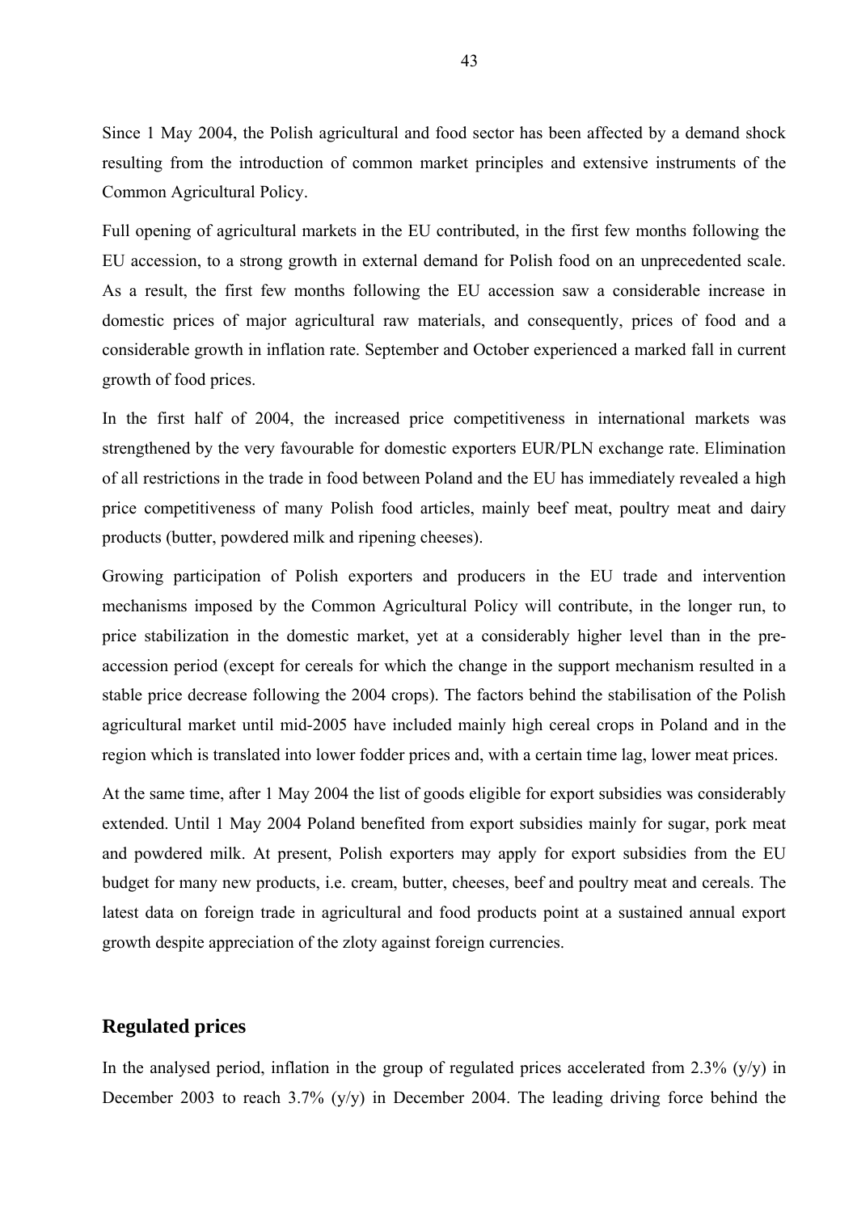Since 1 May 2004, the Polish agricultural and food sector has been affected by a demand shock resulting from the introduction of common market principles and extensive instruments of the Common Agricultural Policy.

Full opening of agricultural markets in the EU contributed, in the first few months following the EU accession, to a strong growth in external demand for Polish food on an unprecedented scale. As a result, the first few months following the EU accession saw a considerable increase in domestic prices of major agricultural raw materials, and consequently, prices of food and a considerable growth in inflation rate. September and October experienced a marked fall in current growth of food prices.

In the first half of 2004, the increased price competitiveness in international markets was strengthened by the very favourable for domestic exporters EUR/PLN exchange rate. Elimination of all restrictions in the trade in food between Poland and the EU has immediately revealed a high price competitiveness of many Polish food articles, mainly beef meat, poultry meat and dairy products (butter, powdered milk and ripening cheeses).

Growing participation of Polish exporters and producers in the EU trade and intervention mechanisms imposed by the Common Agricultural Policy will contribute, in the longer run, to price stabilization in the domestic market, yet at a considerably higher level than in the pre-accession period (except for cereals for which the change in the support mechanism resulted in a stable price decrease following the 2004 crops). The factors behind the stabilisation of the Polish agricultural market until mid-2005 have included mainly high cereal crops in Poland and in the region which is translated into lower fodder prices and, with a certain time lag, lower meat prices.

At the same time, after 1 May 2004 the list of goods eligible for export subsidies was considerably extended. Until 1 May 2004 Poland benefited from export subsidies mainly for sugar, pork meat and powdered milk. At present, Polish exporters may apply for export subsidies from the EU budget for many new products, i.e. cream, butter, cheeses, beef and poultry meat and cereals. The latest data on foreign trade in agricultural and food products point at a sustained annual export growth despite appreciation of the zloty against foreign currencies.

## Regulated prices

In the analysed period, inflation in the group of regulated prices accelerated from 2.3% (y/y) in December 2003 to reach 3.7% (y/y) in December 2004. The leading driving force behind the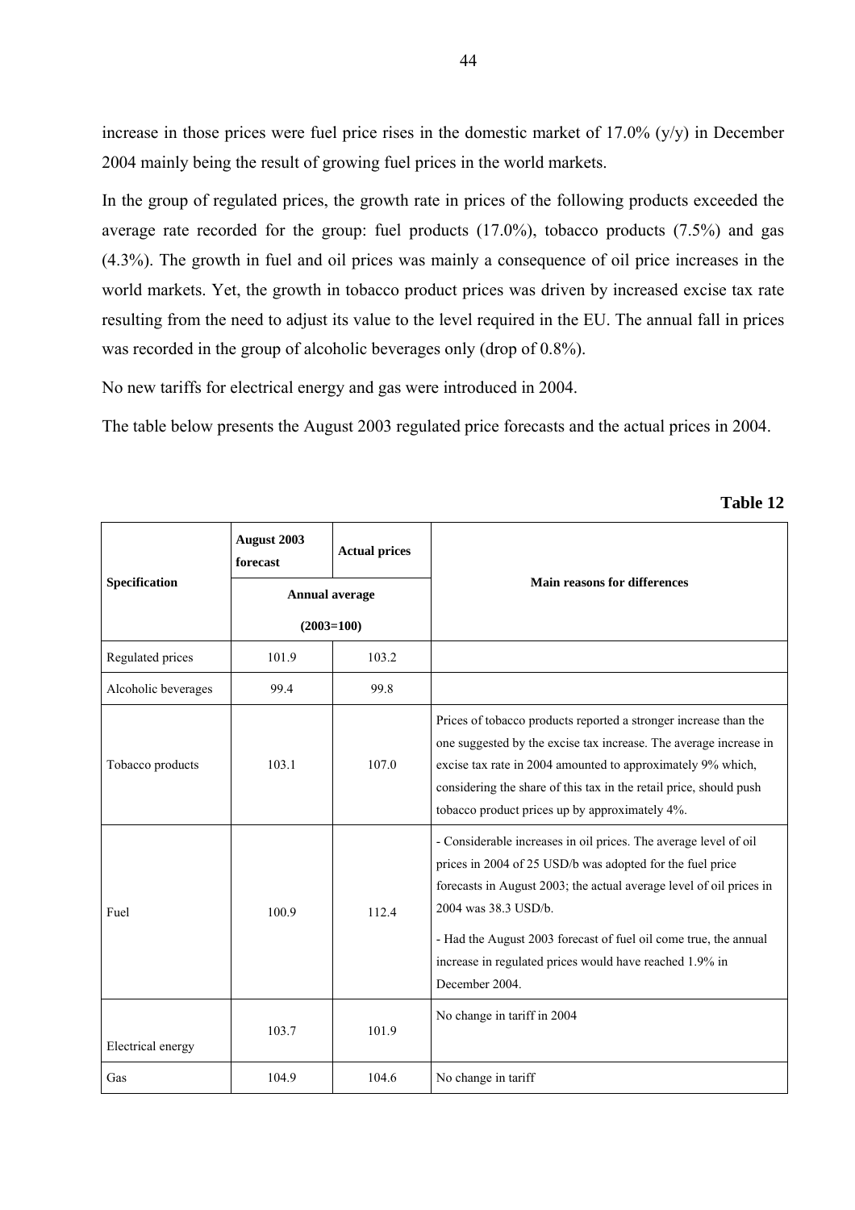increase in those prices were fuel price rises in the domestic market of 17.0% (y/y) in December 2004 mainly being the result of growing fuel prices in the world markets.

In the group of regulated prices, the growth rate in prices of the following products exceeded the average rate recorded for the group: fuel products (17.0%), tobacco products (7.5%) and gas (4.3%). The growth in fuel and oil prices was mainly a consequence of oil price increases in the world markets. Yet, the growth in tobacco product prices was driven by increased excise tax rate resulting from the need to adjust its value to the level required in the EU. The annual fall in prices was recorded in the group of alcoholic beverages only (drop of 0.8%).

No new tariffs for electrical energy and gas were introduced in 2004.

The table below presents the August 2003 regulated price forecasts and the actual prices in 2004.

**Table 12**

| Specification | August 2003 forecast | Actual prices | Main reasons for differences |
|---|---|---|---|
| | Annual average (2003=100) | | |
| Regulated prices | 101.9 | 103.2 | |
| Alcoholic beverages | 99.4 | 99.8 | |
| Tobacco products | 103.1 | 107.0 | Prices of tobacco products reported a stronger increase than the one suggested by the excise tax increase. The average increase in excise tax rate in 2004 amounted to approximately 9% which, considering the share of this tax in the retail price, should push tobacco product prices up by approximately 4%. |
| Fuel | 100.9 | 112.4 | - Considerable increases in oil prices. The average level of oil prices in 2004 of 25 USD/b was adopted for the fuel price forecasts in August 2003; the actual average level of oil prices in 2004 was 38.3 USD/b.<br>- Had the August 2003 forecast of fuel oil come true, the annual increase in regulated prices would have reached 1.9% in December 2004. |
| Electrical energy | 103.7 | 101.9 | No change in tariff in 2004 |
| Gas | 104.9 | 104.6 | No change in tariff |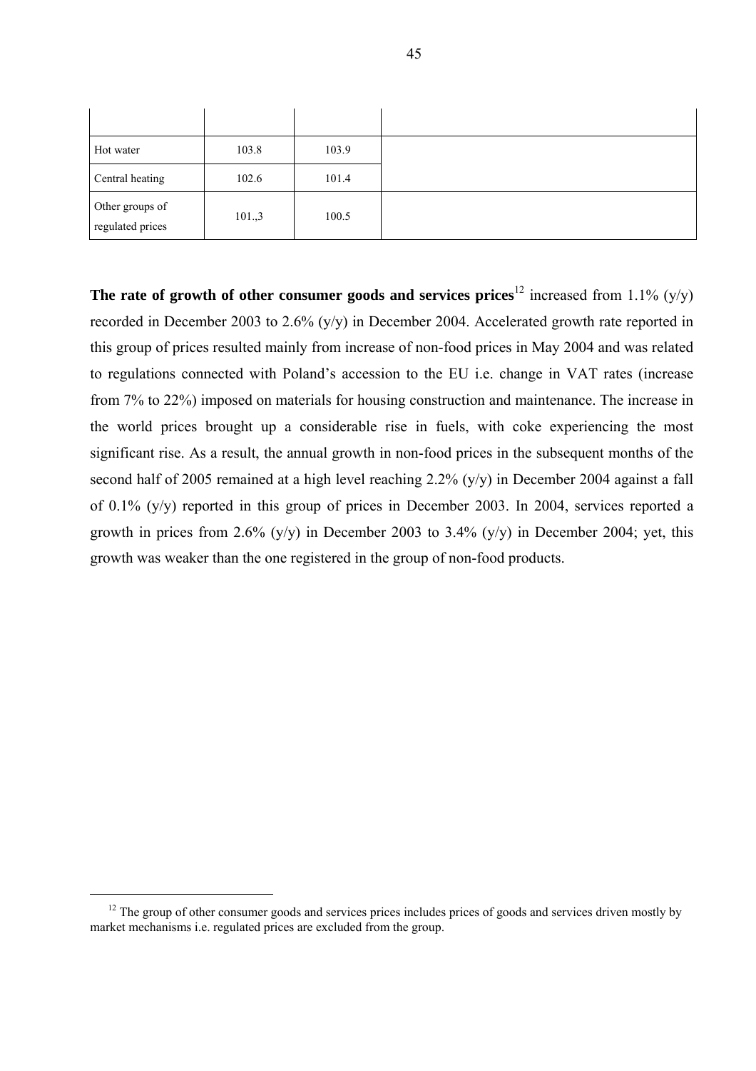| | | | |
|---|---|---|---|
| Hot water | 103.8 | 103.9 | |
| Central heating | 102.6 | 101.4 | |
| Other groups of regulated prices | 101.,3 | 100.5 | |

**The rate of growth of other consumer goods and services prices**[12] increased from 1.1% (y/y) recorded in December 2003 to 2.6% (y/y) in December 2004. Accelerated growth rate reported in this group of prices resulted mainly from increase of non-food prices in May 2004 and was related to regulations connected with Poland's accession to the EU i.e. change in VAT rates (increase from 7% to 22%) imposed on materials for housing construction and maintenance. The increase in the world prices brought up a considerable rise in fuels, with coke experiencing the most significant rise. As a result, the annual growth in non-food prices in the subsequent months of the second half of 2005 remained at a high level reaching 2.2% (y/y) in December 2004 against a fall of 0.1% (y/y) reported in this group of prices in December 2003. In 2004, services reported a growth in prices from 2.6% (y/y) in December 2003 to 3.4% (y/y) in December 2004; yet, this growth was weaker than the one registered in the group of non-food products.

[12] The group of other consumer goods and services prices includes prices of goods and services driven mostly by market mechanisms i.e. regulated prices are excluded from the group.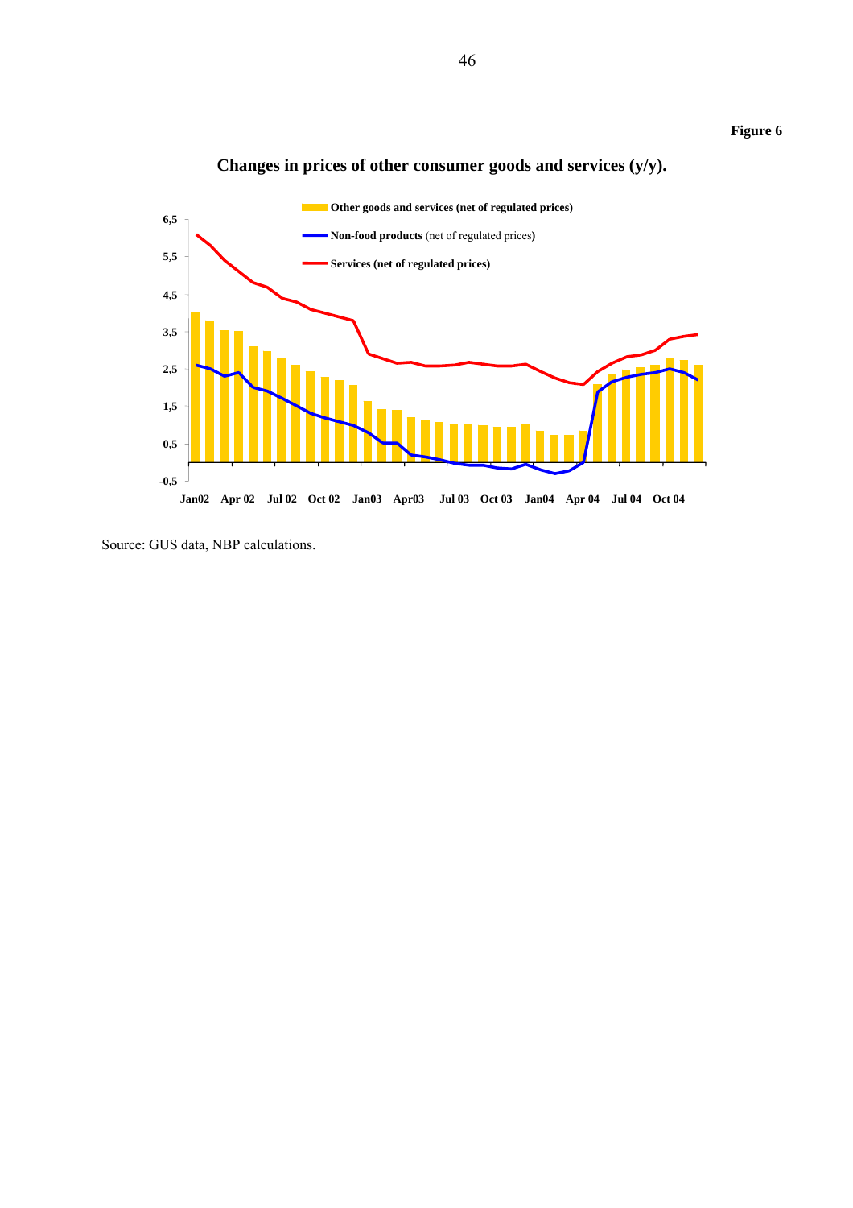**Figure 6**

**Changes in prices of other consumer goods and services (y/y).**

Source: GUS data, NBP calculations.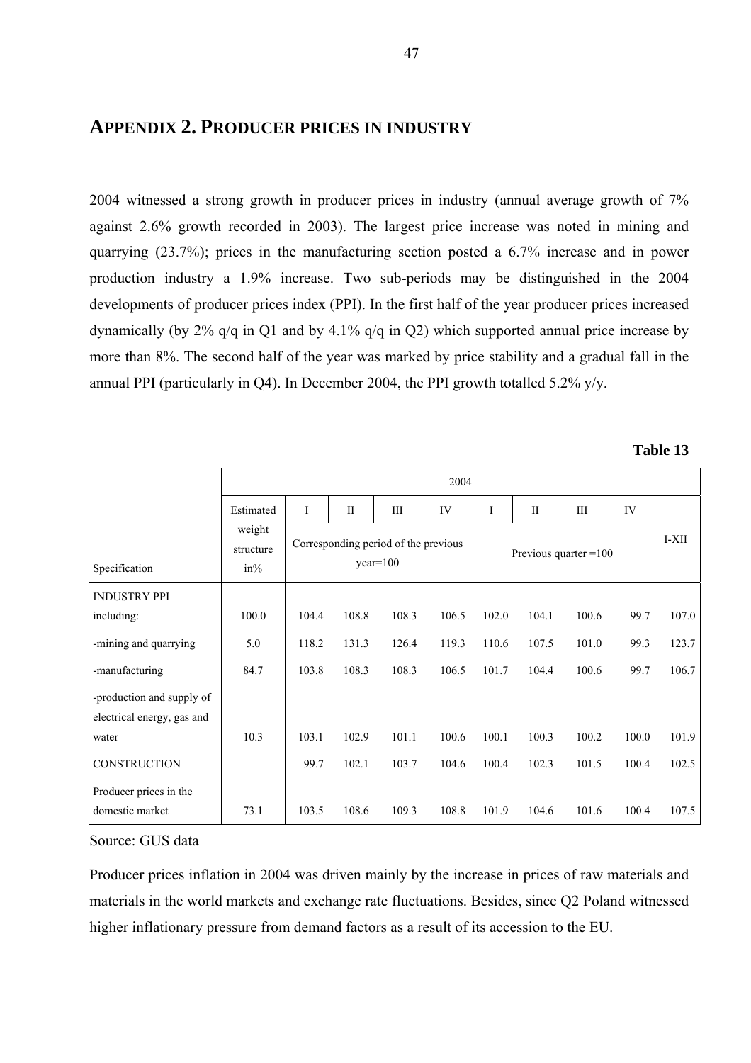## APPENDIX 2. PRODUCER PRICES IN INDUSTRY

2004 witnessed a strong growth in producer prices in industry (annual average growth of 7% against 2.6% growth recorded in 2003). The largest price increase was noted in mining and quarrying (23.7%); prices in the manufacturing section posted a 6.7% increase and in power production industry a 1.9% increase. Two sub-periods may be distinguished in the 2004 developments of producer prices index (PPI). In the first half of the year producer prices increased dynamically (by 2% q/q in Q1 and by 4.1% q/q in Q2) which supported annual price increase by more than 8%. The second half of the year was marked by price stability and a gradual fall in the annual PPI (particularly in Q4). In December 2004, the PPI growth totalled 5.2% y/y.

**Table 13**

| | 2004 | | | | | | | | | |
|---|---|---|---|---|---|---|---|---|---|---|
| Specification | Estimated weight structure in% | I | II | III | IV | I | II | III | IV | I-XII |
| | | Corresponding period of the previous year=100 | | | | Previous quarter =100 | | | | |
| INDUSTRY PPI including: | 100.0 | 104.4 | 108.8 | 108.3 | 106.5 | 102.0 | 104.1 | 100.6 | 99.7 | 107.0 |
| -mining and quarrying | 5.0 | 118.2 | 131.3 | 126.4 | 119.3 | 110.6 | 107.5 | 101.0 | 99.3 | 123.7 |
| -manufacturing | 84.7 | 103.8 | 108.3 | 108.3 | 106.5 | 101.7 | 104.4 | 100.6 | 99.7 | 106.7 |
| -production and supply of electrical energy, gas and water | 10.3 | 103.1 | 102.9 | 101.1 | 100.6 | 100.1 | 100.3 | 100.2 | 100.0 | 101.9 |
| CONSTRUCTION | | 99.7 | 102.1 | 103.7 | 104.6 | 100.4 | 102.3 | 101.5 | 100.4 | 102.5 |
| Producer prices in the domestic market | 73.1 | 103.5 | 108.6 | 109.3 | 108.8 | 101.9 | 104.6 | 101.6 | 100.4 | 107.5 |

Source: GUS data

Producer prices inflation in 2004 was driven mainly by the increase in prices of raw materials and materials in the world markets and exchange rate fluctuations. Besides, since Q2 Poland witnessed higher inflationary pressure from demand factors as a result of its accession to the EU.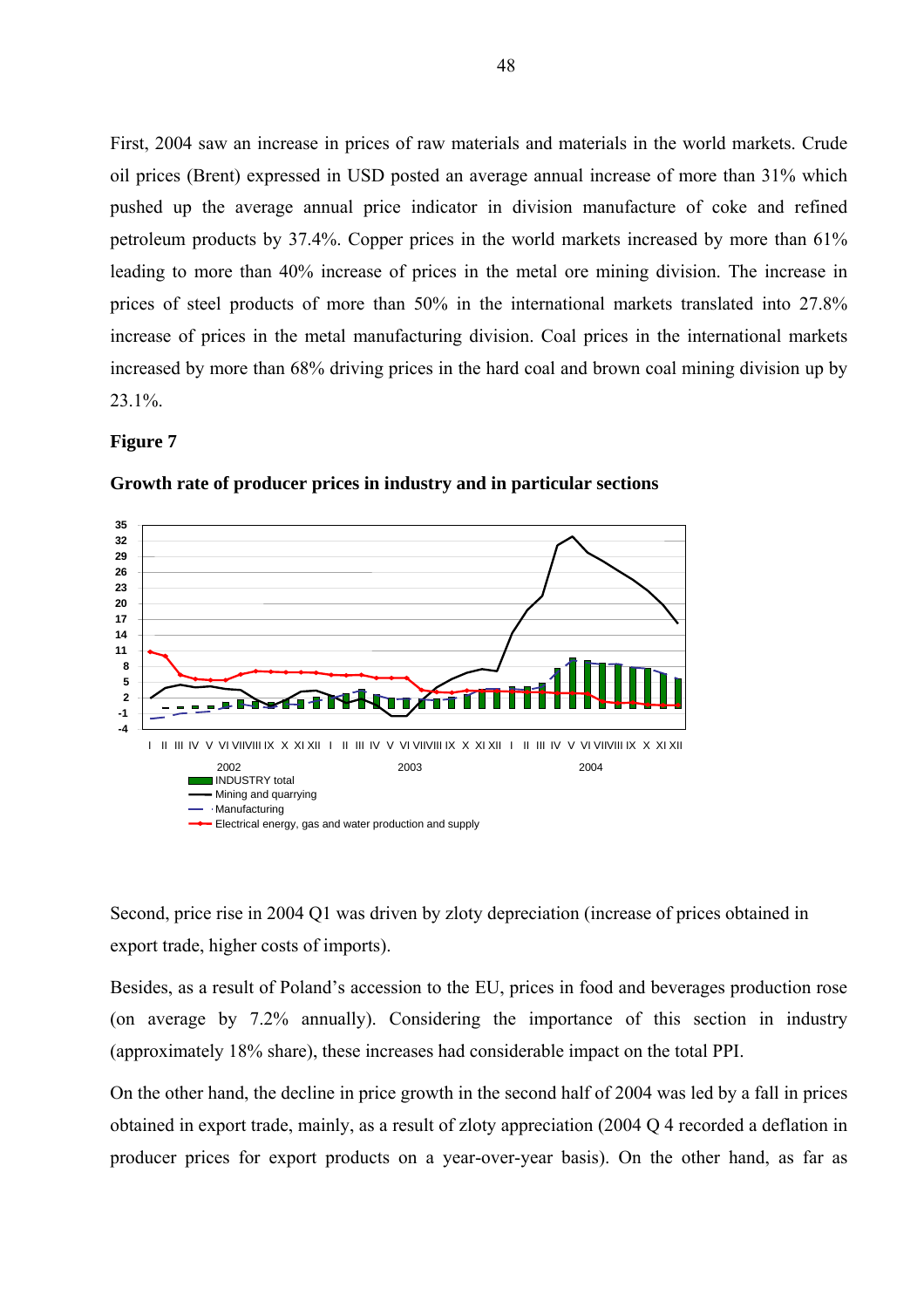First, 2004 saw an increase in prices of raw materials and materials in the world markets. Crude oil prices (Brent) expressed in USD posted an average annual increase of more than 31% which pushed up the average annual price indicator in division manufacture of coke and refined petroleum products by 37.4%. Copper prices in the world markets increased by more than 61% leading to more than 40% increase of prices in the metal ore mining division. The increase in prices of steel products of more than 50% in the international markets translated into 27.8% increase of prices in the metal manufacturing division. Coal prices in the international markets increased by more than 68% driving prices in the hard coal and brown coal mining division up by 23.1%.

**Figure 7**

**Growth rate of producer prices in industry and in particular sections**

Second, price rise in 2004 Q1 was driven by zloty depreciation (increase of prices obtained in export trade, higher costs of imports).

Besides, as a result of Poland's accession to the EU, prices in food and beverages production rose (on average by 7.2% annually). Considering the importance of this section in industry (approximately 18% share), these increases had considerable impact on the total PPI.

On the other hand, the decline in price growth in the second half of 2004 was led by a fall in prices obtained in export trade, mainly, as a result of zloty appreciation (2004 Q 4 recorded a deflation in producer prices for export products on a year-over-year basis). On the other hand, as far as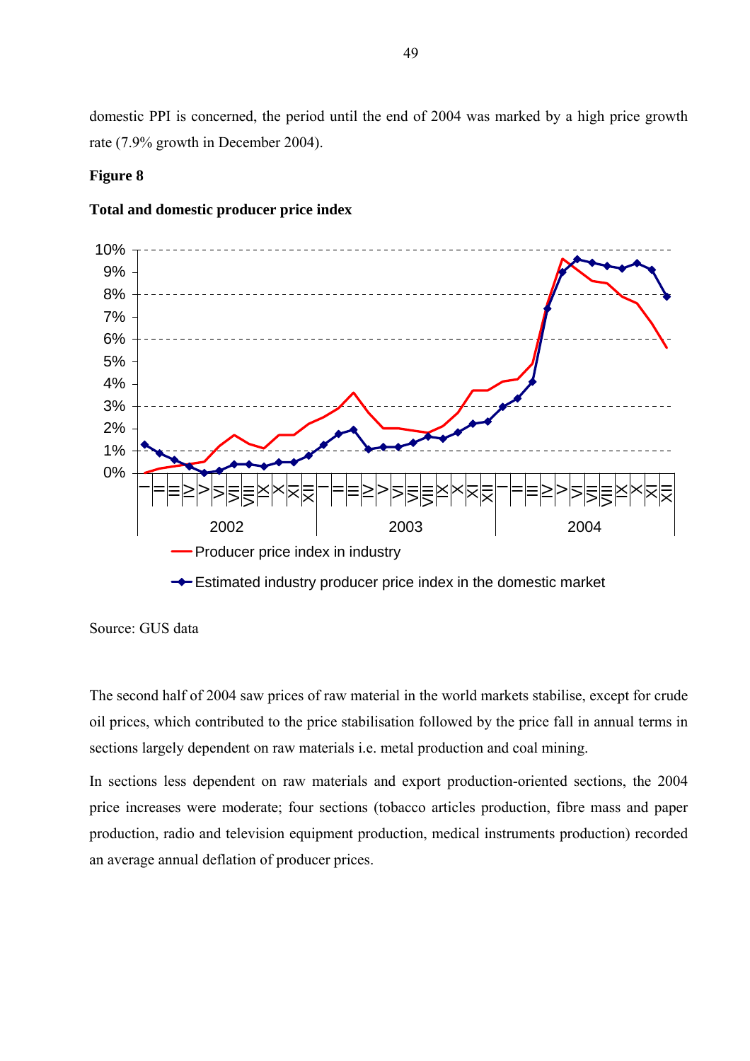domestic PPI is concerned, the period until the end of 2004 was marked by a high price growth rate (7.9% growth in December 2004).

**Figure 8**

**Total and domestic producer price index**

Source: GUS data

The second half of 2004 saw prices of raw material in the world markets stabilise, except for crude oil prices, which contributed to the price stabilisation followed by the price fall in annual terms in sections largely dependent on raw materials i.e. metal production and coal mining.

In sections less dependent on raw materials and export production-oriented sections, the 2004 price increases were moderate; four sections (tobacco articles production, fibre mass and paper production, radio and television equipment production, medical instruments production) recorded an average annual deflation of producer prices.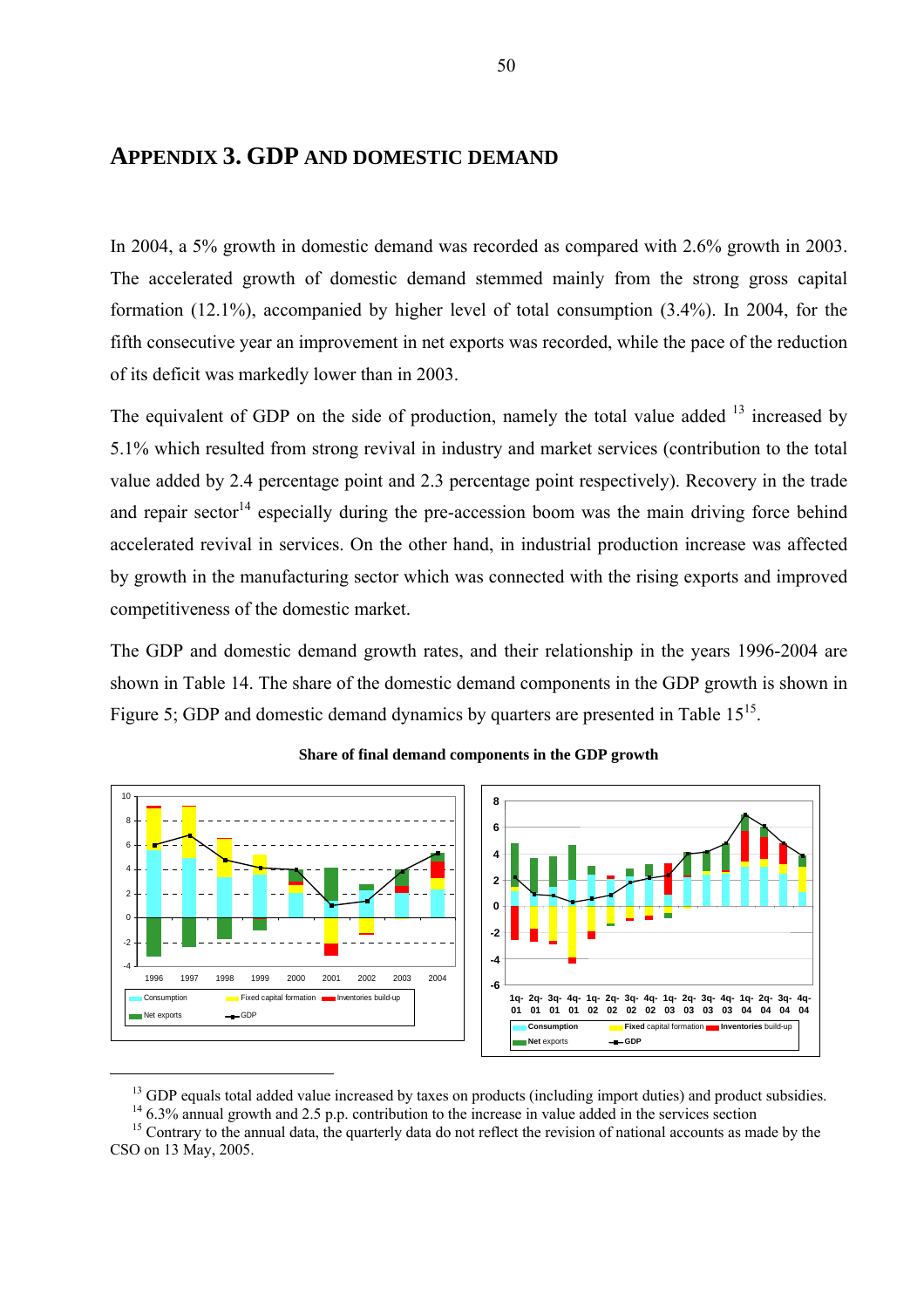# APPENDIX 3. GDP AND DOMESTIC DEMAND

In 2004, a 5% growth in domestic demand was recorded as compared with 2.6% growth in 2003. The accelerated growth of domestic demand stemmed mainly from the strong gross capital formation (12.1%), accompanied by higher level of total consumption (3.4%). In 2004, for the fifth consecutive year an improvement in net exports was recorded, while the pace of the reduction of its deficit was markedly lower than in 2003.

The equivalent of GDP on the side of production, namely the total value added [13] increased by 5.1% which resulted from strong revival in industry and market services (contribution to the total value added by 2.4 percentage point and 2.3 percentage point respectively). Recovery in the trade and repair sector[14] especially during the pre-accession boom was the main driving force behind accelerated revival in services. On the other hand, in industrial production increase was affected by growth in the manufacturing sector which was connected with the rising exports and improved competitiveness of the domestic market.

The GDP and domestic demand growth rates, and their relationship in the years 1996-2004 are shown in Table 14. The share of the domestic demand components in the GDP growth is shown in Figure 5; GDP and domestic demand dynamics by quarters are presented in Table 15[15].

**Share of final demand components in the GDP growth**

[13] GDP equals total added value increased by taxes on products (including import duties) and product subsidies.

[14] 6.3% annual growth and 2.5 p.p. contribution to the increase in value added in the services section

[15] Contrary to the annual data, the quarterly data do not reflect the revision of national accounts as made by the CSO on 13 May, 2005.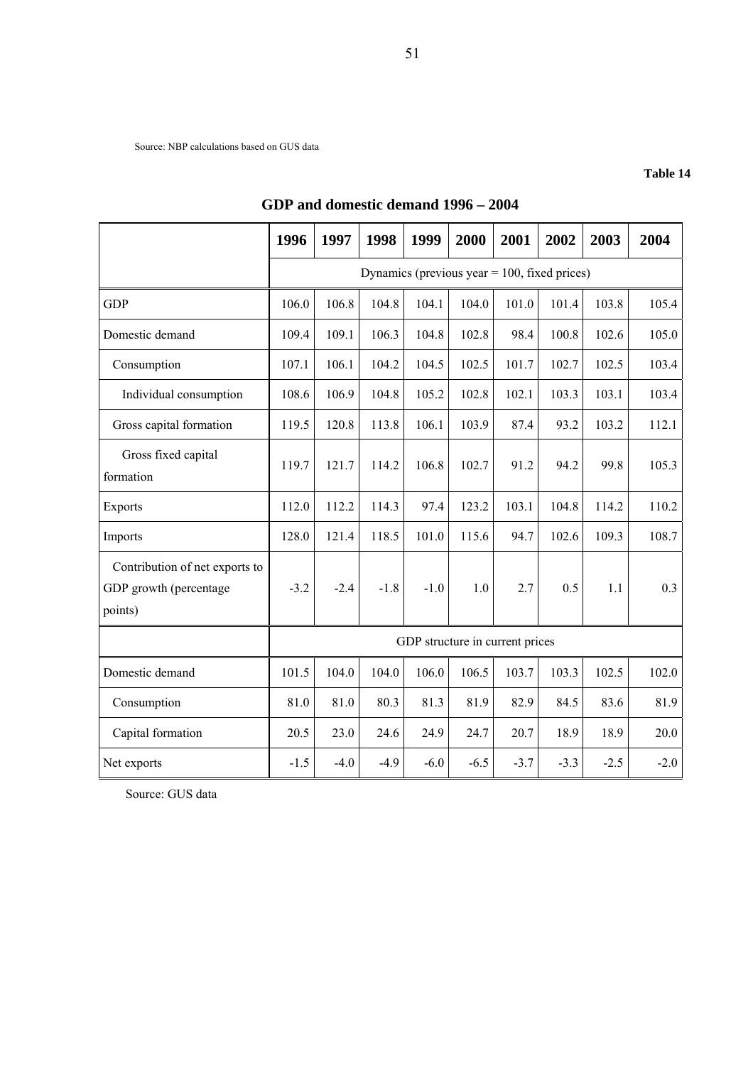Source: NBP calculations based on GUS data

**Table 14**

## GDP and domestic demand 1996 – 2004

| | 1996 | 1997 | 1998 | 1999 | 2000 | 2001 | 2002 | 2003 | 2004 |
|---|---|---|---|---|---|---|---|---|---|
| | Dynamics (previous year = 100, fixed prices) | | | | | | | | |
| GDP | 106.0 | 106.8 | 104.8 | 104.1 | 104.0 | 101.0 | 101.4 | 103.8 | 105.4 |
| Domestic demand | 109.4 | 109.1 | 106.3 | 104.8 | 102.8 | 98.4 | 100.8 | 102.6 | 105.0 |
| Consumption | 107.1 | 106.1 | 104.2 | 104.5 | 102.5 | 101.7 | 102.7 | 102.5 | 103.4 |
| Individual consumption | 108.6 | 106.9 | 104.8 | 105.2 | 102.8 | 102.1 | 103.3 | 103.1 | 103.4 |
| Gross capital formation | 119.5 | 120.8 | 113.8 | 106.1 | 103.9 | 87.4 | 93.2 | 103.2 | 112.1 |
| Gross fixed capital formation | 119.7 | 121.7 | 114.2 | 106.8 | 102.7 | 91.2 | 94.2 | 99.8 | 105.3 |
| Exports | 112.0 | 112.2 | 114.3 | 97.4 | 123.2 | 103.1 | 104.8 | 114.2 | 110.2 |
| Imports | 128.0 | 121.4 | 118.5 | 101.0 | 115.6 | 94.7 | 102.6 | 109.3 | 108.7 |
| Contribution of net exports to GDP growth (percentage points) | -3.2 | -2.4 | -1.8 | -1.0 | 1.0 | 2.7 | 0.5 | 1.1 | 0.3 |
| | GDP structure in current prices | | | | | | | | |
| Domestic demand | 101.5 | 104.0 | 104.0 | 106.0 | 106.5 | 103.7 | 103.3 | 102.5 | 102.0 |
| Consumption | 81.0 | 81.0 | 80.3 | 81.3 | 81.9 | 82.9 | 84.5 | 83.6 | 81.9 |
| Capital formation | 20.5 | 23.0 | 24.6 | 24.9 | 24.7 | 20.7 | 18.9 | 18.9 | 20.0 |
| Net exports | -1.5 | -4.0 | -4.9 | -6.0 | -6.5 | -3.7 | -3.3 | -2.5 | -2.0 |

Source: GUS data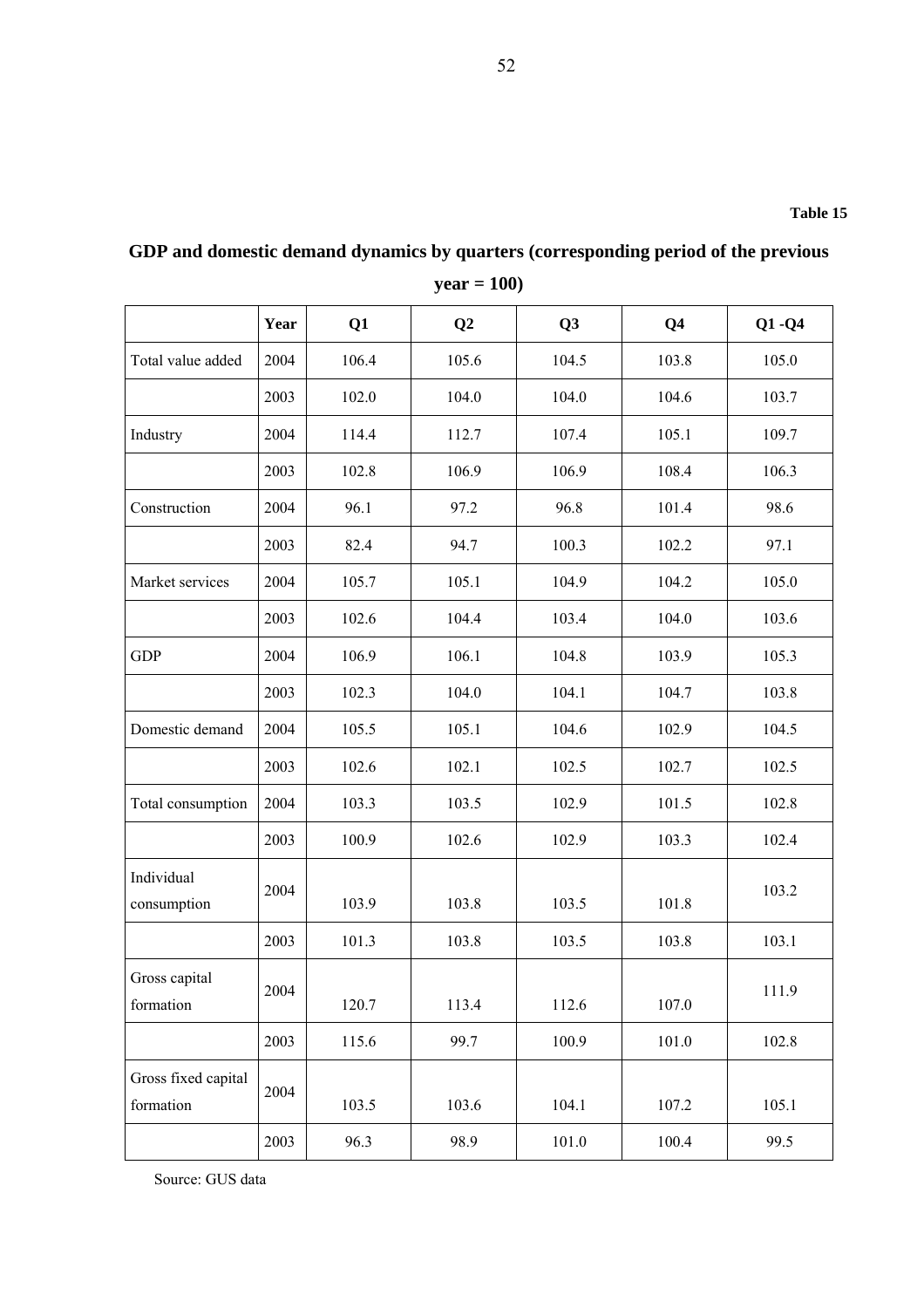**Table 15**

**GDP and domestic demand dynamics by quarters (corresponding period of the previous year = 100)**

| | Year | Q1 | Q2 | Q3 | Q4 | Q1 -Q4 |
|---|---|---|---|---|---|---|
| Total value added | 2004 | 106.4 | 105.6 | 104.5 | 103.8 | 105.0 |
| | 2003 | 102.0 | 104.0 | 104.0 | 104.6 | 103.7 |
| Industry | 2004 | 114.4 | 112.7 | 107.4 | 105.1 | 109.7 |
| | 2003 | 102.8 | 106.9 | 106.9 | 108.4 | 106.3 |
| Construction | 2004 | 96.1 | 97.2 | 96.8 | 101.4 | 98.6 |
| | 2003 | 82.4 | 94.7 | 100.3 | 102.2 | 97.1 |
| Market services | 2004 | 105.7 | 105.1 | 104.9 | 104.2 | 105.0 |
| | 2003 | 102.6 | 104.4 | 103.4 | 104.0 | 103.6 |
| GDP | 2004 | 106.9 | 106.1 | 104.8 | 103.9 | 105.3 |
| | 2003 | 102.3 | 104.0 | 104.1 | 104.7 | 103.8 |
| Domestic demand | 2004 | 105.5 | 105.1 | 104.6 | 102.9 | 104.5 |
| | 2003 | 102.6 | 102.1 | 102.5 | 102.7 | 102.5 |
| Total consumption | 2004 | 103.3 | 103.5 | 102.9 | 101.5 | 102.8 |
| | 2003 | 100.9 | 102.6 | 102.9 | 103.3 | 102.4 |
| Individual consumption | 2004 | 103.9 | 103.8 | 103.5 | 101.8 | 103.2 |
| | 2003 | 101.3 | 103.8 | 103.5 | 103.8 | 103.1 |
| Gross capital formation | 2004 | 120.7 | 113.4 | 112.6 | 107.0 | 111.9 |
| | 2003 | 115.6 | 99.7 | 100.9 | 101.0 | 102.8 |
| Gross fixed capital formation | 2004 | 103.5 | 103.6 | 104.1 | 107.2 | 105.1 |
| | 2003 | 96.3 | 98.9 | 101.0 | 100.4 | 99.5 |

Source: GUS data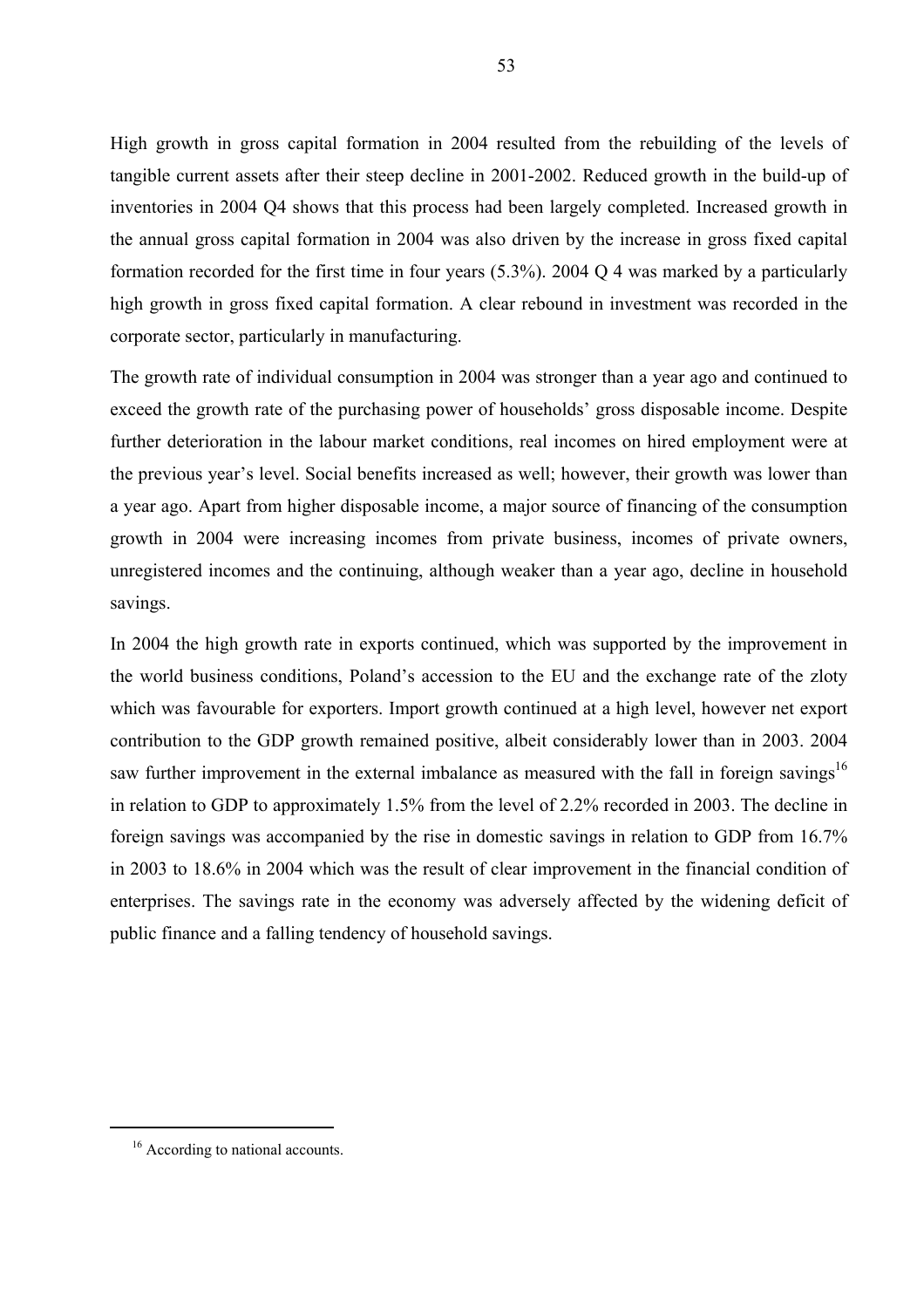High growth in gross capital formation in 2004 resulted from the rebuilding of the levels of tangible current assets after their steep decline in 2001-2002. Reduced growth in the build-up of inventories in 2004 Q4 shows that this process had been largely completed. Increased growth in the annual gross capital formation in 2004 was also driven by the increase in gross fixed capital formation recorded for the first time in four years (5.3%). 2004 Q 4 was marked by a particularly high growth in gross fixed capital formation. A clear rebound in investment was recorded in the corporate sector, particularly in manufacturing.

The growth rate of individual consumption in 2004 was stronger than a year ago and continued to exceed the growth rate of the purchasing power of households' gross disposable income. Despite further deterioration in the labour market conditions, real incomes on hired employment were at the previous year's level. Social benefits increased as well; however, their growth was lower than a year ago. Apart from higher disposable income, a major source of financing of the consumption growth in 2004 were increasing incomes from private business, incomes of private owners, unregistered incomes and the continuing, although weaker than a year ago, decline in household savings.

In 2004 the high growth rate in exports continued, which was supported by the improvement in the world business conditions, Poland's accession to the EU and the exchange rate of the zloty which was favourable for exporters. Import growth continued at a high level, however net export contribution to the GDP growth remained positive, albeit considerably lower than in 2003. 2004 saw further improvement in the external imbalance as measured with the fall in foreign savings[16] in relation to GDP to approximately 1.5% from the level of 2.2% recorded in 2003. The decline in foreign savings was accompanied by the rise in domestic savings in relation to GDP from 16.7% in 2003 to 18.6% in 2004 which was the result of clear improvement in the financial condition of enterprises. The savings rate in the economy was adversely affected by the widening deficit of public finance and a falling tendency of household savings.

[16] According to national accounts.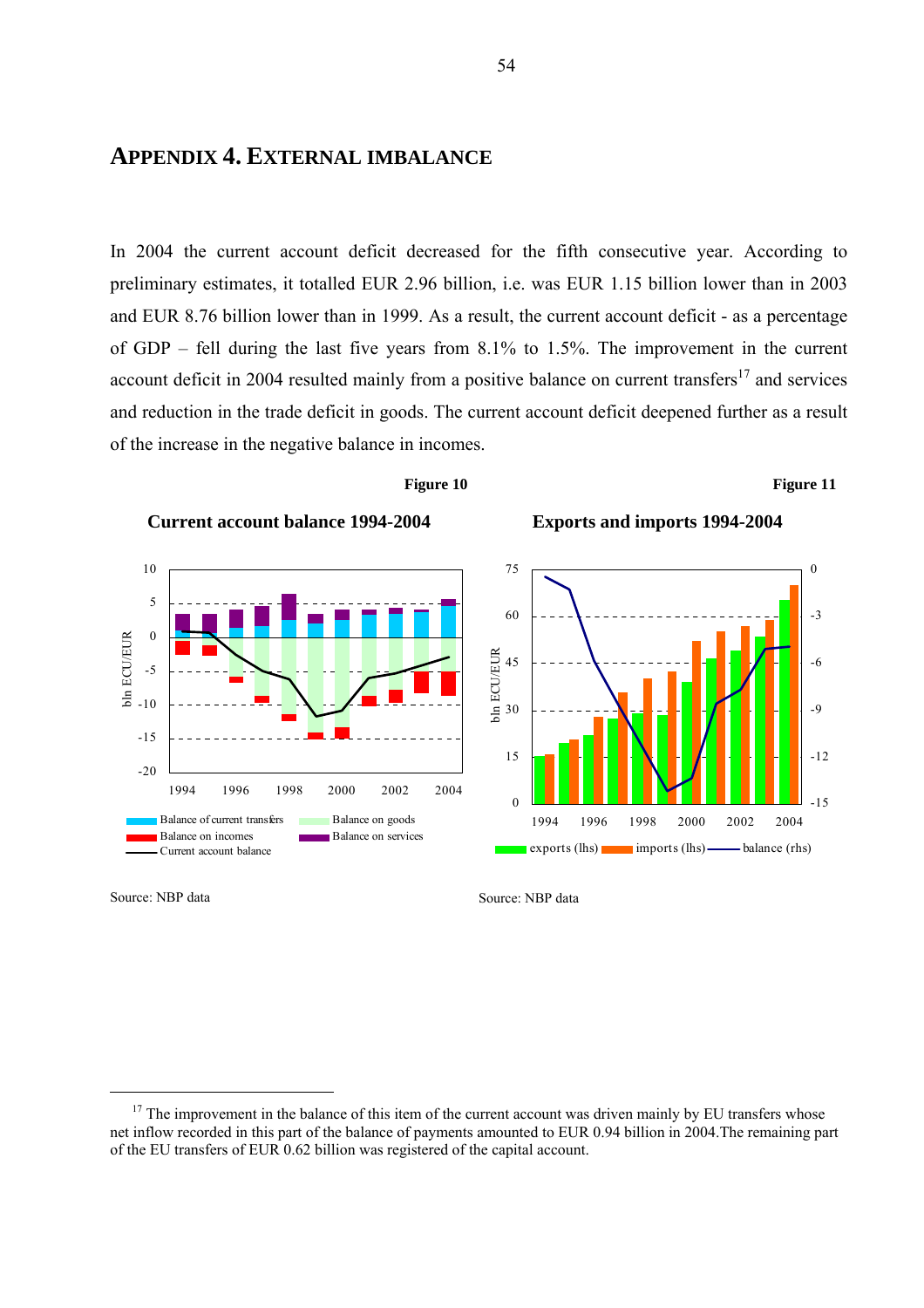# APPENDIX 4. EXTERNAL IMBALANCE

In 2004 the current account deficit decreased for the fifth consecutive year. According to preliminary estimates, it totalled EUR 2.96 billion, i.e. was EUR 1.15 billion lower than in 2003 and EUR 8.76 billion lower than in 1999. As a result, the current account deficit - as a percentage of GDP – fell during the last five years from 8.1% to 1.5%. The improvement in the current account deficit in 2004 resulted mainly from a positive balance on current transfers[17] and services and reduction in the trade deficit in goods. The current account deficit deepened further as a result of the increase in the negative balance in incomes.

**Figure 10**

**Current account balance 1994-2004**

Source: NBP data

**Figure 11**

**Exports and imports 1994-2004**

Source: NBP data

---

[17] The improvement in the balance of this item of the current account was driven mainly by EU transfers whose net inflow recorded in this part of the balance of payments amounted to EUR 0.94 billion in 2004.The remaining part of the EU transfers of EUR 0.62 billion was registered of the capital account.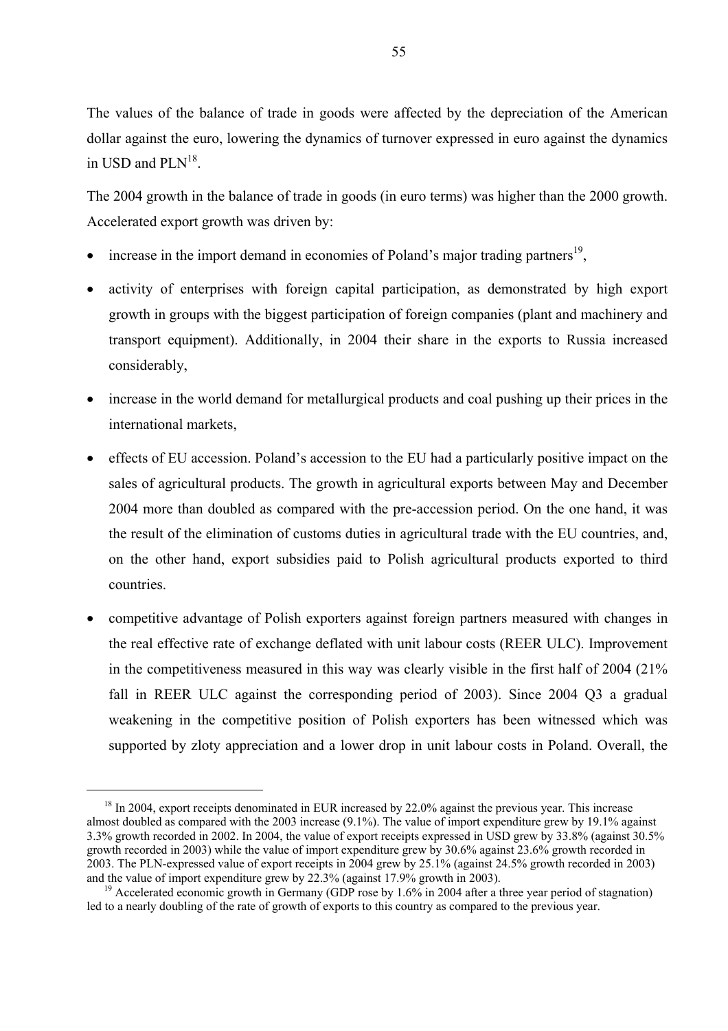The values of the balance of trade in goods were affected by the depreciation of the American dollar against the euro, lowering the dynamics of turnover expressed in euro against the dynamics in USD and PLN[18].

The 2004 growth in the balance of trade in goods (in euro terms) was higher than the 2000 growth. Accelerated export growth was driven by:

- increase in the import demand in economies of Poland's major trading partners[19],
- activity of enterprises with foreign capital participation, as demonstrated by high export growth in groups with the biggest participation of foreign companies (plant and machinery and transport equipment). Additionally, in 2004 their share in the exports to Russia increased considerably,
- increase in the world demand for metallurgical products and coal pushing up their prices in the international markets,
- effects of EU accession. Poland's accession to the EU had a particularly positive impact on the sales of agricultural products. The growth in agricultural exports between May and December 2004 more than doubled as compared with the pre-accession period. On the one hand, it was the result of the elimination of customs duties in agricultural trade with the EU countries, and, on the other hand, export subsidies paid to Polish agricultural products exported to third countries.
- competitive advantage of Polish exporters against foreign partners measured with changes in the real effective rate of exchange deflated with unit labour costs (REER ULC). Improvement in the competitiveness measured in this way was clearly visible in the first half of 2004 (21% fall in REER ULC against the corresponding period of 2003). Since 2004 Q3 a gradual weakening in the competitive position of Polish exporters has been witnessed which was supported by zloty appreciation and a lower drop in unit labour costs in Poland. Overall, the

---

[18] In 2004, export receipts denominated in EUR increased by 22.0% against the previous year. This increase almost doubled as compared with the 2003 increase (9.1%). The value of import expenditure grew by 19.1% against 3.3% growth recorded in 2002. In 2004, the value of export receipts expressed in USD grew by 33.8% (against 30.5% growth recorded in 2003) while the value of import expenditure grew by 30.6% against 23.6% growth recorded in 2003. The PLN-expressed value of export receipts in 2004 grew by 25.1% (against 24.5% growth recorded in 2003) and the value of import expenditure grew by 22.3% (against 17.9% growth in 2003).

[19] Accelerated economic growth in Germany (GDP rose by 1.6% in 2004 after a three year period of stagnation) led to a nearly doubling of the rate of growth of exports to this country as compared to the previous year.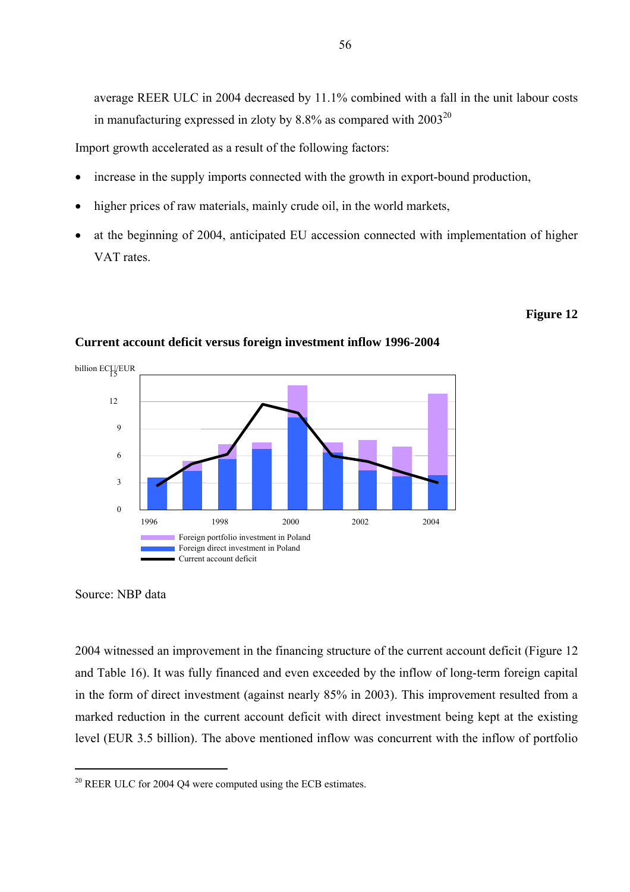average REER ULC in 2004 decreased by 11.1% combined with a fall in the unit labour costs in manufacturing expressed in zloty by 8.8% as compared with 2003[20]

Import growth accelerated as a result of the following factors:

- increase in the supply imports connected with the growth in export-bound production,
- higher prices of raw materials, mainly crude oil, in the world markets,
- at the beginning of 2004, anticipated EU accession connected with implementation of higher VAT rates.

**Figure 12**

**Current account deficit versus foreign investment inflow 1996-2004**

billion ECU/EUR

Foreign portfolio investment in Poland
Foreign direct investment in Poland
Current account deficit

Source: NBP data

2004 witnessed an improvement in the financing structure of the current account deficit (Figure 12 and Table 16). It was fully financed and even exceeded by the inflow of long-term foreign capital in the form of direct investment (against nearly 85% in 2003). This improvement resulted from a marked reduction in the current account deficit with direct investment being kept at the existing level (EUR 3.5 billion). The above mentioned inflow was concurrent with the inflow of portfolio

[20] REER ULC for 2004 Q4 were computed using the ECB estimates.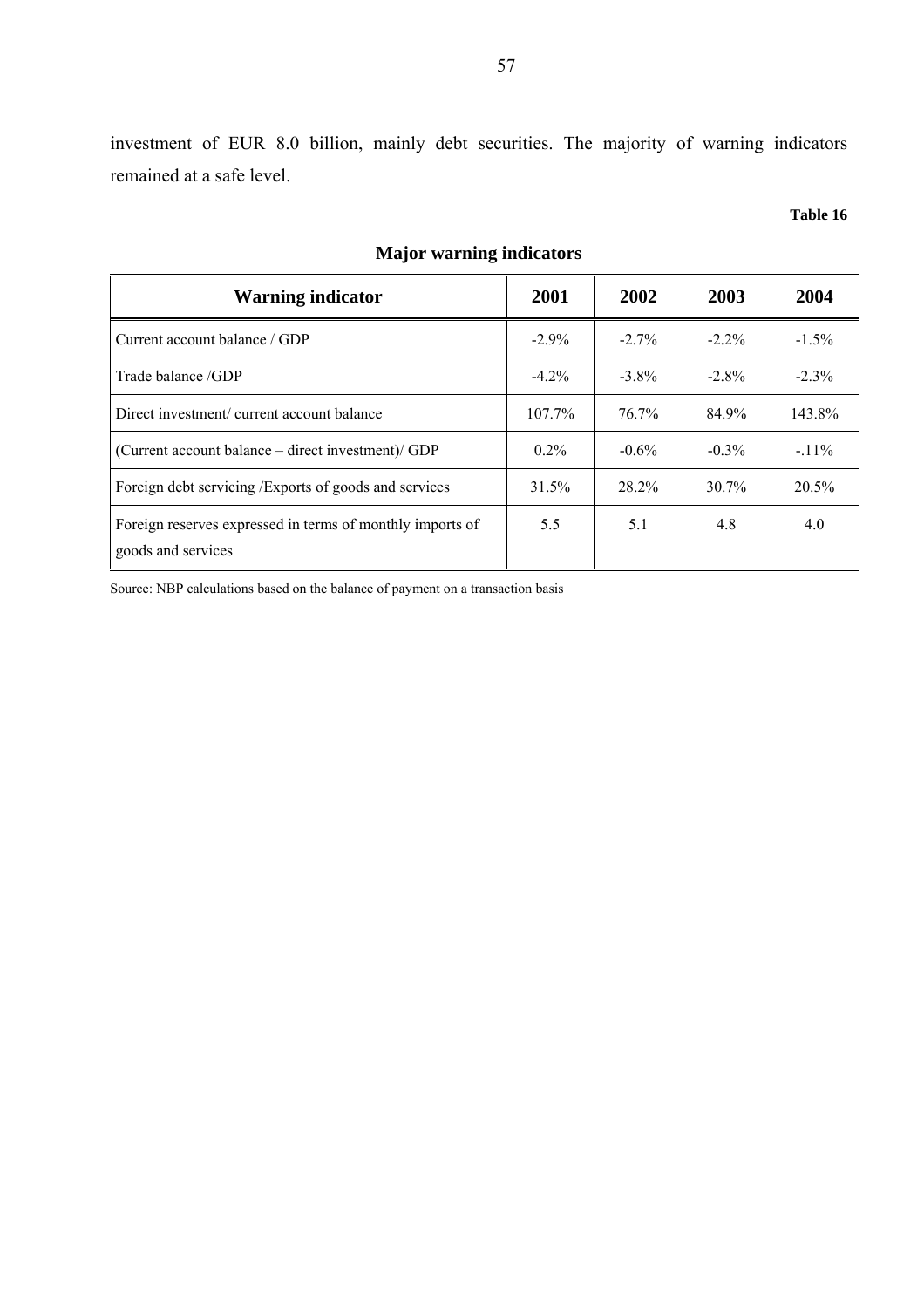investment of EUR 8.0 billion, mainly debt securities. The majority of warning indicators remained at a safe level.

**Table 16**

**Major warning indicators**

| Warning indicator | 2001 | 2002 | 2003 | 2004 |
|---|---|---|---|---|
| Current account balance / GDP | -2.9% | -2.7% | -2.2% | -1.5% |
| Trade balance /GDP | -4.2% | -3.8% | -2.8% | -2.3% |
| Direct investment/ current account balance | 107.7% | 76.7% | 84.9% | 143.8% |
| (Current account balance – direct investment)/ GDP | 0.2% | -0.6% | -0.3% | -.11% |
| Foreign debt servicing /Exports of goods and services | 31.5% | 28.2% | 30.7% | 20.5% |
| Foreign reserves expressed in terms of monthly imports of goods and services | 5.5 | 5.1 | 4.8 | 4.0 |

Source: NBP calculations based on the balance of payment on a transaction basis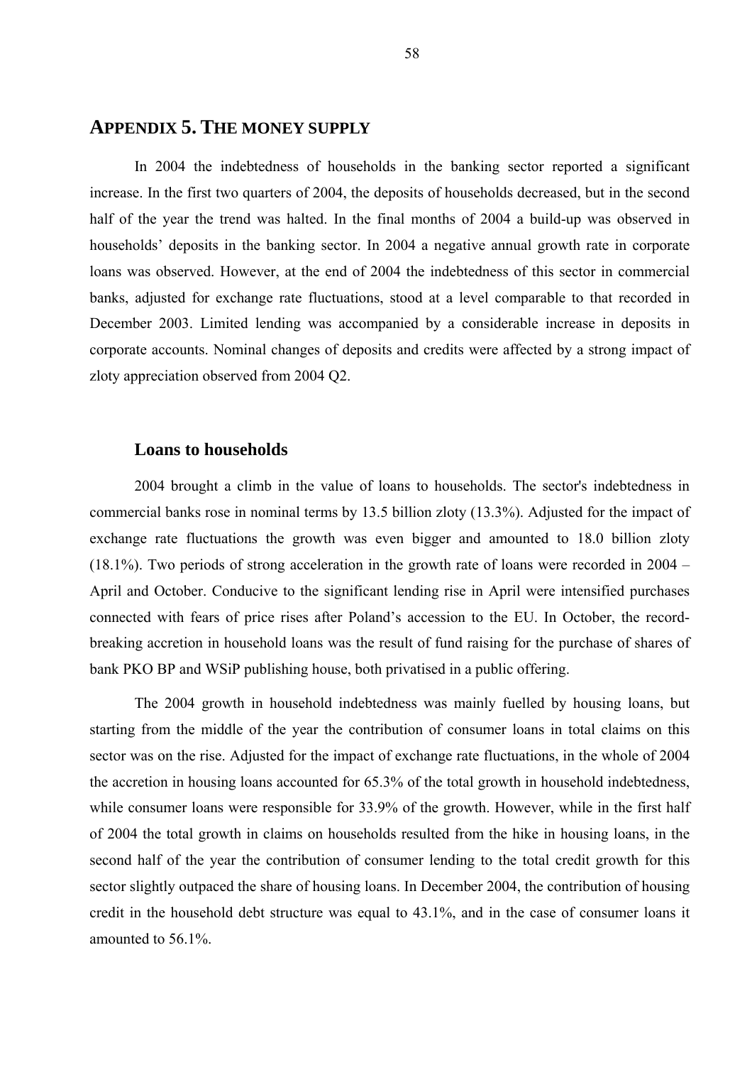# APPENDIX 5. THE MONEY SUPPLY

In 2004 the indebtedness of households in the banking sector reported a significant increase. In the first two quarters of 2004, the deposits of households decreased, but in the second half of the year the trend was halted. In the final months of 2004 a build-up was observed in households' deposits in the banking sector. In 2004 a negative annual growth rate in corporate loans was observed. However, at the end of 2004 the indebtedness of this sector in commercial banks, adjusted for exchange rate fluctuations, stood at a level comparable to that recorded in December 2003. Limited lending was accompanied by a considerable increase in deposits in corporate accounts. Nominal changes of deposits and credits were affected by a strong impact of zloty appreciation observed from 2004 Q2.

## Loans to households

2004 brought a climb in the value of loans to households. The sector's indebtedness in commercial banks rose in nominal terms by 13.5 billion zloty (13.3%). Adjusted for the impact of exchange rate fluctuations the growth was even bigger and amounted to 18.0 billion zloty (18.1%). Two periods of strong acceleration in the growth rate of loans were recorded in 2004 – April and October. Conducive to the significant lending rise in April were intensified purchases connected with fears of price rises after Poland's accession to the EU. In October, the record-breaking accretion in household loans was the result of fund raising for the purchase of shares of bank PKO BP and WSiP publishing house, both privatised in a public offering.

The 2004 growth in household indebtedness was mainly fuelled by housing loans, but starting from the middle of the year the contribution of consumer loans in total claims on this sector was on the rise. Adjusted for the impact of exchange rate fluctuations, in the whole of 2004 the accretion in housing loans accounted for 65.3% of the total growth in household indebtedness, while consumer loans were responsible for 33.9% of the growth. However, while in the first half of 2004 the total growth in claims on households resulted from the hike in housing loans, in the second half of the year the contribution of consumer lending to the total credit growth for this sector slightly outpaced the share of housing loans. In December 2004, the contribution of housing credit in the household debt structure was equal to 43.1%, and in the case of consumer loans it amounted to 56.1%.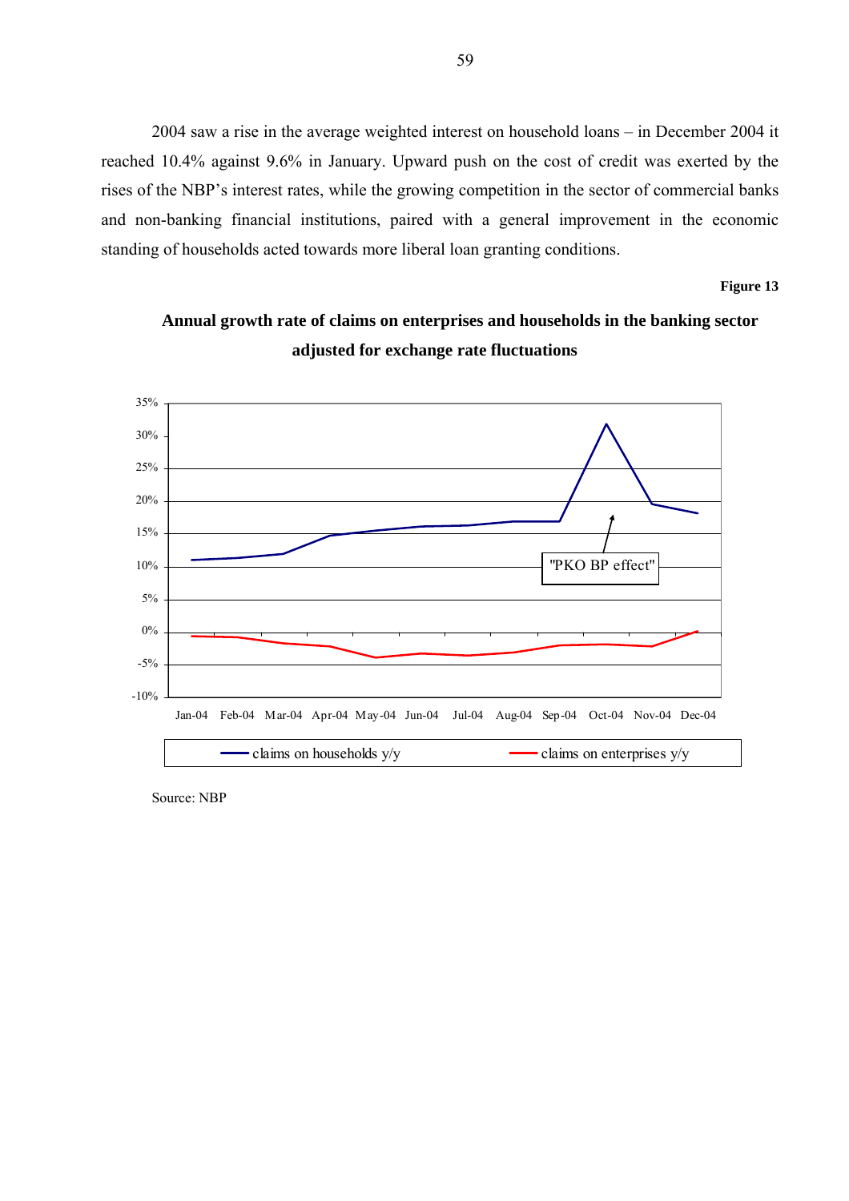2004 saw a rise in the average weighted interest on household loans – in December 2004 it reached 10.4% against 9.6% in January. Upward push on the cost of credit was exerted by the rises of the NBP's interest rates, while the growing competition in the sector of commercial banks and non-banking financial institutions, paired with a general improvement in the economic standing of households acted towards more liberal loan granting conditions.

**Figure 13**

**Annual growth rate of claims on enterprises and households in the banking sector adjusted for exchange rate fluctuations**

Source: NBP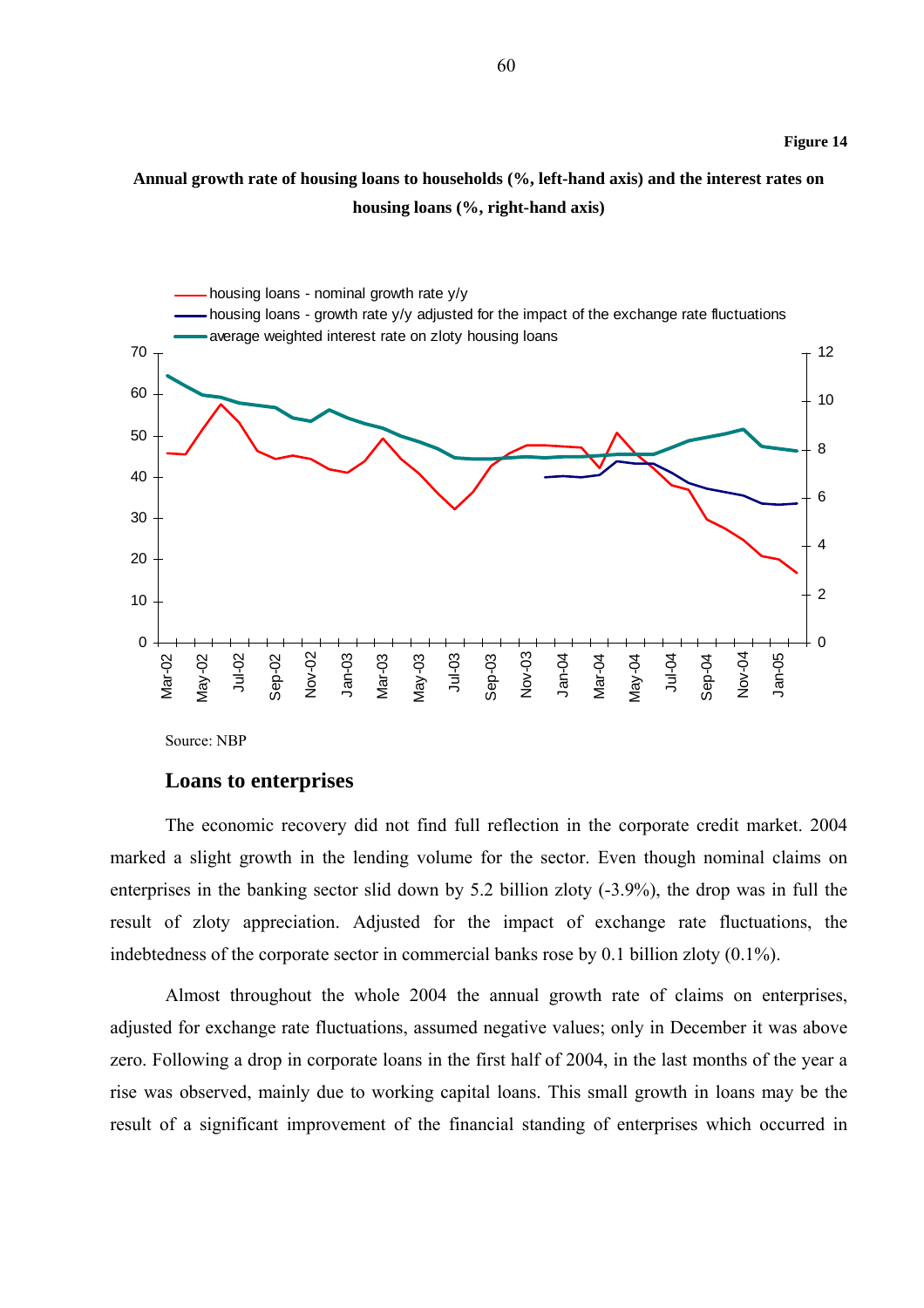**Figure 14**

**Annual growth rate of housing loans to households (%, left-hand axis) and the interest rates on housing loans (%, right-hand axis)**

Source: NBP

## Loans to enterprises

The economic recovery did not find full reflection in the corporate credit market. 2004 marked a slight growth in the lending volume for the sector. Even though nominal claims on enterprises in the banking sector slid down by 5.2 billion zloty (-3.9%), the drop was in full the result of zloty appreciation. Adjusted for the impact of exchange rate fluctuations, the indebtedness of the corporate sector in commercial banks rose by 0.1 billion zloty (0.1%).

Almost throughout the whole 2004 the annual growth rate of claims on enterprises, adjusted for exchange rate fluctuations, assumed negative values; only in December it was above zero. Following a drop in corporate loans in the first half of 2004, in the last months of the year a rise was observed, mainly due to working capital loans. This small growth in loans may be the result of a significant improvement of the financial standing of enterprises which occurred in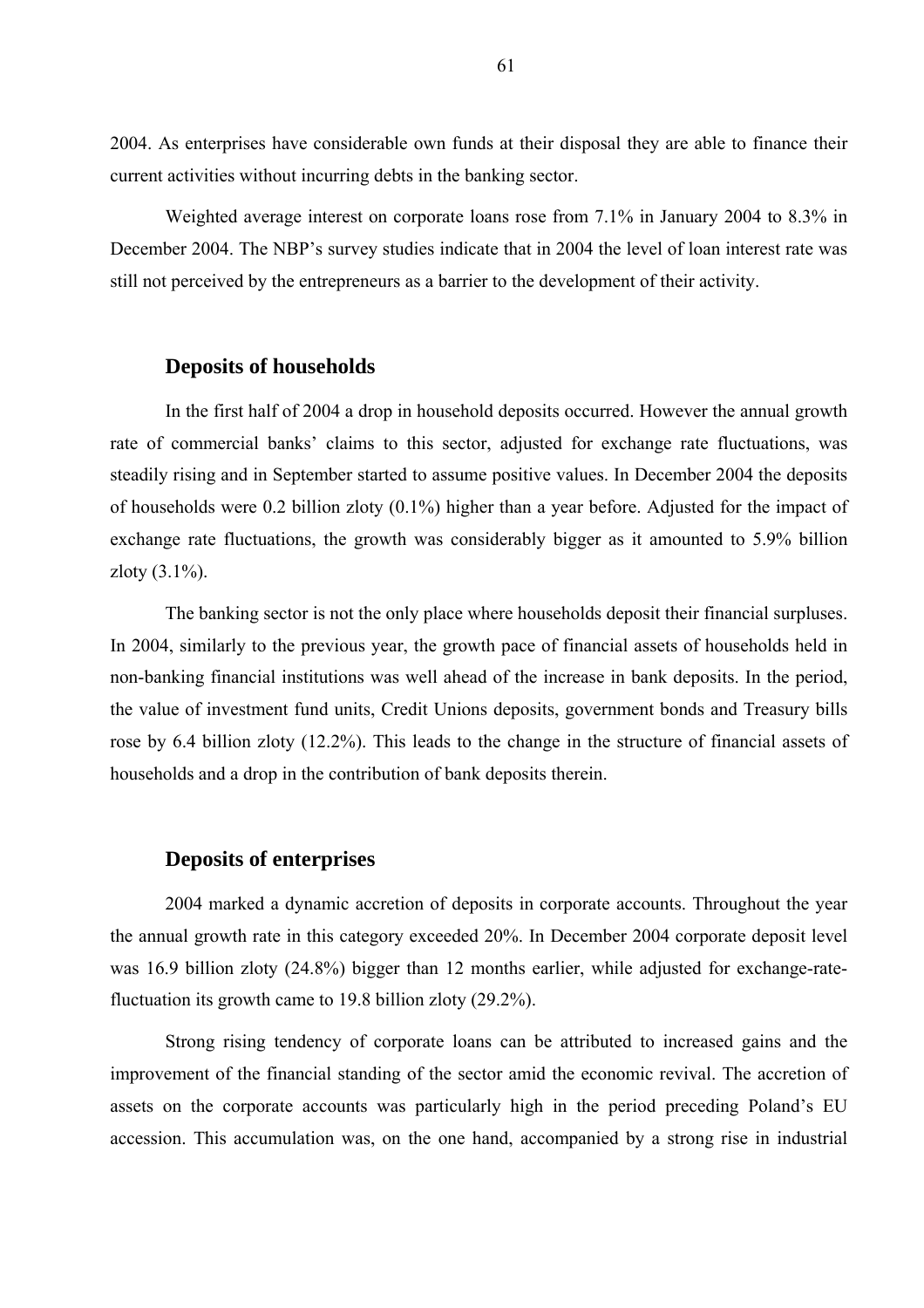2004. As enterprises have considerable own funds at their disposal they are able to finance their current activities without incurring debts in the banking sector.

Weighted average interest on corporate loans rose from 7.1% in January 2004 to 8.3% in December 2004. The NBP's survey studies indicate that in 2004 the level of loan interest rate was still not perceived by the entrepreneurs as a barrier to the development of their activity.

### Deposits of households

In the first half of 2004 a drop in household deposits occurred. However the annual growth rate of commercial banks' claims to this sector, adjusted for exchange rate fluctuations, was steadily rising and in September started to assume positive values. In December 2004 the deposits of households were 0.2 billion zloty (0.1%) higher than a year before. Adjusted for the impact of exchange rate fluctuations, the growth was considerably bigger as it amounted to 5.9% billion zloty (3.1%).

The banking sector is not the only place where households deposit their financial surpluses. In 2004, similarly to the previous year, the growth pace of financial assets of households held in non-banking financial institutions was well ahead of the increase in bank deposits. In the period, the value of investment fund units, Credit Unions deposits, government bonds and Treasury bills rose by 6.4 billion zloty (12.2%). This leads to the change in the structure of financial assets of households and a drop in the contribution of bank deposits therein.

### Deposits of enterprises

2004 marked a dynamic accretion of deposits in corporate accounts. Throughout the year the annual growth rate in this category exceeded 20%. In December 2004 corporate deposit level was 16.9 billion zloty (24.8%) bigger than 12 months earlier, while adjusted for exchange-rate-fluctuation its growth came to 19.8 billion zloty (29.2%).

Strong rising tendency of corporate loans can be attributed to increased gains and the improvement of the financial standing of the sector amid the economic revival. The accretion of assets on the corporate accounts was particularly high in the period preceding Poland's EU accession. This accumulation was, on the one hand, accompanied by a strong rise in industrial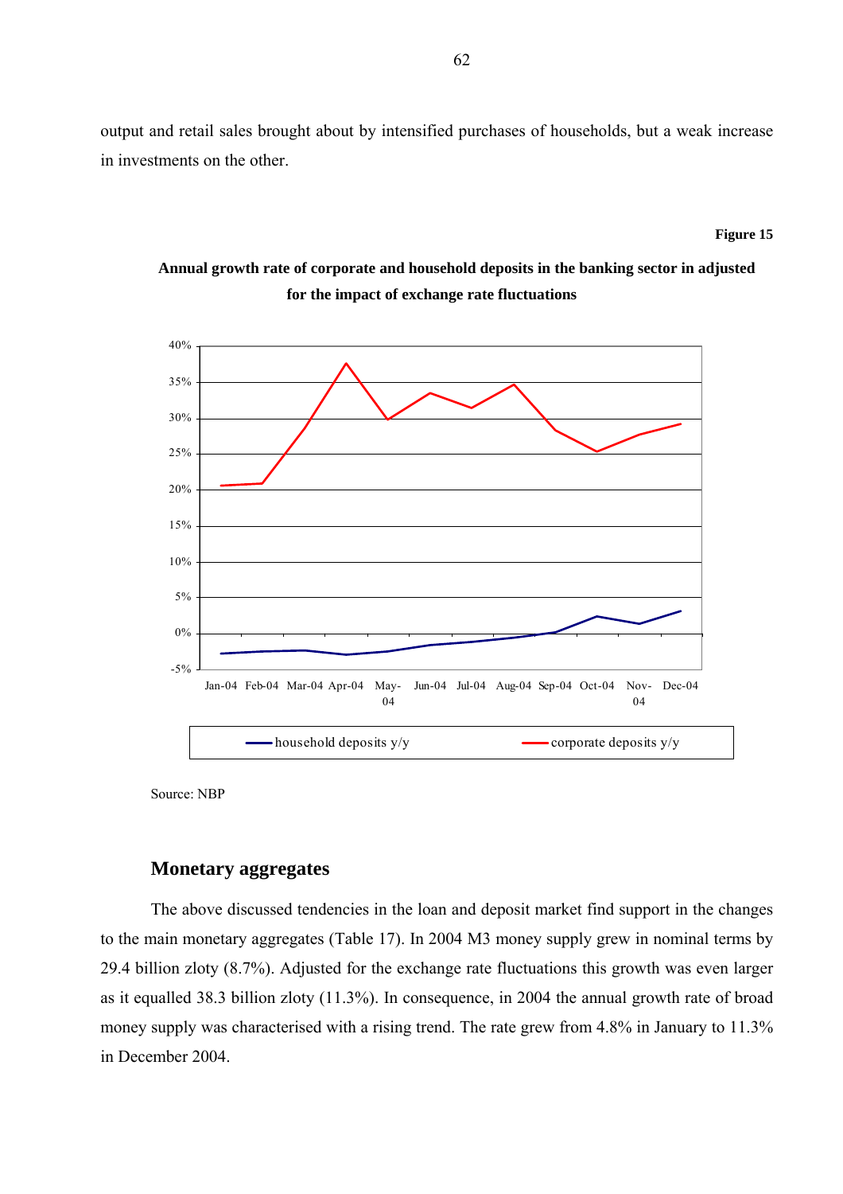output and retail sales brought about by intensified purchases of households, but a weak increase in investments on the other.

**Figure 15**

**Annual growth rate of corporate and household deposits in the banking sector in adjusted for the impact of exchange rate fluctuations**

Source: NBP

## Monetary aggregates

The above discussed tendencies in the loan and deposit market find support in the changes to the main monetary aggregates (Table 17). In 2004 M3 money supply grew in nominal terms by 29.4 billion zloty (8.7%). Adjusted for the exchange rate fluctuations this growth was even larger as it equalled 38.3 billion zloty (11.3%). In consequence, in 2004 the annual growth rate of broad money supply was characterised with a rising trend. The rate grew from 4.8% in January to 11.3% in December 2004.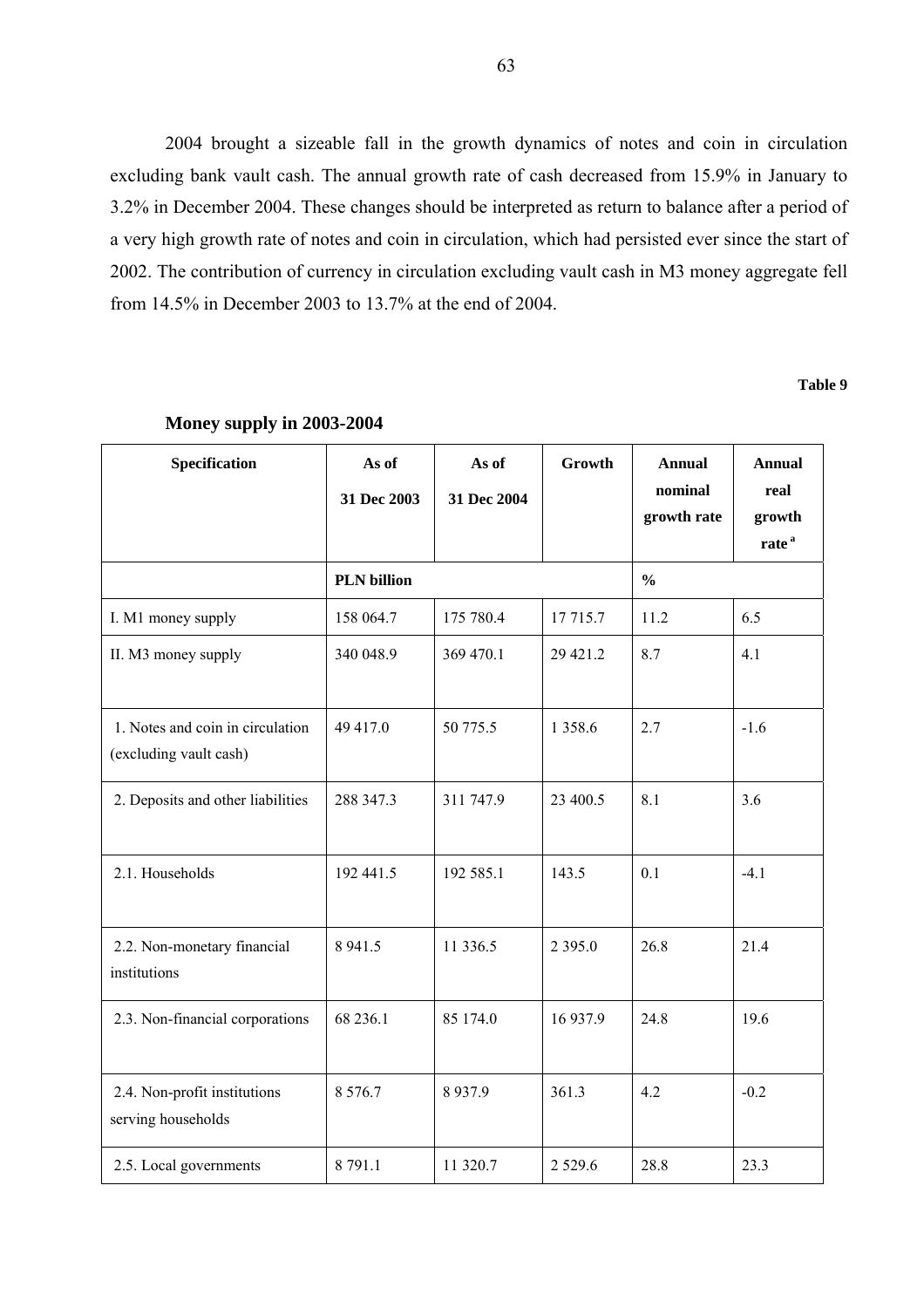2004 brought a sizeable fall in the growth dynamics of notes and coin in circulation excluding bank vault cash. The annual growth rate of cash decreased from 15.9% in January to 3.2% in December 2004. These changes should be interpreted as return to balance after a period of a very high growth rate of notes and coin in circulation, which had persisted ever since the start of 2002. The contribution of currency in circulation excluding vault cash in M3 money aggregate fell from 14.5% in December 2003 to 13.7% at the end of 2004.

**Table 9**

**Money supply in 2003-2004**

| Specification | As of 31 Dec 2003 | As of 31 Dec 2004 | Growth | Annual nominal growth rate | Annual real growth rate [a] |
|---|---|---|---|---|---|
| | PLN billion | | | % | |
| I. M1 money supply | 158 064.7 | 175 780.4 | 17 715.7 | 11.2 | 6.5 |
| II. M3 money supply | 340 048.9 | 369 470.1 | 29 421.2 | 8.7 | 4.1 |
| 1. Notes and coin in circulation (excluding vault cash) | 49 417.0 | 50 775.5 | 1 358.6 | 2.7 | -1.6 |
| 2. Deposits and other liabilities | 288 347.3 | 311 747.9 | 23 400.5 | 8.1 | 3.6 |
| 2.1. Households | 192 441.5 | 192 585.1 | 143.5 | 0.1 | -4.1 |
| 2.2. Non-monetary financial institutions | 8 941.5 | 11 336.5 | 2 395.0 | 26.8 | 21.4 |
| 2.3. Non-financial corporations | 68 236.1 | 85 174.0 | 16 937.9 | 24.8 | 19.6 |
| 2.4. Non-profit institutions serving households | 8 576.7 | 8 937.9 | 361.3 | 4.2 | -0.2 |
| 2.5. Local governments | 8 791.1 | 11 320.7 | 2 529.6 | 28.8 | 23.3 |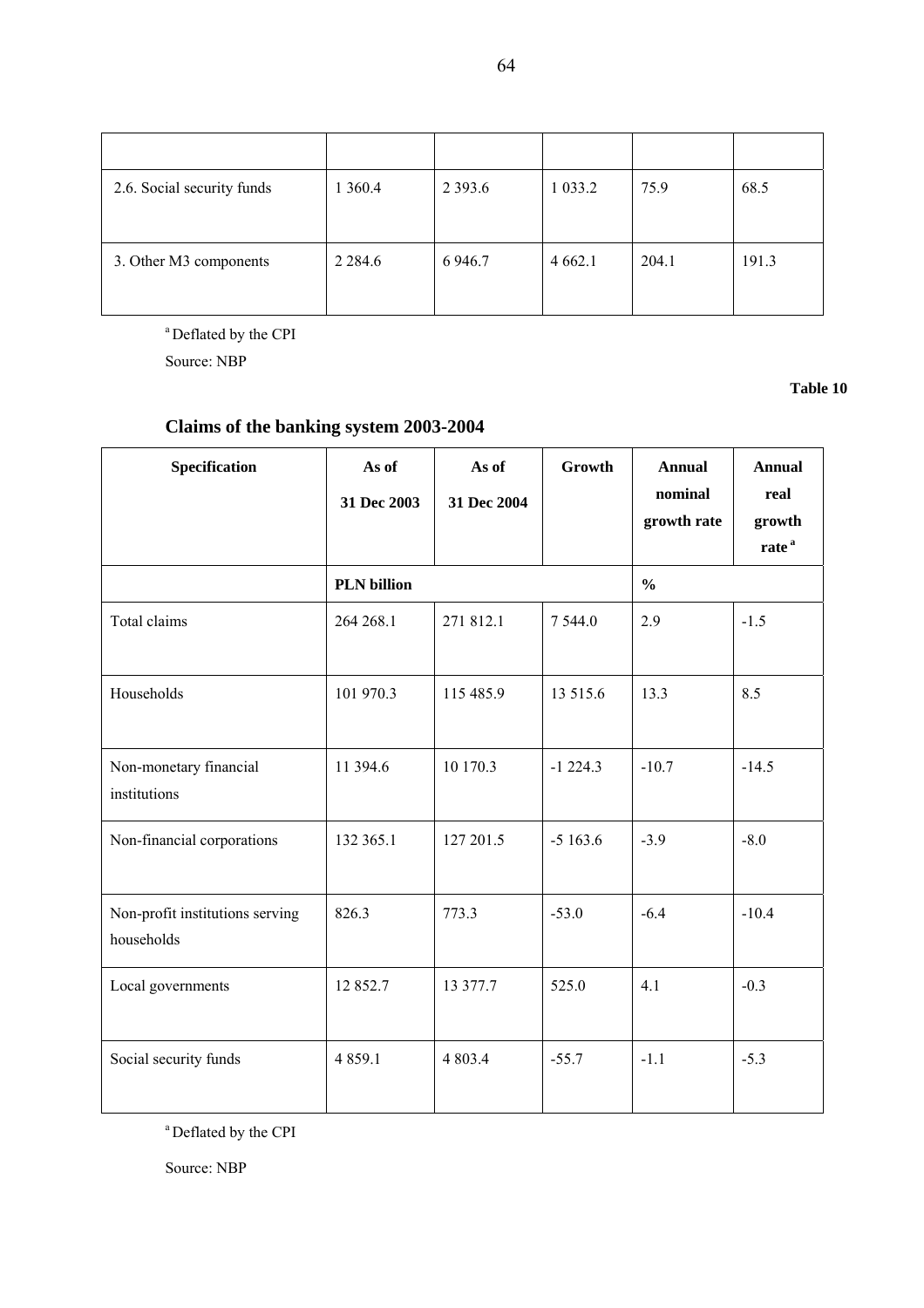| | | | | | |
|---|---|---|---|---|---|
| 2.6. Social security funds | 1 360.4 | 2 393.6 | 1 033.2 | 75.9 | 68.5 |
| 3. Other M3 components | 2 284.6 | 6 946.7 | 4 662.1 | 204.1 | 191.3 |

[a] Deflated by the CPI

Source: NBP

**Table 10**

## Claims of the banking system 2003-2004

| Specification | As of 31 Dec 2003 | As of 31 Dec 2004 | Growth | Annual nominal growth rate | Annual real growth rate [a] |
|---|---|---|---|---|---|
| | PLN billion | | | % | |
| Total claims | 264 268.1 | 271 812.1 | 7 544.0 | 2.9 | -1.5 |
| Households | 101 970.3 | 115 485.9 | 13 515.6 | 13.3 | 8.5 |
| Non-monetary financial institutions | 11 394.6 | 10 170.3 | -1 224.3 | -10.7 | -14.5 |
| Non-financial corporations | 132 365.1 | 127 201.5 | -5 163.6 | -3.9 | -8.0 |
| Non-profit institutions serving households | 826.3 | 773.3 | -53.0 | -6.4 | -10.4 |
| Local governments | 12 852.7 | 13 377.7 | 525.0 | 4.1 | -0.3 |
| Social security funds | 4 859.1 | 4 803.4 | -55.7 | -1.1 | -5.3 |

[a] Deflated by the CPI

Source: NBP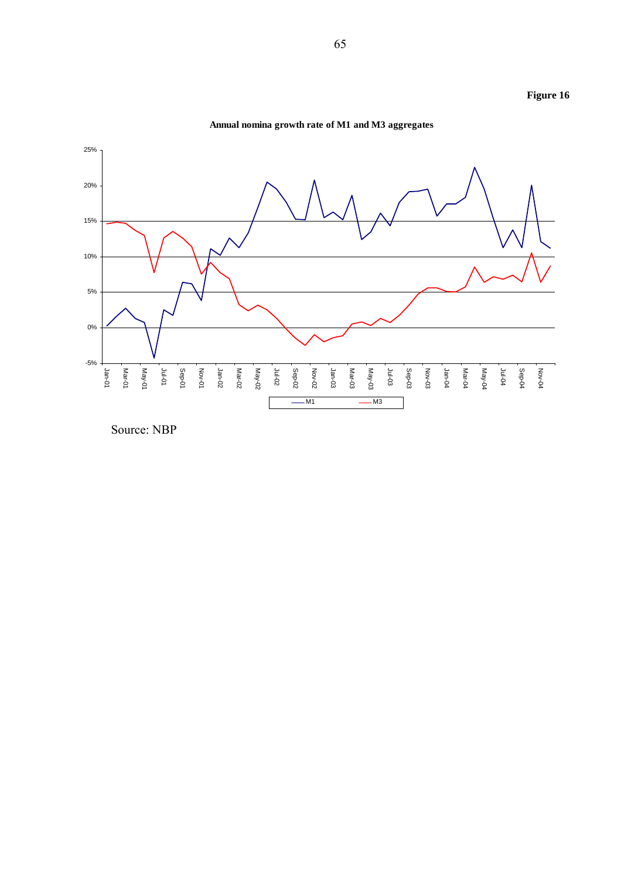**Figure 16**

**Annual nomina growth rate of M1 and M3 aggregates**

Source: NBP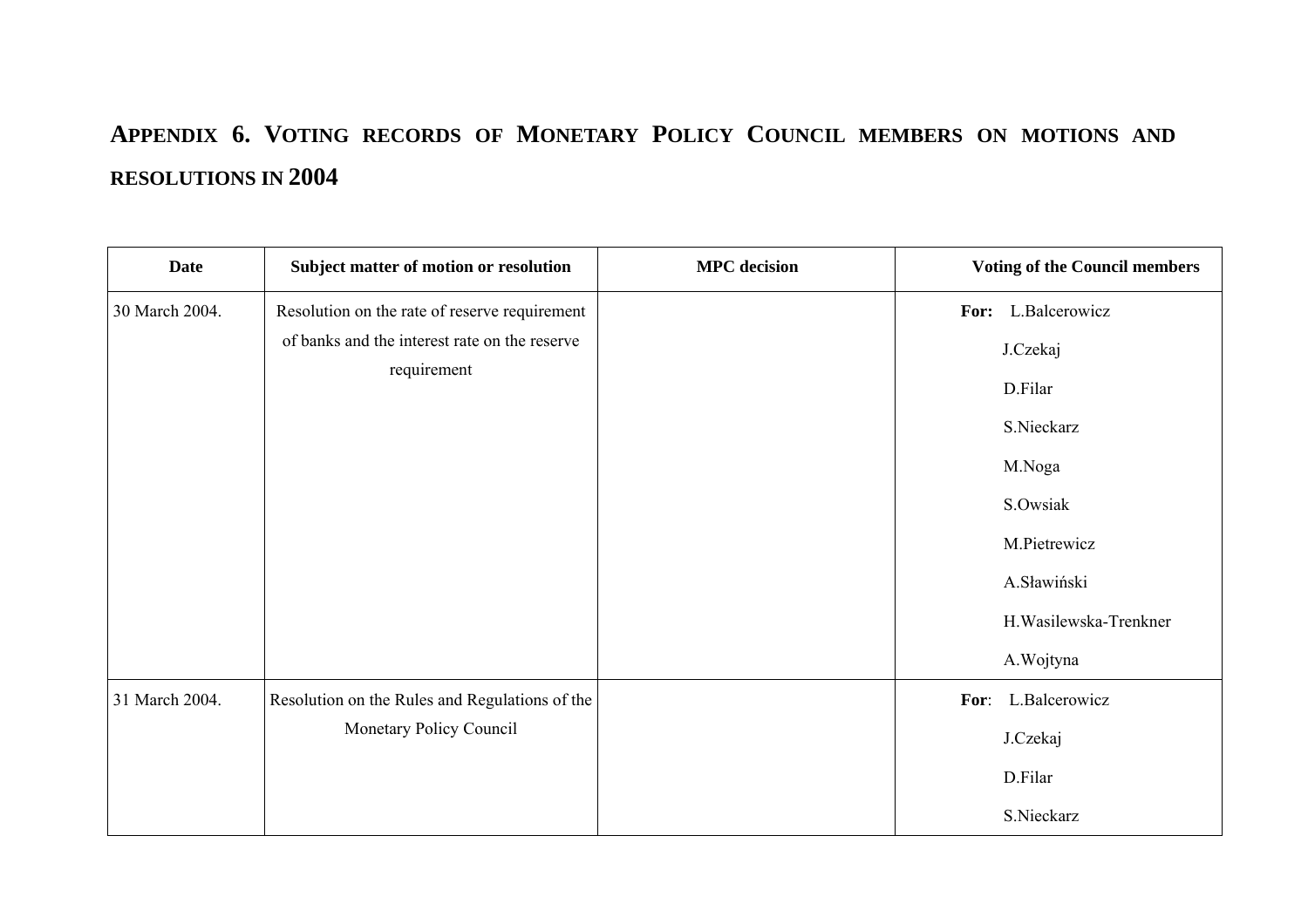## Appendix 6. Voting records of Monetary Policy Council members on motions and resolutions in 2004

| Date | Subject matter of motion or resolution | MPC decision | Voting of the Council members |
|---|---|---|---|
| 30 March 2004. | Resolution on the rate of reserve requirement of banks and the interest rate on the reserve requirement | | **For:** L.Balcerowicz<br>J.Czekaj<br>D.Filar<br>S.Nieckarz<br>M.Noga<br>S.Owsiak<br>M.Pietrewicz<br>A.Sławiński<br>H.Wasilewska-Trenkner<br>A.Wojtyna |
| 31 March 2004. | Resolution on the Rules and Regulations of the Monetary Policy Council | | **For**: L.Balcerowicz<br>J.Czekaj<br>D.Filar<br>S.Nieckarz |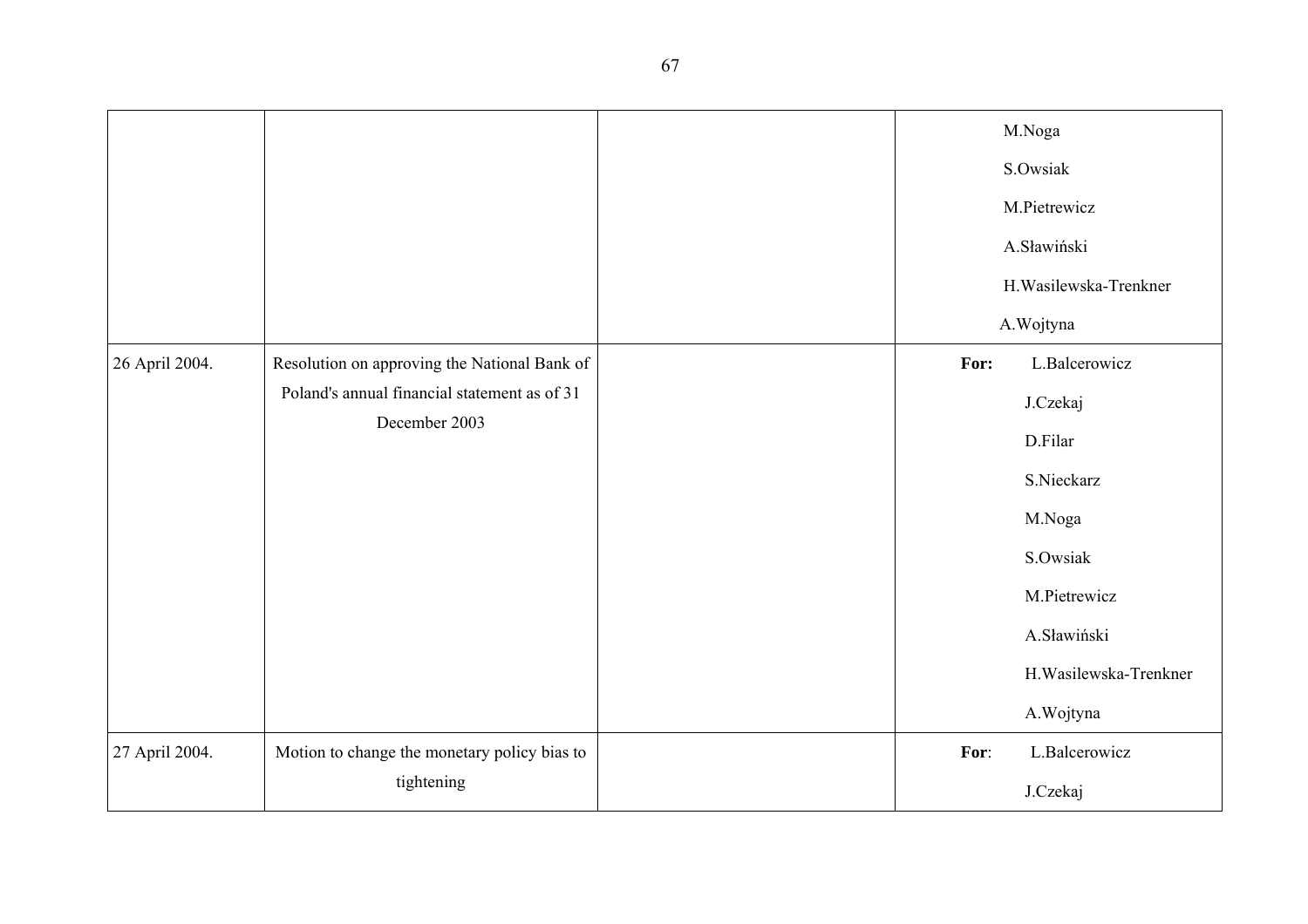| | | | |
|---|---|---|---|
| | | | M.Noga<br>S.Owsiak<br>M.Pietrewicz<br>A.Sławiński<br>H.Wasilewska-Trenkner<br>A.Wojtyna |
| 26 April 2004. | Resolution on approving the National Bank of Poland's annual financial statement as of 31 December 2003 | | **For:** L.Balcerowicz<br>J.Czekaj<br>D.Filar<br>S.Nieckarz<br>M.Noga<br>S.Owsiak<br>M.Pietrewicz<br>A.Sławiński<br>H.Wasilewska-Trenkner<br>A.Wojtyna |
| 27 April 2004. | Motion to change the monetary policy bias to tightening | | **For**: L.Balcerowicz<br>J.Czekaj |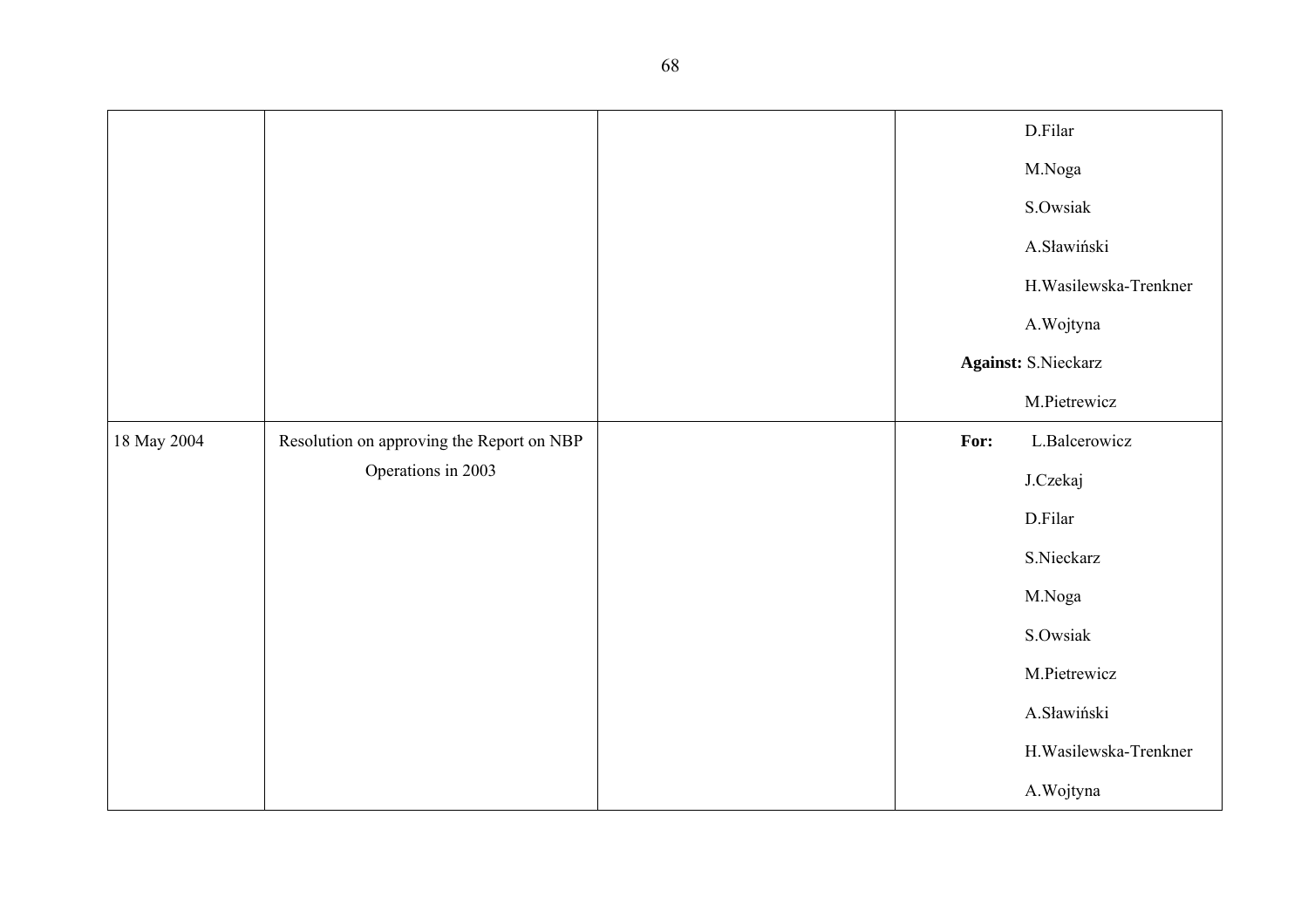|  |  |  |  |
|---|---|---|---|
|  |  |  | D.Filar<br>M.Noga<br>S.Owsiak<br>A.Sławiński<br>H.Wasilewska-Trenkner<br>A.Wojtyna<br>**Against:** S.Nieckarz<br>M.Pietrewicz |
| 18 May 2004 | Resolution on approving the Report on NBP Operations in 2003 |  | **For:** L.Balcerowicz<br>J.Czekaj<br>D.Filar<br>S.Nieckarz<br>M.Noga<br>S.Owsiak<br>M.Pietrewicz<br>A.Sławiński<br>H.Wasilewska-Trenkner<br>A.Wojtyna |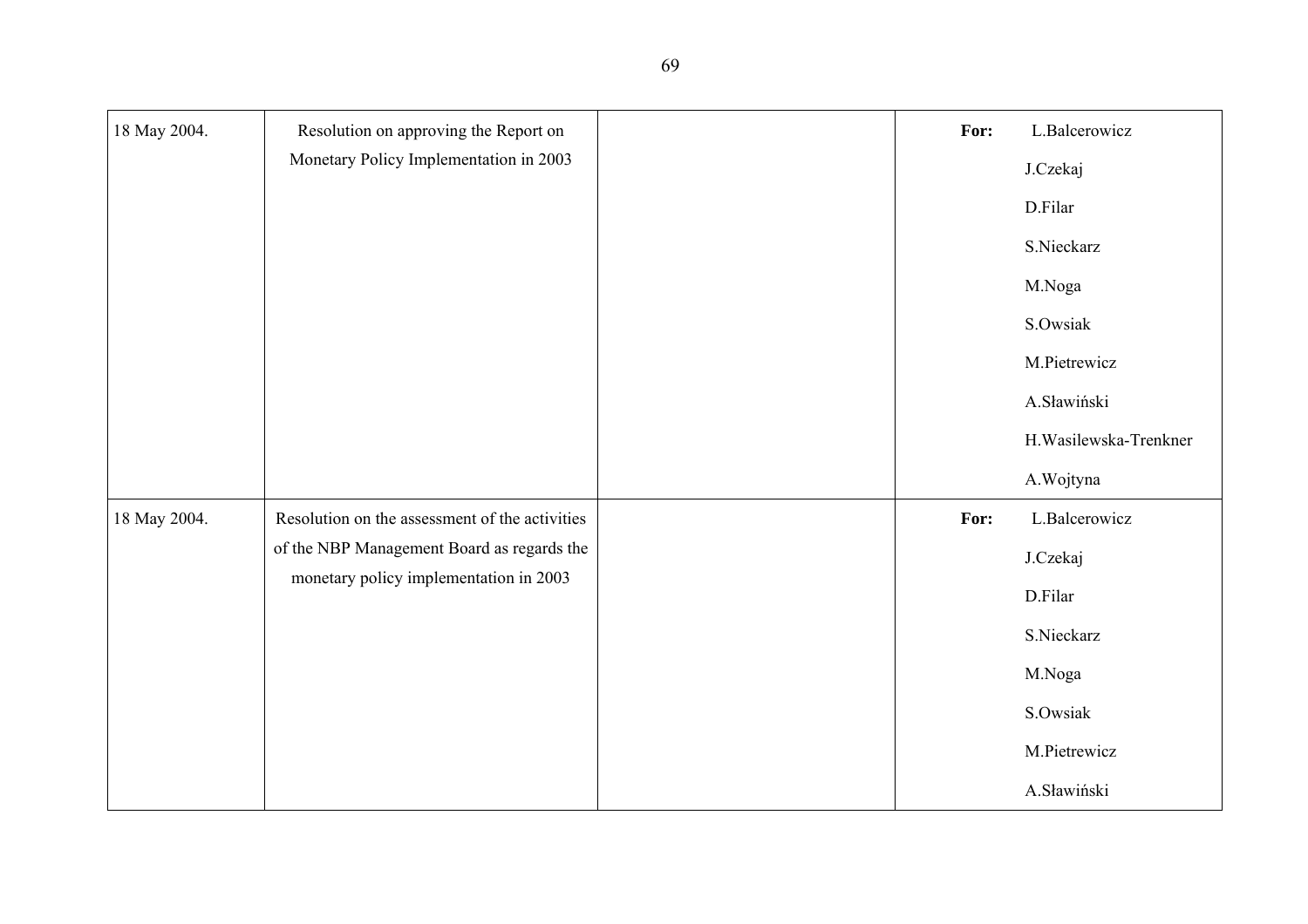| | | | |
|---|---|---|---|
| 18 May 2004. | Resolution on approving the Report on Monetary Policy Implementation in 2003 | | **For:** L.Balcerowicz<br>J.Czekaj<br>D.Filar<br>S.Nieckarz<br>M.Noga<br>S.Owsiak<br>M.Pietrewicz<br>A.Sławiński<br>H.Wasilewska-Trenkner<br>A.Wojtyna |
| 18 May 2004. | Resolution on the assessment of the activities of the NBP Management Board as regards the monetary policy implementation in 2003 | | **For:** L.Balcerowicz<br>J.Czekaj<br>D.Filar<br>S.Nieckarz<br>M.Noga<br>S.Owsiak<br>M.Pietrewicz<br>A.Sławiński |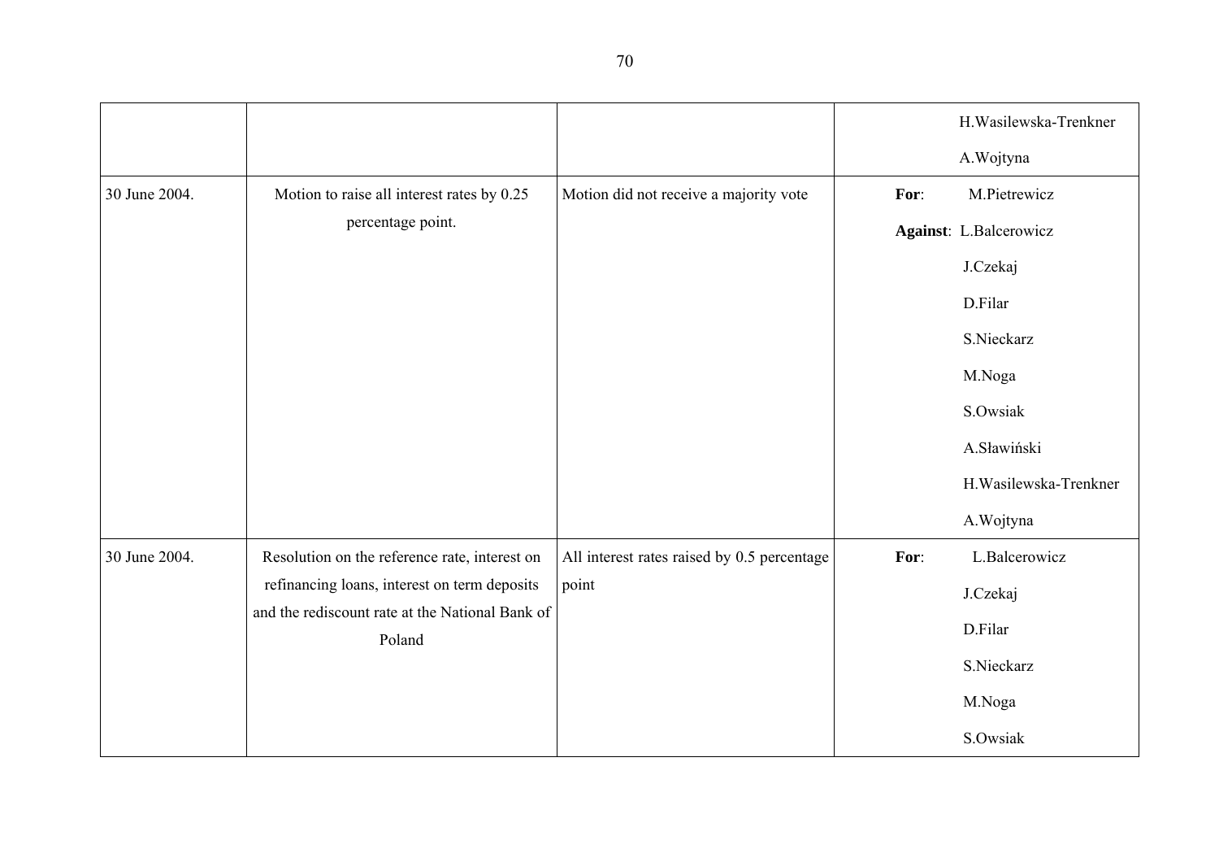| | | | |
|---|---|---|---|
| | | | H.Wasilewska-Trenkner<br>A.Wojtyna |
| 30 June 2004. | Motion to raise all interest rates by 0.25 percentage point. | Motion did not receive a majority vote | **For**: M.Pietrewicz<br>**Against**: L.Balcerowicz<br>J.Czekaj<br>D.Filar<br>S.Nieckarz<br>M.Noga<br>S.Owsiak<br>A.Sławiński<br>H.Wasilewska-Trenkner<br>A.Wojtyna |
| 30 June 2004. | Resolution on the reference rate, interest on refinancing loans, interest on term deposits and the rediscount rate at the National Bank of Poland | All interest rates raised by 0.5 percentage point | **For**: L.Balcerowicz<br>J.Czekaj<br>D.Filar<br>S.Nieckarz<br>M.Noga<br>S.Owsiak |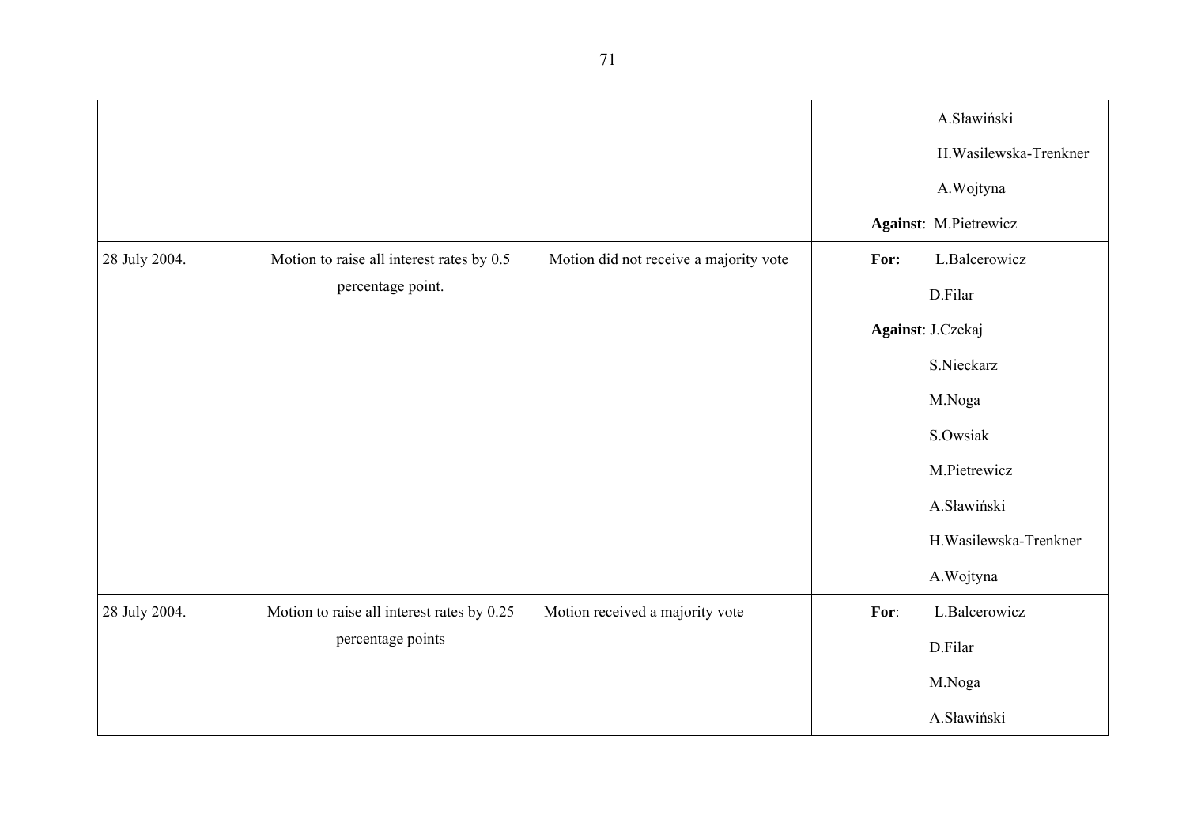| | | | |
|---|---|---|---|
| | | | A.Sławiński<br>H.Wasilewska-Trenkner<br>A.Wojtyna<br>**Against**: M.Pietrewicz |
| 28 July 2004. | Motion to raise all interest rates by 0.5 percentage point. | Motion did not receive a majority vote | **For:** L.Balcerowicz<br>D.Filar<br>**Against**: J.Czekaj<br>S.Nieckarz<br>M.Noga<br>S.Owsiak<br>M.Pietrewicz<br>A.Sławiński<br>H.Wasilewska-Trenkner<br>A.Wojtyna |
| 28 July 2004. | Motion to raise all interest rates by 0.25 percentage points | Motion received a majority vote | **For**: L.Balcerowicz<br>D.Filar<br>M.Noga<br>A.Sławiński |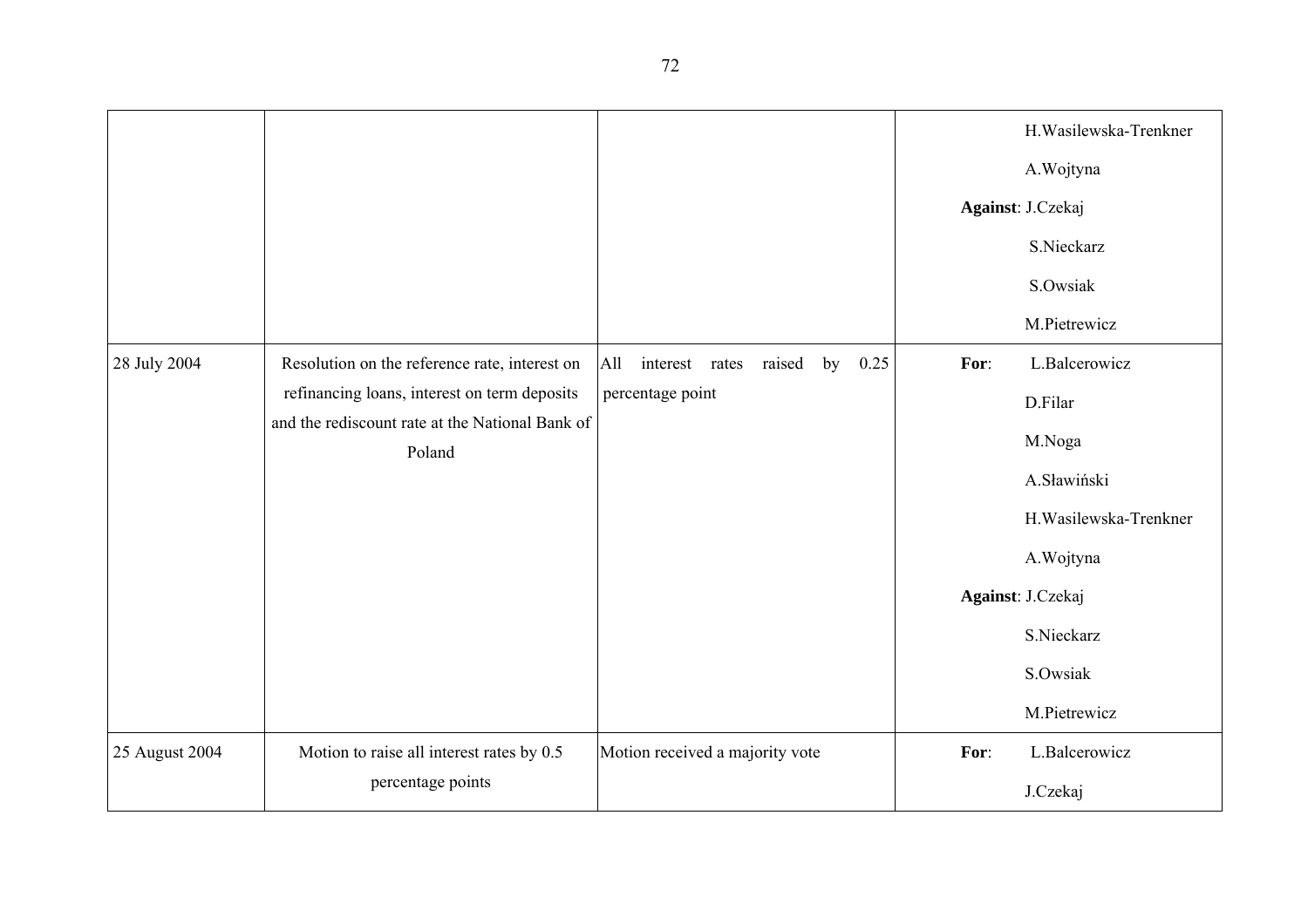| | | | |
|---|---|---|---|
| | | | H.Wasilewska-Trenkner<br>A.Wojtyna<br>**Against**: J.Czekaj<br>S.Nieckarz<br>S.Owsiak<br>M.Pietrewicz |
| 28 July 2004 | Resolution on the reference rate, interest on refinancing loans, interest on term deposits and the rediscount rate at the National Bank of Poland | All interest rates raised by 0.25 percentage point | **For**: L.Balcerowicz<br>D.Filar<br>M.Noga<br>A.Sławiński<br>H.Wasilewska-Trenkner<br>A.Wojtyna<br>**Against**: J.Czekaj<br>S.Nieckarz<br>S.Owsiak<br>M.Pietrewicz |
| 25 August 2004 | Motion to raise all interest rates by 0.5 percentage points | Motion received a majority vote | **For**: L.Balcerowicz<br>J.Czekaj |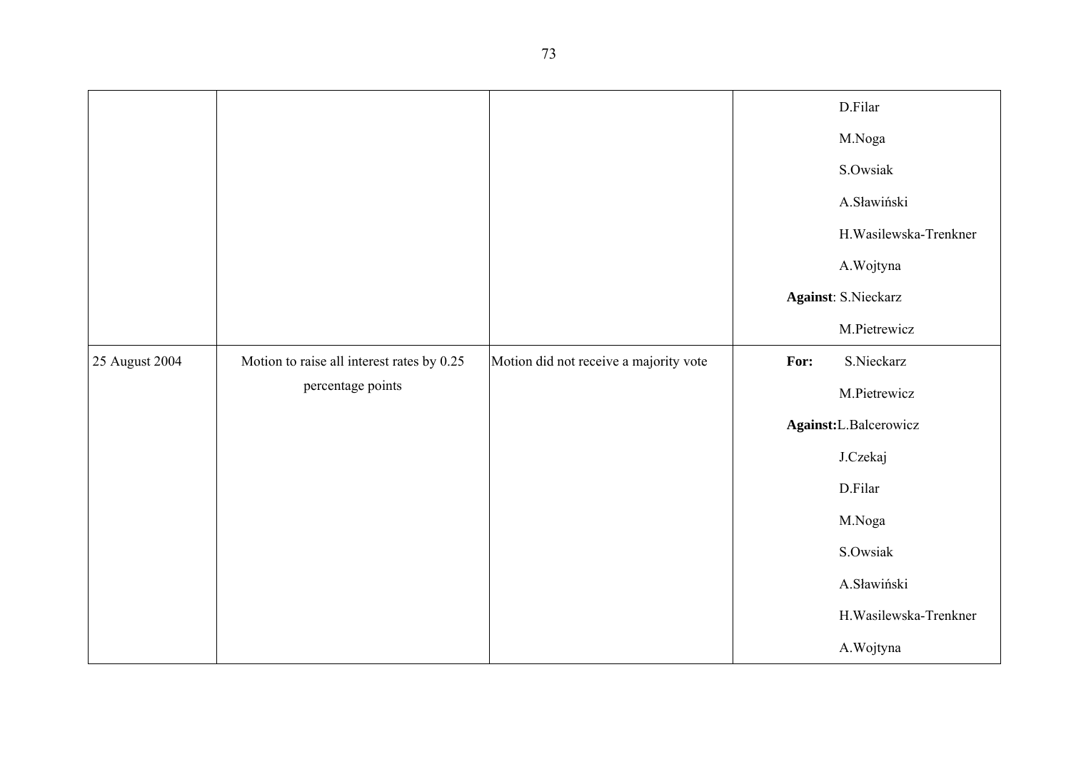| | | | |
|---|---|---|---|
| | | | D.Filar<br>M.Noga<br>S.Owsiak<br>A.Sławiński<br>H.Wasilewska-Trenkner<br>A.Wojtyna<br>**Against**: S.Nieckarz<br>M.Pietrewicz |
| 25 August 2004 | Motion to raise all interest rates by 0.25 percentage points | Motion did not receive a majority vote | **For:** S.Nieckarz<br>M.Pietrewicz<br>**Against:** L.Balcerowicz<br>J.Czekaj<br>D.Filar<br>M.Noga<br>S.Owsiak<br>A.Sławiński<br>H.Wasilewska-Trenkner<br>A.Wojtyna |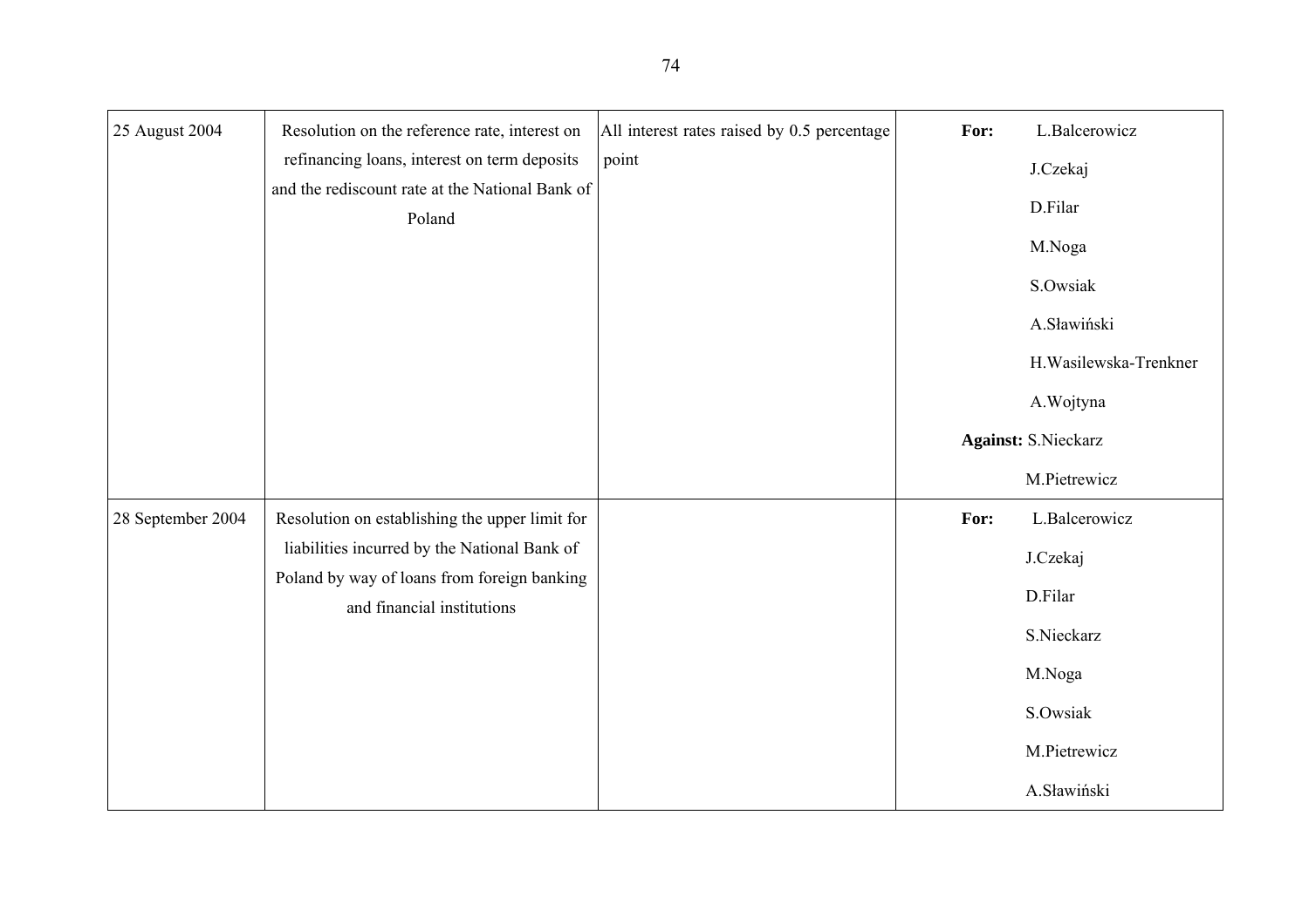| | | | |
|---|---|---|---|
| 25 August 2004 | Resolution on the reference rate, interest on refinancing loans, interest on term deposits and the rediscount rate at the National Bank of Poland | All interest rates raised by 0.5 percentage point | **For:** L.Balcerowicz<br>J.Czekaj<br>D.Filar<br>M.Noga<br>S.Owsiak<br>A.Sławiński<br>H.Wasilewska-Trenkner<br>A.Wojtyna<br>**Against:** S.Nieckarz<br>M.Pietrewicz |
| 28 September 2004 | Resolution on establishing the upper limit for liabilities incurred by the National Bank of Poland by way of loans from foreign banking and financial institutions | | **For:** L.Balcerowicz<br>J.Czekaj<br>D.Filar<br>S.Nieckarz<br>M.Noga<br>S.Owsiak<br>M.Pietrewicz<br>A.Sławiński |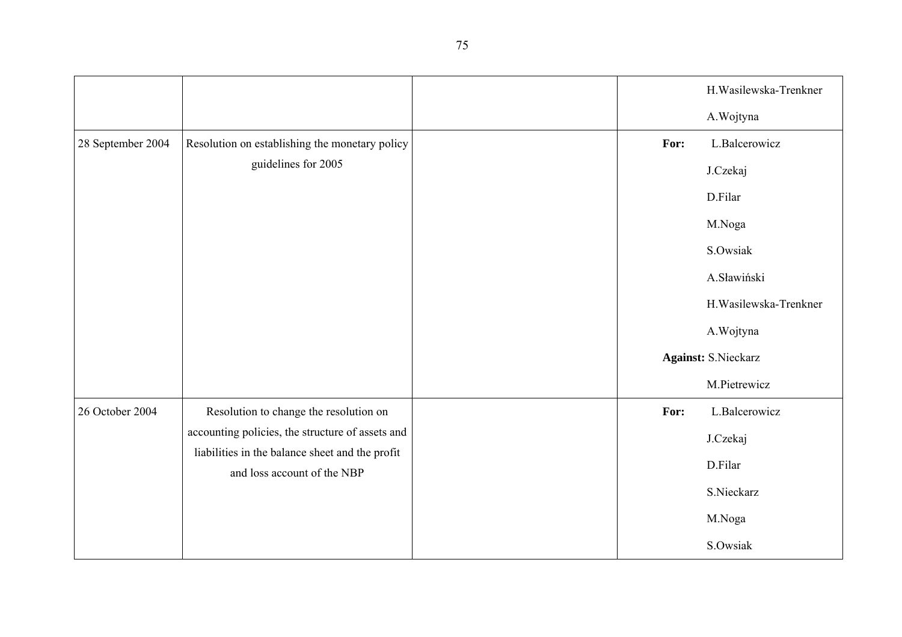| | | | |
|---|---|---|---|
| | | | H.Wasilewska-Trenkner<br>A.Wojtyna |
| 28 September 2004 | Resolution on establishing the monetary policy guidelines for 2005 | | **For:** L.Balcerowicz<br>J.Czekaj<br>D.Filar<br>M.Noga<br>S.Owsiak<br>A.Sławiński<br>H.Wasilewska-Trenkner<br>A.Wojtyna<br>**Against:** S.Nieckarz<br>M.Pietrewicz |
| 26 October 2004 | Resolution to change the resolution on accounting policies, the structure of assets and liabilities in the balance sheet and the profit and loss account of the NBP | | **For:** L.Balcerowicz<br>J.Czekaj<br>D.Filar<br>S.Nieckarz<br>M.Noga<br>S.Owsiak |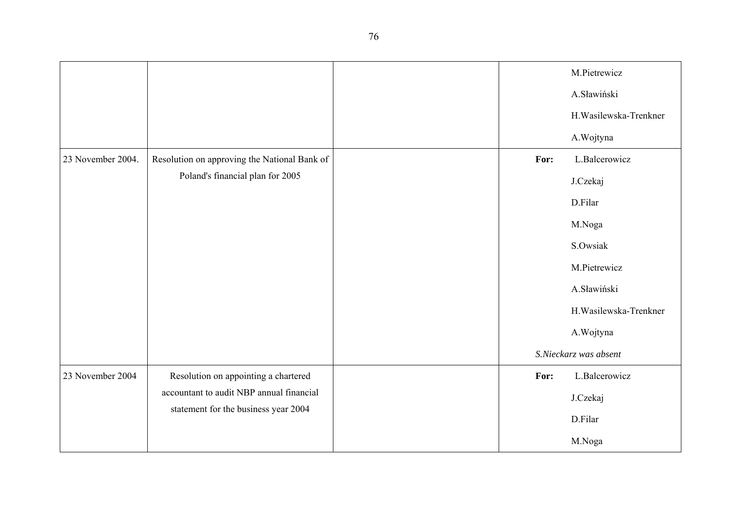| | | | |
|---|---|---|---|
| | | | M.Pietrewicz<br>A.Sławiński<br>H.Wasilewska-Trenkner<br>A.Wojtyna |
| 23 November 2004. | Resolution on approving the National Bank of Poland's financial plan for 2005 | | **For:** L.Balcerowicz<br>J.Czekaj<br>D.Filar<br>M.Noga<br>S.Owsiak<br>M.Pietrewicz<br>A.Sławiński<br>H.Wasilewska-Trenkner<br>A.Wojtyna<br>*S.Nieckarz was absent* |
| 23 November 2004 | Resolution on appointing a chartered accountant to audit NBP annual financial statement for the business year 2004 | | **For:** L.Balcerowicz<br>J.Czekaj<br>D.Filar<br>M.Noga |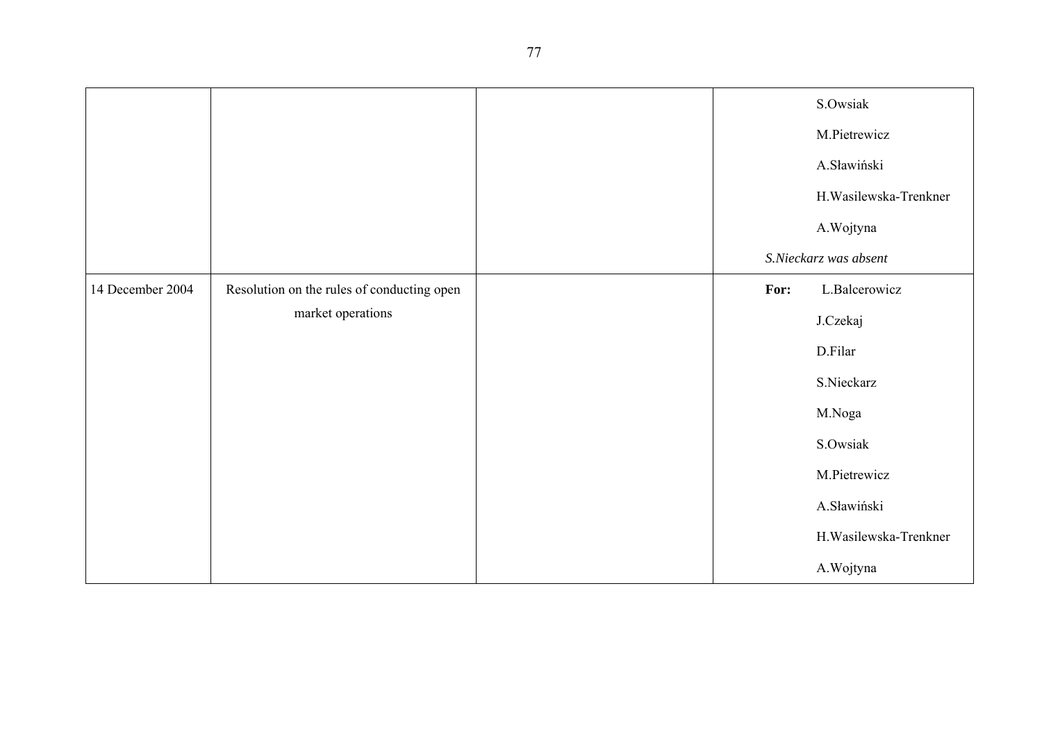| | | | |
|---|---|---|---|
| | | | S.Owsiak<br>M.Pietrewicz<br>A.Sławiński<br>H.Wasilewska-Trenkner<br>A.Wojtyna<br>*S.Nieckarz was absent* |
| 14 December 2004 | Resolution on the rules of conducting open market operations | | **For:** L.Balcerowicz<br>J.Czekaj<br>D.Filar<br>S.Nieckarz<br>M.Noga<br>S.Owsiak<br>M.Pietrewicz<br>A.Sławiński<br>H.Wasilewska-Trenkner<br>A.Wojtyna |